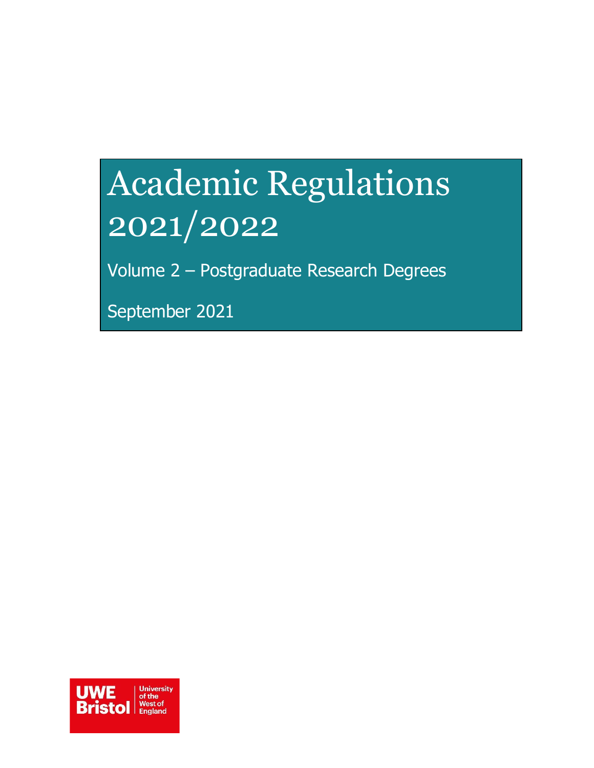# Academic Regulations 2021/2022

Volume 2 – Postgraduate Research Degrees

September 2021

UWE Bristol | University of the West of England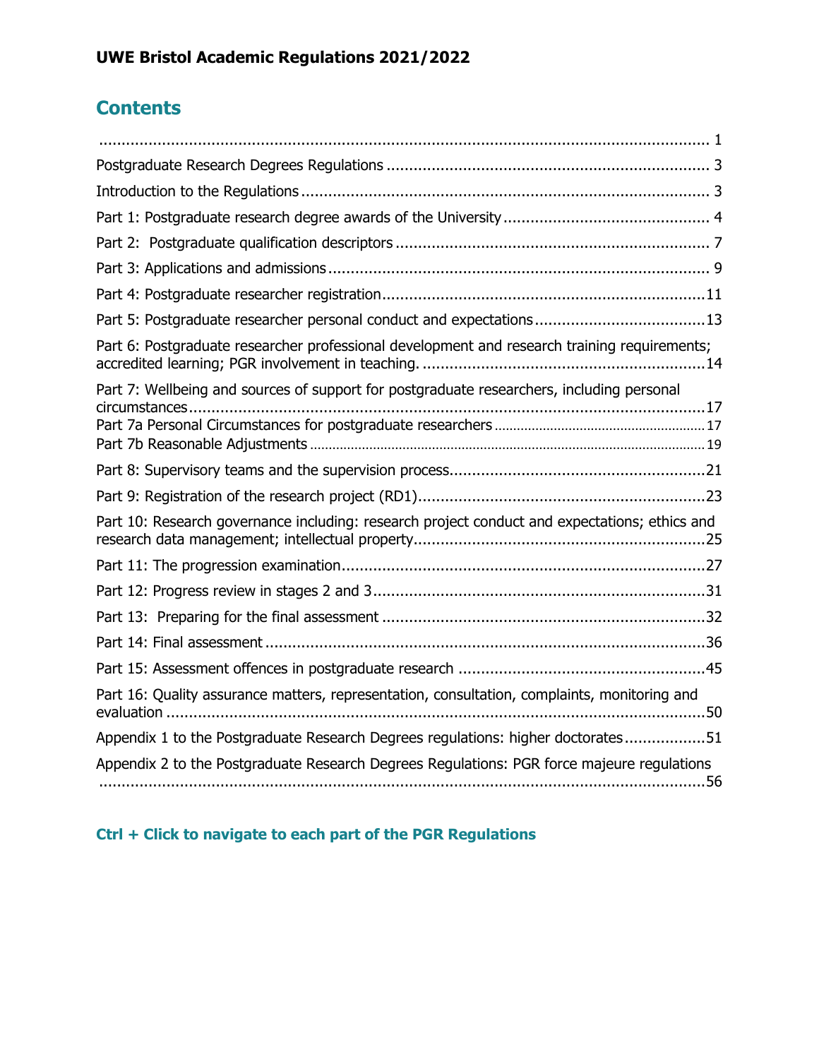**UWE Bristol Academic Regulations 2021/2022**

## Contents

........................................................................................................................ 1

Postgraduate Research Degrees Regulations ........................................................................ 3

Introduction to the Regulations ........................................................................................... 3

Part 1: Postgraduate research degree awards of the University ............................................. 4

Part 2: Postgraduate qualification descriptors ...................................................................... 7

Part 3: Applications and admissions .................................................................................... 9

Part 4: Postgraduate researcher registration........................................................................11

Part 5: Postgraduate researcher personal conduct and expectations ......................................13

Part 6: Postgraduate researcher professional development and research training requirements; accredited learning; PGR involvement in teaching. ..............................................................14

Part 7: Wellbeing and sources of support for postgraduate researchers, including personal circumstances..................................................................................................................17

Part 7a Personal Circumstances for postgraduate researchers ..................................................17

Part 7b Reasonable Adjustments ..........................................................................................19

Part 8: Supervisory teams and the supervision process.........................................................21

Part 9: Registration of the research project (RD1)................................................................23

Part 10: Research governance including: research project conduct and expectations; ethics and research data management; intellectual property.................................................................25

Part 11: The progression examination.................................................................................27

Part 12: Progress review in stages 2 and 3..........................................................................31

Part 13: Preparing for the final assessment ........................................................................32

Part 14: Final assessment ..................................................................................................36

Part 15: Assessment offences in postgraduate research .......................................................45

Part 16: Quality assurance matters, representation, consultation, complaints, monitoring and evaluation .......................................................................................................................50

Appendix 1 to the Postgraduate Research Degrees regulations: higher doctorates..................51

Appendix 2 to the Postgraduate Research Degrees Regulations: PGR force majeure regulations .......................................................................................................................................56

**Ctrl + Click to navigate to each part of the PGR Regulations**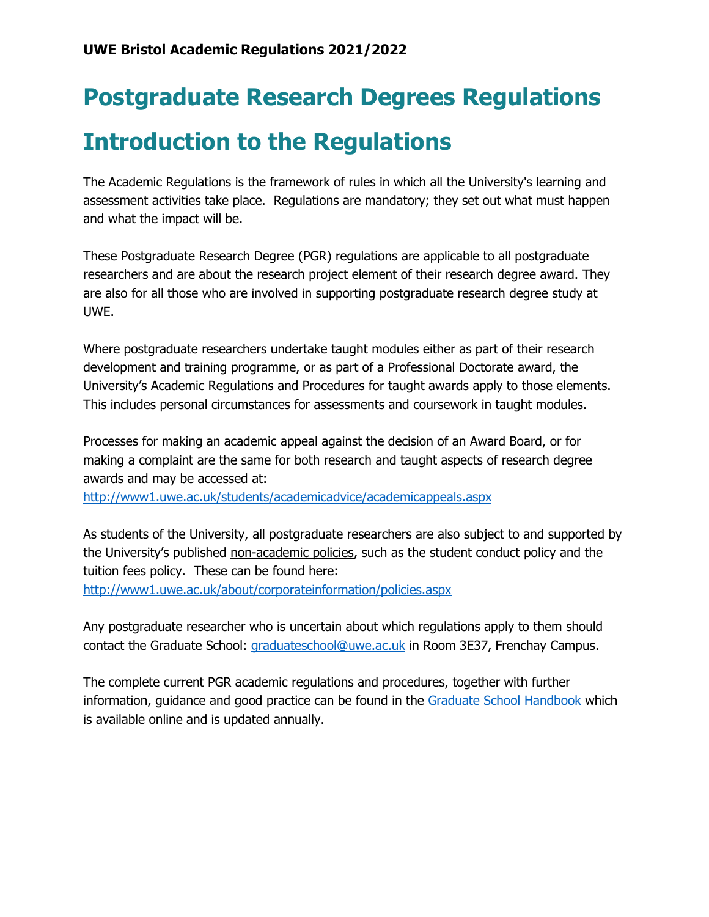**UWE Bristol Academic Regulations 2021/2022**

# Postgraduate Research Degrees Regulations

# Introduction to the Regulations

The Academic Regulations is the framework of rules in which all the University's learning and assessment activities take place. Regulations are mandatory; they set out what must happen and what the impact will be.

These Postgraduate Research Degree (PGR) regulations are applicable to all postgraduate researchers and are about the research project element of their research degree award. They are also for all those who are involved in supporting postgraduate research degree study at UWE.

Where postgraduate researchers undertake taught modules either as part of their research development and training programme, or as part of a Professional Doctorate award, the University's Academic Regulations and Procedures for taught awards apply to those elements. This includes personal circumstances for assessments and coursework in taught modules.

Processes for making an academic appeal against the decision of an Award Board, or for making a complaint are the same for both research and taught aspects of research degree awards and may be accessed at:
http://www1.uwe.ac.uk/students/academicadvice/academicappeals.aspx

As students of the University, all postgraduate researchers are also subject to and supported by the University's published non-academic policies, such as the student conduct policy and the tuition fees policy. These can be found here:
http://www1.uwe.ac.uk/about/corporateinformation/policies.aspx

Any postgraduate researcher who is uncertain about which regulations apply to them should contact the Graduate School: graduateschool@uwe.ac.uk in Room 3E37, Frenchay Campus.

The complete current PGR academic regulations and procedures, together with further information, guidance and good practice can be found in the Graduate School Handbook which is available online and is updated annually.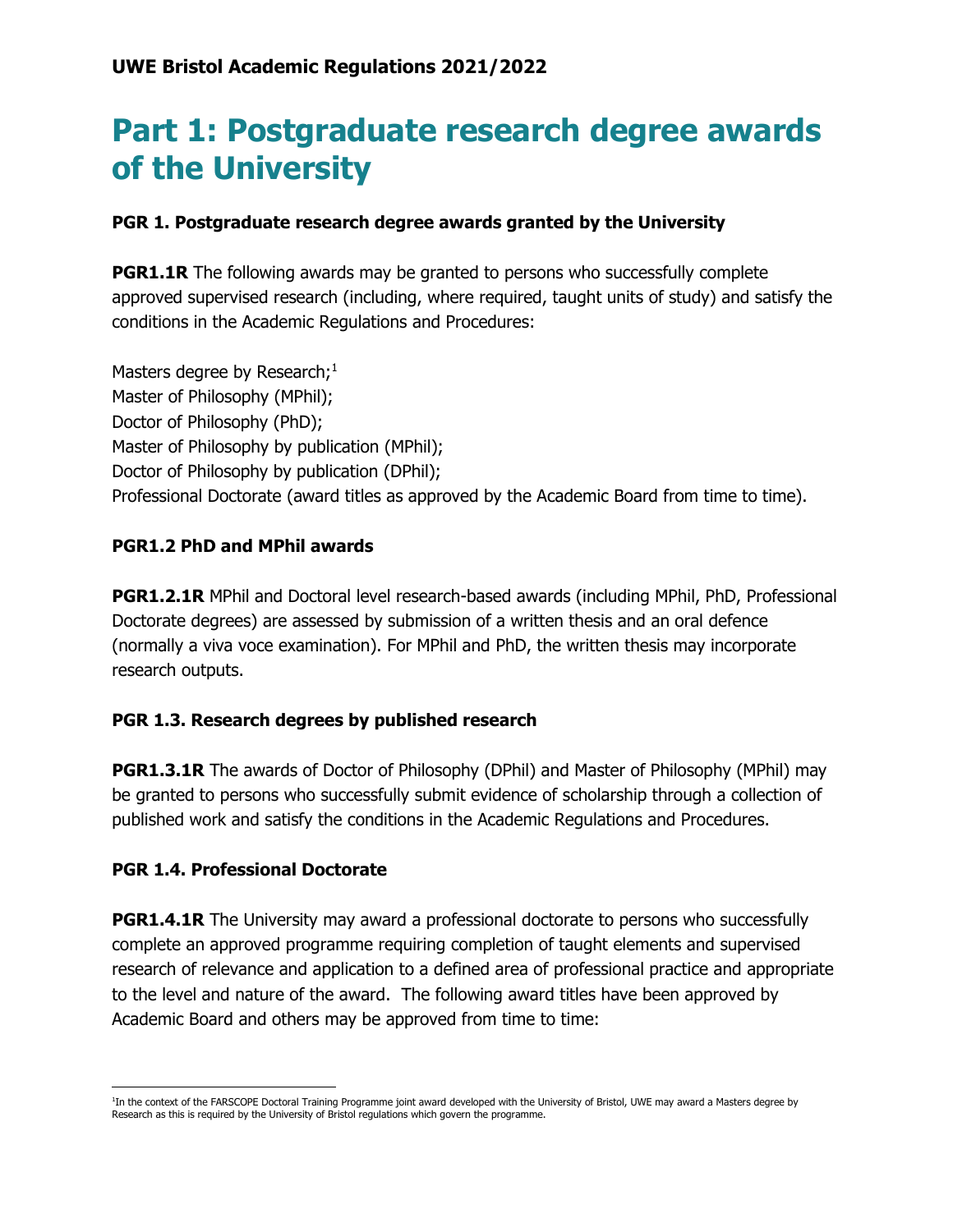# Part 1: Postgraduate research degree awards of the University

### PGR 1. Postgraduate research degree awards granted by the University

**PGR1.1R** The following awards may be granted to persons who successfully complete approved supervised research (including, where required, taught units of study) and satisfy the conditions in the Academic Regulations and Procedures:

Masters degree by Research;[1]
Master of Philosophy (MPhil);
Doctor of Philosophy (PhD);
Master of Philosophy by publication (MPhil);
Doctor of Philosophy by publication (DPhil);
Professional Doctorate (award titles as approved by the Academic Board from time to time).

### PGR1.2 PhD and MPhil awards

**PGR1.2.1R** MPhil and Doctoral level research-based awards (including MPhil, PhD, Professional Doctorate degrees) are assessed by submission of a written thesis and an oral defence (normally a viva voce examination). For MPhil and PhD, the written thesis may incorporate research outputs.

### PGR 1.3. Research degrees by published research

**PGR1.3.1R** The awards of Doctor of Philosophy (DPhil) and Master of Philosophy (MPhil) may be granted to persons who successfully submit evidence of scholarship through a collection of published work and satisfy the conditions in the Academic Regulations and Procedures.

### PGR 1.4. Professional Doctorate

**PGR1.4.1R** The University may award a professional doctorate to persons who successfully complete an approved programme requiring completion of taught elements and supervised research of relevance and application to a defined area of professional practice and appropriate to the level and nature of the award. The following award titles have been approved by Academic Board and others may be approved from time to time:

---

[1] In the context of the FARSCOPE Doctoral Training Programme joint award developed with the University of Bristol, UWE may award a Masters degree by Research as this is required by the University of Bristol regulations which govern the programme.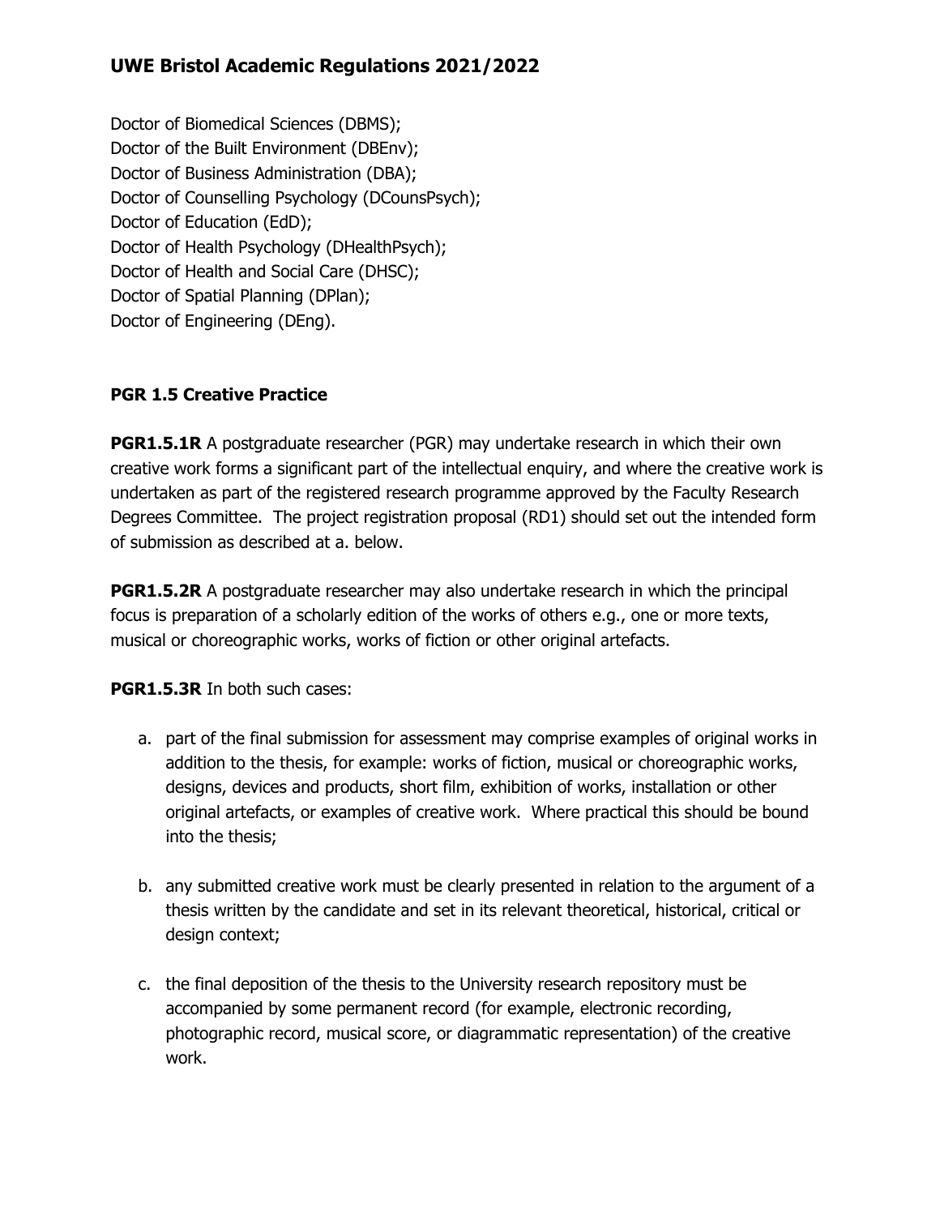Doctor of Biomedical Sciences (DBMS);
Doctor of the Built Environment (DBEnv);
Doctor of Business Administration (DBA);
Doctor of Counselling Psychology (DCounsPsych);
Doctor of Education (EdD);
Doctor of Health Psychology (DHealthPsych);
Doctor of Health and Social Care (DHSC);
Doctor of Spatial Planning (DPlan);
Doctor of Engineering (DEng).

### PGR 1.5 Creative Practice

**PGR1.5.1R** A postgraduate researcher (PGR) may undertake research in which their own creative work forms a significant part of the intellectual enquiry, and where the creative work is undertaken as part of the registered research programme approved by the Faculty Research Degrees Committee. The project registration proposal (RD1) should set out the intended form of submission as described at a. below.

**PGR1.5.2R** A postgraduate researcher may also undertake research in which the principal focus is preparation of a scholarly edition of the works of others e.g., one or more texts, musical or choreographic works, works of fiction or other original artefacts.

**PGR1.5.3R** In both such cases:

a. part of the final submission for assessment may comprise examples of original works in addition to the thesis, for example: works of fiction, musical or choreographic works, designs, devices and products, short film, exhibition of works, installation or other original artefacts, or examples of creative work. Where practical this should be bound into the thesis;

b. any submitted creative work must be clearly presented in relation to the argument of a thesis written by the candidate and set in its relevant theoretical, historical, critical or design context;

c. the final deposition of the thesis to the University research repository must be accompanied by some permanent record (for example, electronic recording, photographic record, musical score, or diagrammatic representation) of the creative work.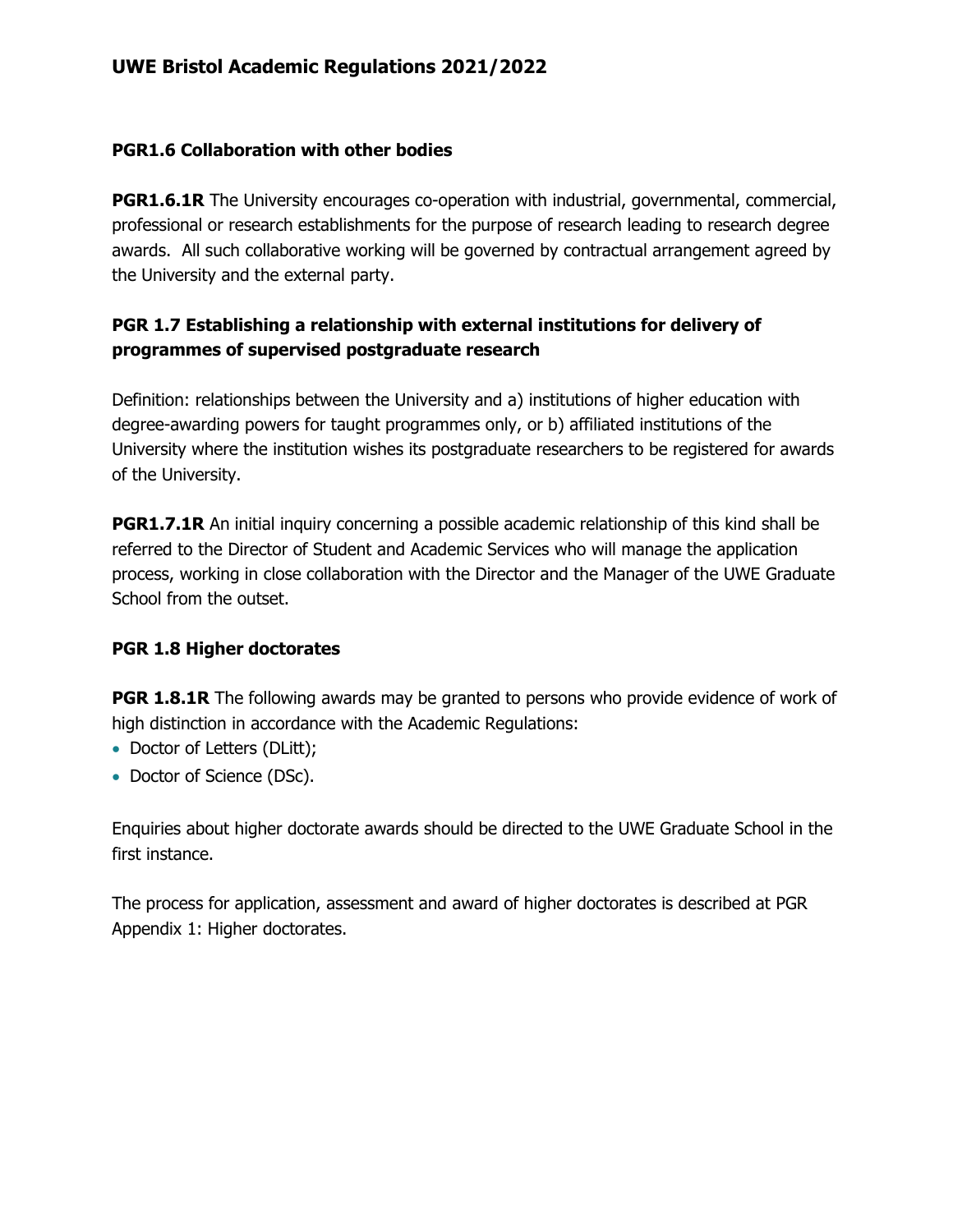### PGR1.6 Collaboration with other bodies

**PGR1.6.1R** The University encourages co-operation with industrial, governmental, commercial, professional or research establishments for the purpose of research leading to research degree awards. All such collaborative working will be governed by contractual arrangement agreed by the University and the external party.

### PGR 1.7 Establishing a relationship with external institutions for delivery of programmes of supervised postgraduate research

Definition: relationships between the University and a) institutions of higher education with degree-awarding powers for taught programmes only, or b) affiliated institutions of the University where the institution wishes its postgraduate researchers to be registered for awards of the University.

**PGR1.7.1R** An initial inquiry concerning a possible academic relationship of this kind shall be referred to the Director of Student and Academic Services who will manage the application process, working in close collaboration with the Director and the Manager of the UWE Graduate School from the outset.

### PGR 1.8 Higher doctorates

**PGR 1.8.1R** The following awards may be granted to persons who provide evidence of work of high distinction in accordance with the Academic Regulations:

- Doctor of Letters (DLitt);
- Doctor of Science (DSc).

Enquiries about higher doctorate awards should be directed to the UWE Graduate School in the first instance.

The process for application, assessment and award of higher doctorates is described at PGR Appendix 1: Higher doctorates.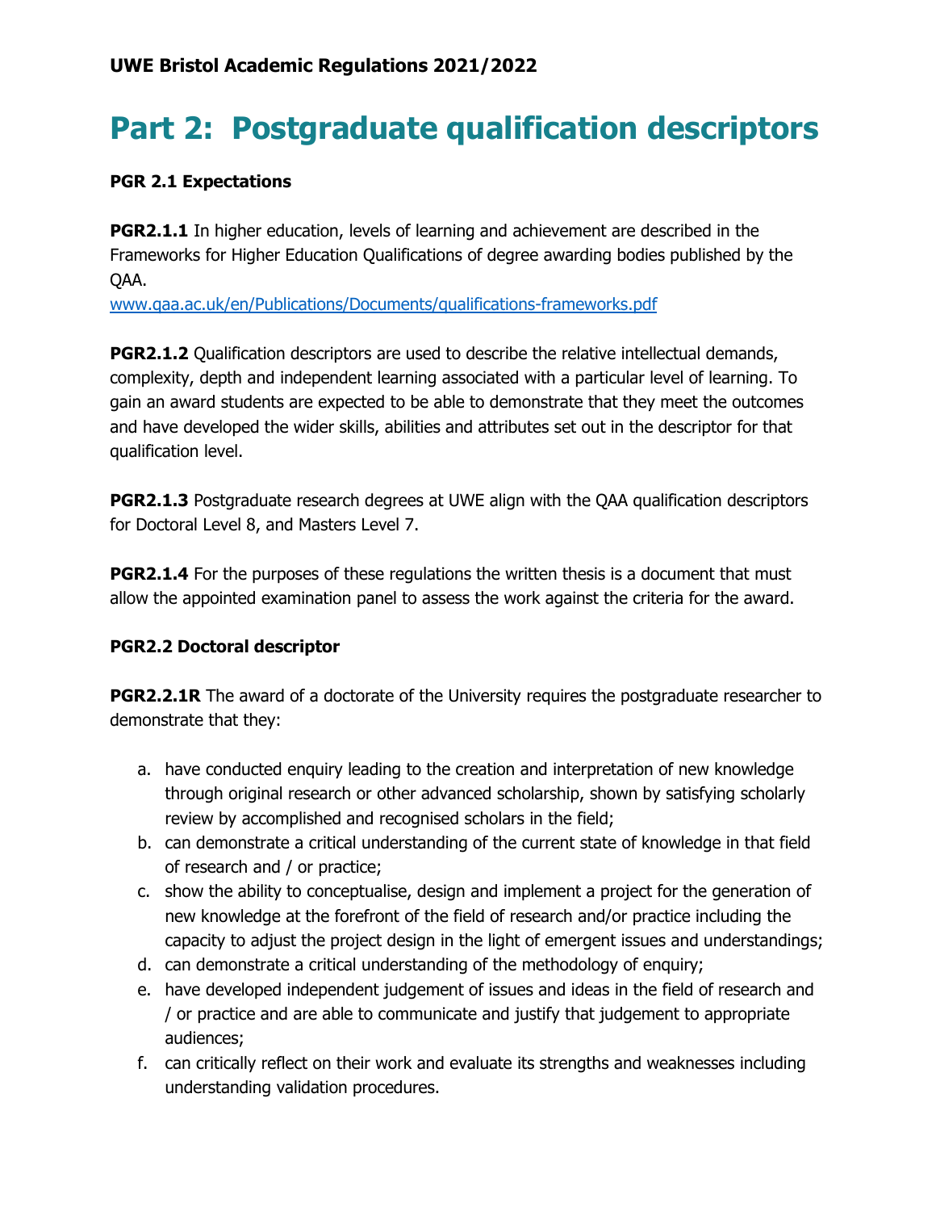## UWE Bristol Academic Regulations 2021/2022

# Part 2: Postgraduate qualification descriptors

### PGR 2.1 Expectations

**PGR2.1.1** In higher education, levels of learning and achievement are described in the Frameworks for Higher Education Qualifications of degree awarding bodies published by the QAA.
[www.qaa.ac.uk/en/Publications/Documents/qualifications-frameworks.pdf](www.qaa.ac.uk/en/Publications/Documents/qualifications-frameworks.pdf)

**PGR2.1.2** Qualification descriptors are used to describe the relative intellectual demands, complexity, depth and independent learning associated with a particular level of learning. To gain an award students are expected to be able to demonstrate that they meet the outcomes and have developed the wider skills, abilities and attributes set out in the descriptor for that qualification level.

**PGR2.1.3** Postgraduate research degrees at UWE align with the QAA qualification descriptors for Doctoral Level 8, and Masters Level 7.

**PGR2.1.4** For the purposes of these regulations the written thesis is a document that must allow the appointed examination panel to assess the work against the criteria for the award.

### PGR2.2 Doctoral descriptor

**PGR2.2.1R** The award of a doctorate of the University requires the postgraduate researcher to demonstrate that they:

a. have conducted enquiry leading to the creation and interpretation of new knowledge through original research or other advanced scholarship, shown by satisfying scholarly review by accomplished and recognised scholars in the field;
b. can demonstrate a critical understanding of the current state of knowledge in that field of research and / or practice;
c. show the ability to conceptualise, design and implement a project for the generation of new knowledge at the forefront of the field of research and/or practice including the capacity to adjust the project design in the light of emergent issues and understandings;
d. can demonstrate a critical understanding of the methodology of enquiry;
e. have developed independent judgement of issues and ideas in the field of research and / or practice and are able to communicate and justify that judgement to appropriate audiences;
f. can critically reflect on their work and evaluate its strengths and weaknesses including understanding validation procedures.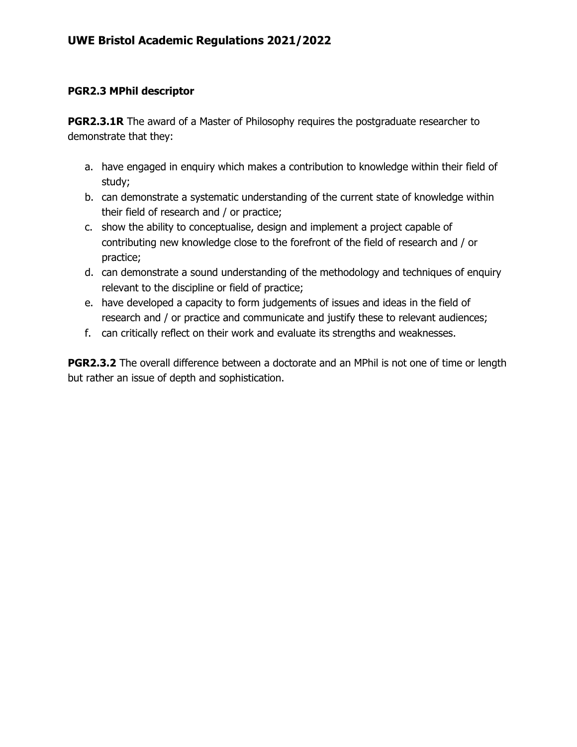### PGR2.3 MPhil descriptor

**PGR2.3.1R** The award of a Master of Philosophy requires the postgraduate researcher to demonstrate that they:

a. have engaged in enquiry which makes a contribution to knowledge within their field of study;
b. can demonstrate a systematic understanding of the current state of knowledge within their field of research and / or practice;
c. show the ability to conceptualise, design and implement a project capable of contributing new knowledge close to the forefront of the field of research and / or practice;
d. can demonstrate a sound understanding of the methodology and techniques of enquiry relevant to the discipline or field of practice;
e. have developed a capacity to form judgements of issues and ideas in the field of research and / or practice and communicate and justify these to relevant audiences;
f. can critically reflect on their work and evaluate its strengths and weaknesses.

**PGR2.3.2** The overall difference between a doctorate and an MPhil is not one of time or length but rather an issue of depth and sophistication.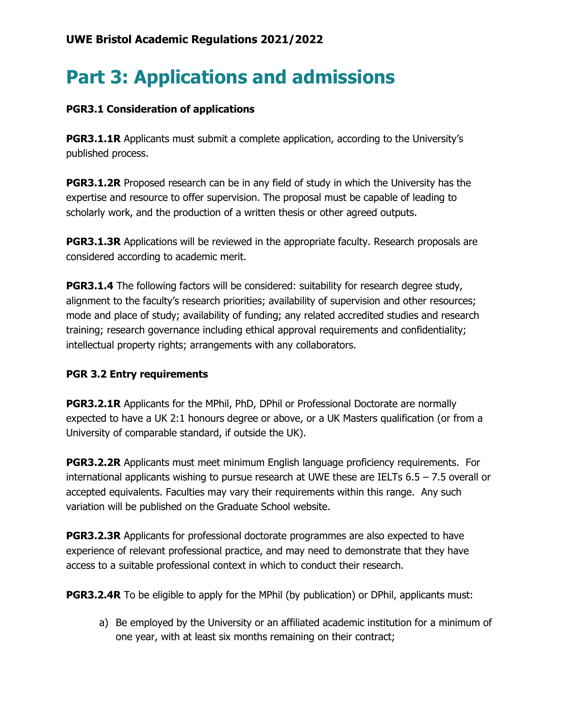# Part 3: Applications and admissions

**PGR3.1 Consideration of applications**

**PGR3.1.1R** Applicants must submit a complete application, according to the University's published process.

**PGR3.1.2R** Proposed research can be in any field of study in which the University has the expertise and resource to offer supervision. The proposal must be capable of leading to scholarly work, and the production of a written thesis or other agreed outputs.

**PGR3.1.3R** Applications will be reviewed in the appropriate faculty. Research proposals are considered according to academic merit.

**PGR3.1.4** The following factors will be considered: suitability for research degree study, alignment to the faculty's research priorities; availability of supervision and other resources; mode and place of study; availability of funding; any related accredited studies and research training; research governance including ethical approval requirements and confidentiality; intellectual property rights; arrangements with any collaborators.

**PGR 3.2 Entry requirements**

**PGR3.2.1R** Applicants for the MPhil, PhD, DPhil or Professional Doctorate are normally expected to have a UK 2:1 honours degree or above, or a UK Masters qualification (or from a University of comparable standard, if outside the UK).

**PGR3.2.2R** Applicants must meet minimum English language proficiency requirements. For international applicants wishing to pursue research at UWE these are IELTs 6.5 – 7.5 overall or accepted equivalents. Faculties may vary their requirements within this range. Any such variation will be published on the Graduate School website.

**PGR3.2.3R** Applicants for professional doctorate programmes are also expected to have experience of relevant professional practice, and may need to demonstrate that they have access to a suitable professional context in which to conduct their research.

**PGR3.2.4R** To be eligible to apply for the MPhil (by publication) or DPhil, applicants must:

a) Be employed by the University or an affiliated academic institution for a minimum of one year, with at least six months remaining on their contract;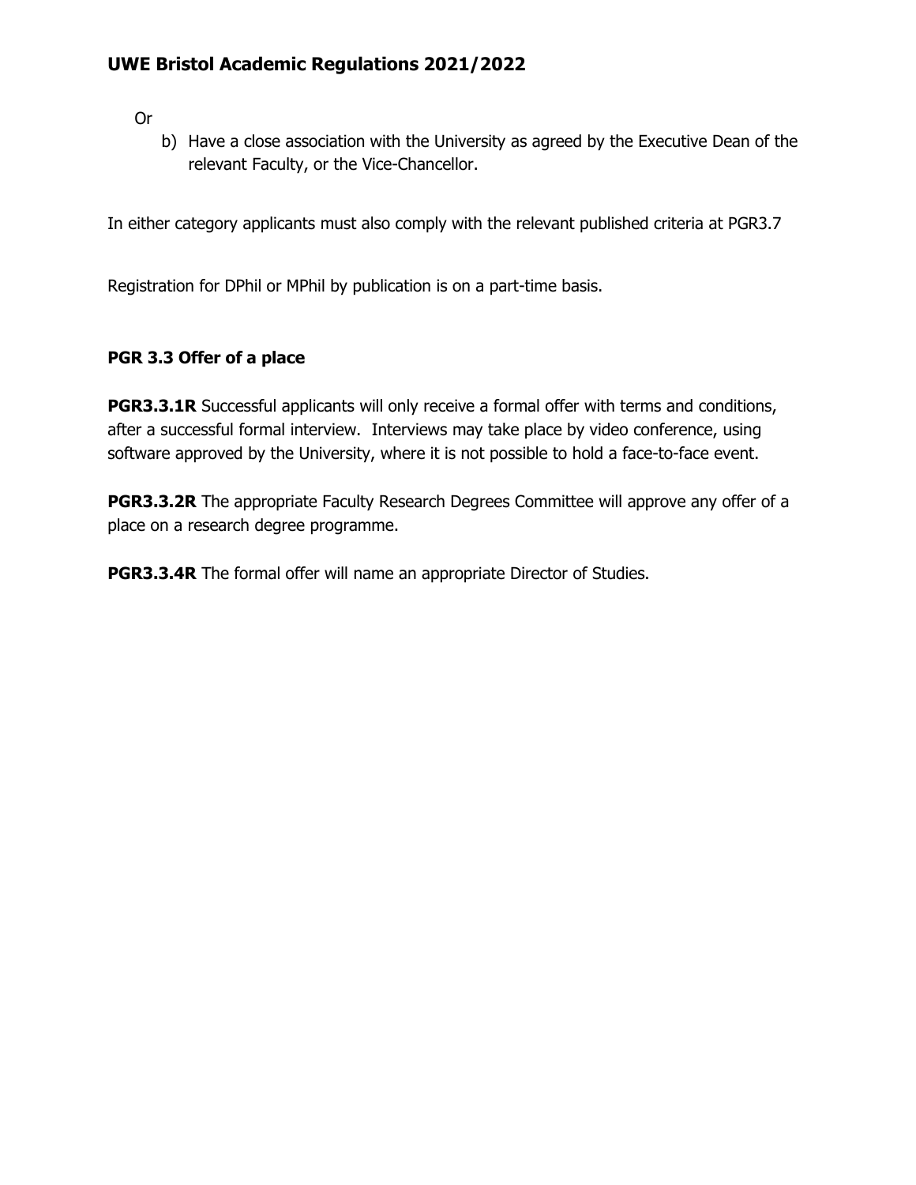Or

b) Have a close association with the University as agreed by the Executive Dean of the relevant Faculty, or the Vice-Chancellor.

In either category applicants must also comply with the relevant published criteria at PGR3.7

Registration for DPhil or MPhil by publication is on a part-time basis.

### PGR 3.3 Offer of a place

**PGR3.3.1R** Successful applicants will only receive a formal offer with terms and conditions, after a successful formal interview. Interviews may take place by video conference, using software approved by the University, where it is not possible to hold a face-to-face event.

**PGR3.3.2R** The appropriate Faculty Research Degrees Committee will approve any offer of a place on a research degree programme.

**PGR3.3.4R** The formal offer will name an appropriate Director of Studies.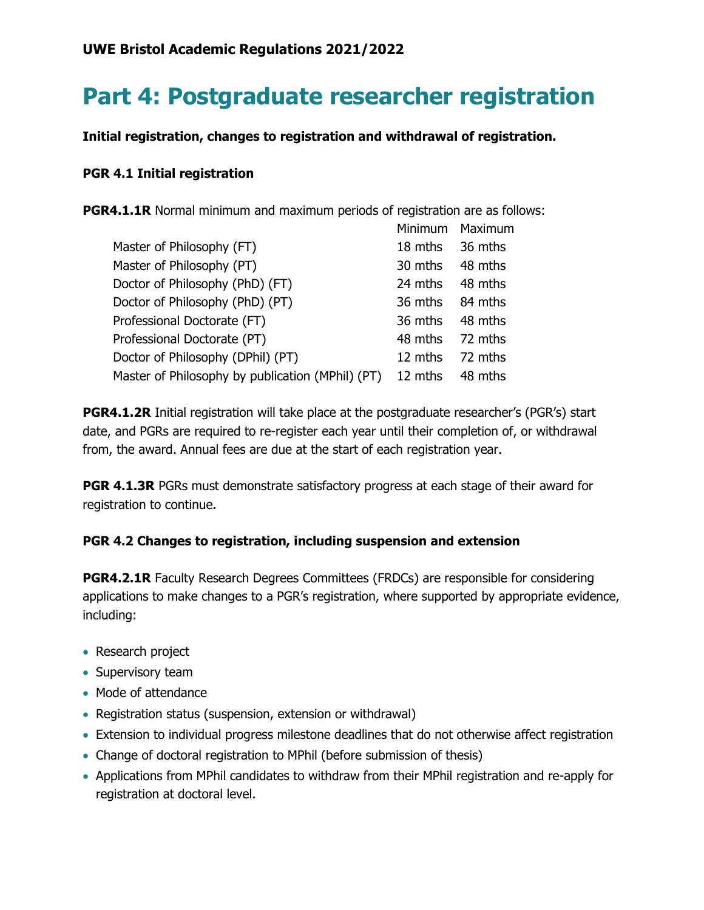**UWE Bristol Academic Regulations 2021/2022**

# Part 4: Postgraduate researcher registration

**Initial registration, changes to registration and withdrawal of registration.**

### PGR 4.1 Initial registration

**PGR4.1.1R** Normal minimum and maximum periods of registration are as follows:

| | Minimum | Maximum |
|---|---|---|
| Master of Philosophy (FT) | 18 mths | 36 mths |
| Master of Philosophy (PT) | 30 mths | 48 mths |
| Doctor of Philosophy (PhD) (FT) | 24 mths | 48 mths |
| Doctor of Philosophy (PhD) (PT) | 36 mths | 84 mths |
| Professional Doctorate (FT) | 36 mths | 48 mths |
| Professional Doctorate (PT) | 48 mths | 72 mths |
| Doctor of Philosophy (DPhil) (PT) | 12 mths | 72 mths |
| Master of Philosophy by publication (MPhil) (PT) | 12 mths | 48 mths |

**PGR4.1.2R** Initial registration will take place at the postgraduate researcher's (PGR's) start date, and PGRs are required to re-register each year until their completion of, or withdrawal from, the award. Annual fees are due at the start of each registration year.

**PGR 4.1.3R** PGRs must demonstrate satisfactory progress at each stage of their award for registration to continue.

### PGR 4.2 Changes to registration, including suspension and extension

**PGR4.2.1R** Faculty Research Degrees Committees (FRDCs) are responsible for considering applications to make changes to a PGR's registration, where supported by appropriate evidence, including:

- Research project
- Supervisory team
- Mode of attendance
- Registration status (suspension, extension or withdrawal)
- Extension to individual progress milestone deadlines that do not otherwise affect registration
- Change of doctoral registration to MPhil (before submission of thesis)
- Applications from MPhil candidates to withdraw from their MPhil registration and re-apply for registration at doctoral level.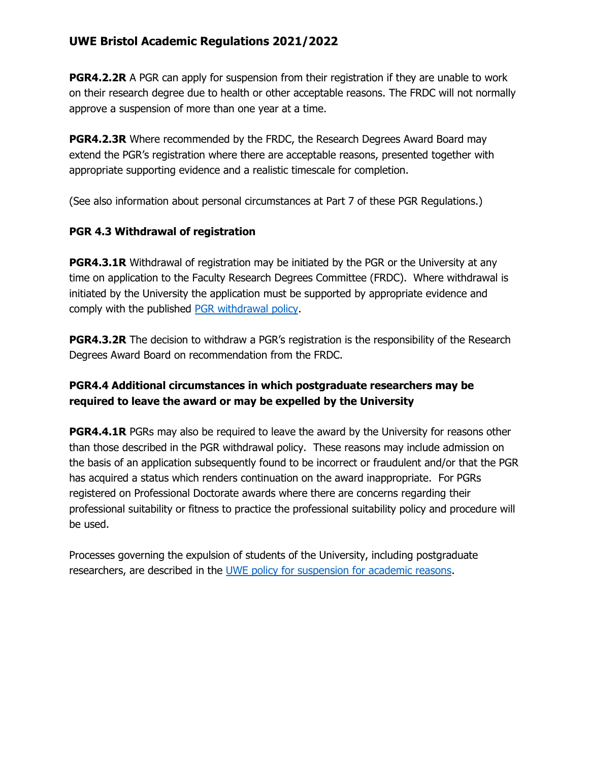**PGR4.2.2R** A PGR can apply for suspension from their registration if they are unable to work on their research degree due to health or other acceptable reasons. The FRDC will not normally approve a suspension of more than one year at a time.

**PGR4.2.3R** Where recommended by the FRDC, the Research Degrees Award Board may extend the PGR's registration where there are acceptable reasons, presented together with appropriate supporting evidence and a realistic timescale for completion.

(See also information about personal circumstances at Part 7 of these PGR Regulations.)

### PGR 4.3 Withdrawal of registration

**PGR4.3.1R** Withdrawal of registration may be initiated by the PGR or the University at any time on application to the Faculty Research Degrees Committee (FRDC). Where withdrawal is initiated by the University the application must be supported by appropriate evidence and comply with the published [PGR withdrawal policy](#).

**PGR4.3.2R** The decision to withdraw a PGR's registration is the responsibility of the Research Degrees Award Board on recommendation from the FRDC.

### PGR4.4 Additional circumstances in which postgraduate researchers may be required to leave the award or may be expelled by the University

**PGR4.4.1R** PGRs may also be required to leave the award by the University for reasons other than those described in the PGR withdrawal policy. These reasons may include admission on the basis of an application subsequently found to be incorrect or fraudulent and/or that the PGR has acquired a status which renders continuation on the award inappropriate. For PGRs registered on Professional Doctorate awards where there are concerns regarding their professional suitability or fitness to practice the professional suitability policy and procedure will be used.

Processes governing the expulsion of students of the University, including postgraduate researchers, are described in the [UWE policy for suspension for academic reasons](#).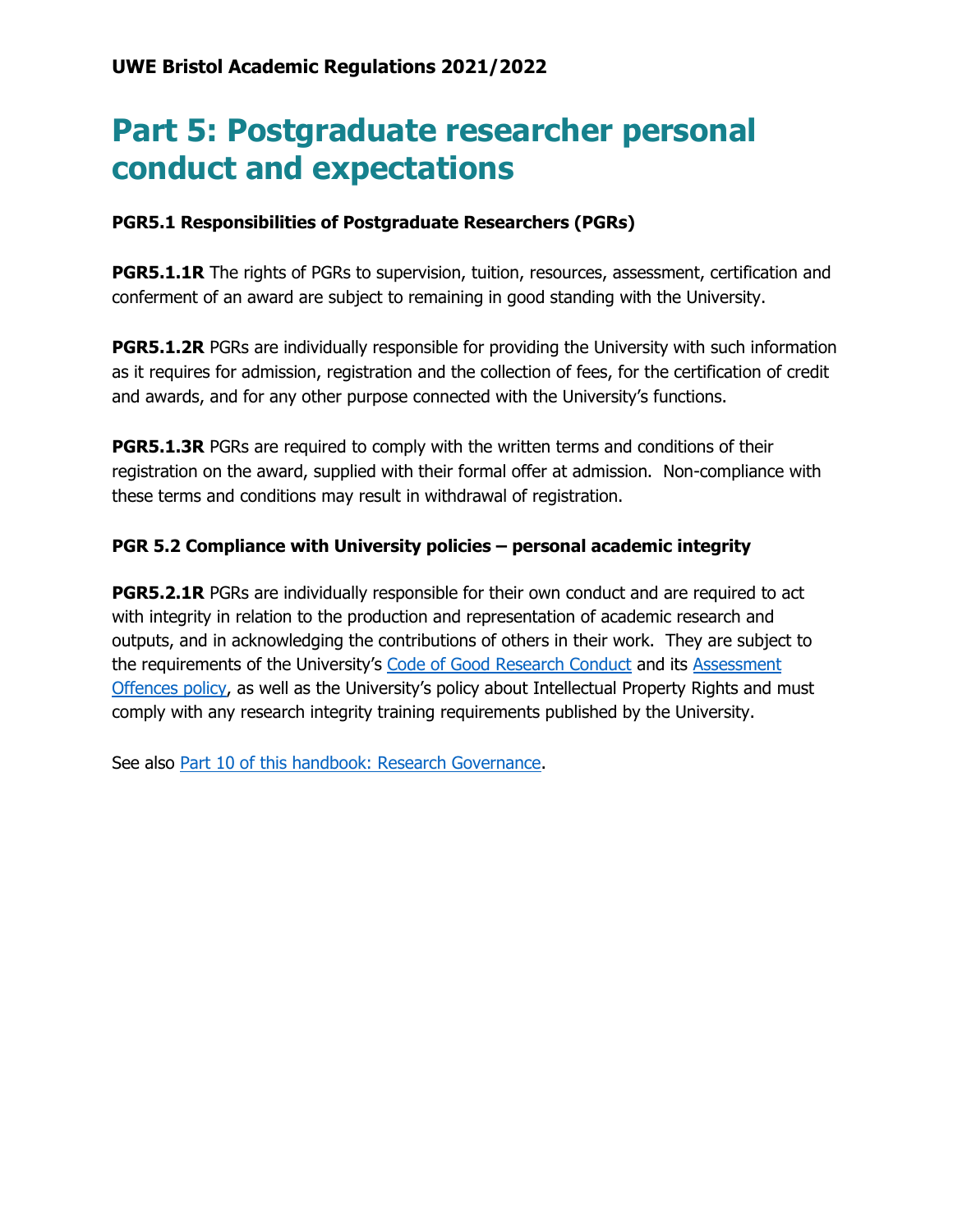# Part 5: Postgraduate researcher personal conduct and expectations

### PGR5.1 Responsibilities of Postgraduate Researchers (PGRs)

**PGR5.1.1R** The rights of PGRs to supervision, tuition, resources, assessment, certification and conferment of an award are subject to remaining in good standing with the University.

**PGR5.1.2R** PGRs are individually responsible for providing the University with such information as it requires for admission, registration and the collection of fees, for the certification of credit and awards, and for any other purpose connected with the University's functions.

**PGR5.1.3R** PGRs are required to comply with the written terms and conditions of their registration on the award, supplied with their formal offer at admission. Non-compliance with these terms and conditions may result in withdrawal of registration.

### PGR 5.2 Compliance with University policies – personal academic integrity

**PGR5.2.1R** PGRs are individually responsible for their own conduct and are required to act with integrity in relation to the production and representation of academic research and outputs, and in acknowledging the contributions of others in their work. They are subject to the requirements of the University's Code of Good Research Conduct and its Assessment Offences policy, as well as the University's policy about Intellectual Property Rights and must comply with any research integrity training requirements published by the University.

See also Part 10 of this handbook: Research Governance.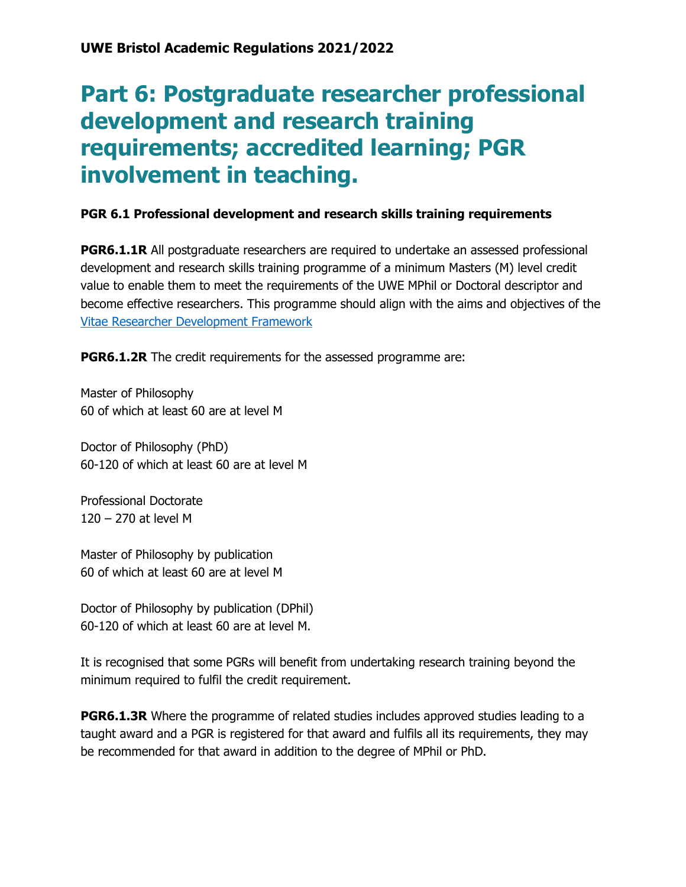**UWE Bristol Academic Regulations 2021/2022**

# Part 6: Postgraduate researcher professional development and research training requirements; accredited learning; PGR involvement in teaching.

**PGR 6.1 Professional development and research skills training requirements**

**PGR6.1.1R** All postgraduate researchers are required to undertake an assessed professional development and research skills training programme of a minimum Masters (M) level credit value to enable them to meet the requirements of the UWE MPhil or Doctoral descriptor and become effective researchers. This programme should align with the aims and objectives of the [Vitae Researcher Development Framework]

**PGR6.1.2R** The credit requirements for the assessed programme are:

Master of Philosophy
60 of which at least 60 are at level M

Doctor of Philosophy (PhD)
60-120 of which at least 60 are at level M

Professional Doctorate
120 – 270 at level M

Master of Philosophy by publication
60 of which at least 60 are at level M

Doctor of Philosophy by publication (DPhil)
60-120 of which at least 60 are at level M.

It is recognised that some PGRs will benefit from undertaking research training beyond the minimum required to fulfil the credit requirement.

**PGR6.1.3R** Where the programme of related studies includes approved studies leading to a taught award and a PGR is registered for that award and fulfils all its requirements, they may be recommended for that award in addition to the degree of MPhil or PhD.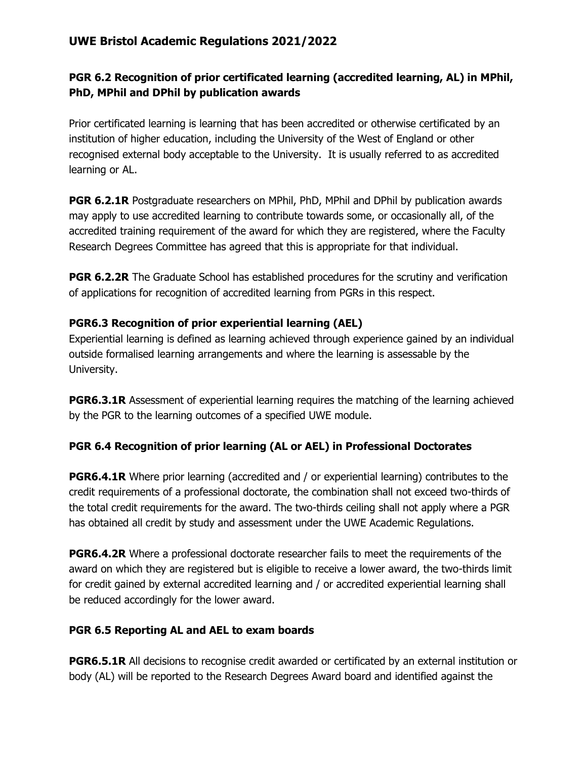### PGR 6.2 Recognition of prior certificated learning (accredited learning, AL) in MPhil, PhD, MPhil and DPhil by publication awards

Prior certificated learning is learning that has been accredited or otherwise certificated by an institution of higher education, including the University of the West of England or other recognised external body acceptable to the University. It is usually referred to as accredited learning or AL.

**PGR 6.2.1R** Postgraduate researchers on MPhil, PhD, MPhil and DPhil by publication awards may apply to use accredited learning to contribute towards some, or occasionally all, of the accredited training requirement of the award for which they are registered, where the Faculty Research Degrees Committee has agreed that this is appropriate for that individual.

**PGR 6.2.2R** The Graduate School has established procedures for the scrutiny and verification of applications for recognition of accredited learning from PGRs in this respect.

### PGR6.3 Recognition of prior experiential learning (AEL)

Experiential learning is defined as learning achieved through experience gained by an individual outside formalised learning arrangements and where the learning is assessable by the University.

**PGR6.3.1R** Assessment of experiential learning requires the matching of the learning achieved by the PGR to the learning outcomes of a specified UWE module.

### PGR 6.4 Recognition of prior learning (AL or AEL) in Professional Doctorates

**PGR6.4.1R** Where prior learning (accredited and / or experiential learning) contributes to the credit requirements of a professional doctorate, the combination shall not exceed two-thirds of the total credit requirements for the award. The two-thirds ceiling shall not apply where a PGR has obtained all credit by study and assessment under the UWE Academic Regulations.

**PGR6.4.2R** Where a professional doctorate researcher fails to meet the requirements of the award on which they are registered but is eligible to receive a lower award, the two-thirds limit for credit gained by external accredited learning and / or accredited experiential learning shall be reduced accordingly for the lower award.

### PGR 6.5 Reporting AL and AEL to exam boards

**PGR6.5.1R** All decisions to recognise credit awarded or certificated by an external institution or body (AL) will be reported to the Research Degrees Award board and identified against the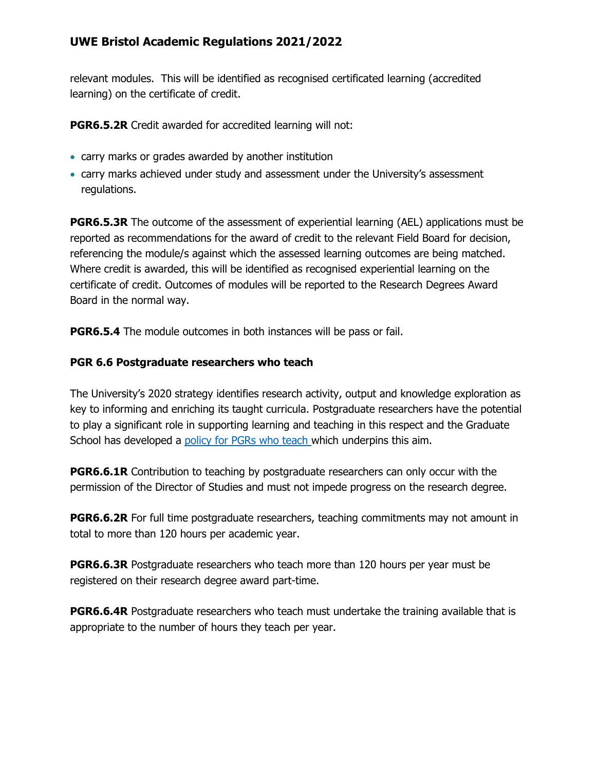relevant modules. This will be identified as recognised certificated learning (accredited learning) on the certificate of credit.

**PGR6.5.2R** Credit awarded for accredited learning will not:

- carry marks or grades awarded by another institution
- carry marks achieved under study and assessment under the University's assessment regulations.

**PGR6.5.3R** The outcome of the assessment of experiential learning (AEL) applications must be reported as recommendations for the award of credit to the relevant Field Board for decision, referencing the module/s against which the assessed learning outcomes are being matched. Where credit is awarded, this will be identified as recognised experiential learning on the certificate of credit. Outcomes of modules will be reported to the Research Degrees Award Board in the normal way.

**PGR6.5.4** The module outcomes in both instances will be pass or fail.

### PGR 6.6 Postgraduate researchers who teach

The University's 2020 strategy identifies research activity, output and knowledge exploration as key to informing and enriching its taught curricula. Postgraduate researchers have the potential to play a significant role in supporting learning and teaching in this respect and the Graduate School has developed a policy for PGRs who teach which underpins this aim.

**PGR6.6.1R** Contribution to teaching by postgraduate researchers can only occur with the permission of the Director of Studies and must not impede progress on the research degree.

**PGR6.6.2R** For full time postgraduate researchers, teaching commitments may not amount in total to more than 120 hours per academic year.

**PGR6.6.3R** Postgraduate researchers who teach more than 120 hours per year must be registered on their research degree award part-time.

**PGR6.6.4R** Postgraduate researchers who teach must undertake the training available that is appropriate to the number of hours they teach per year.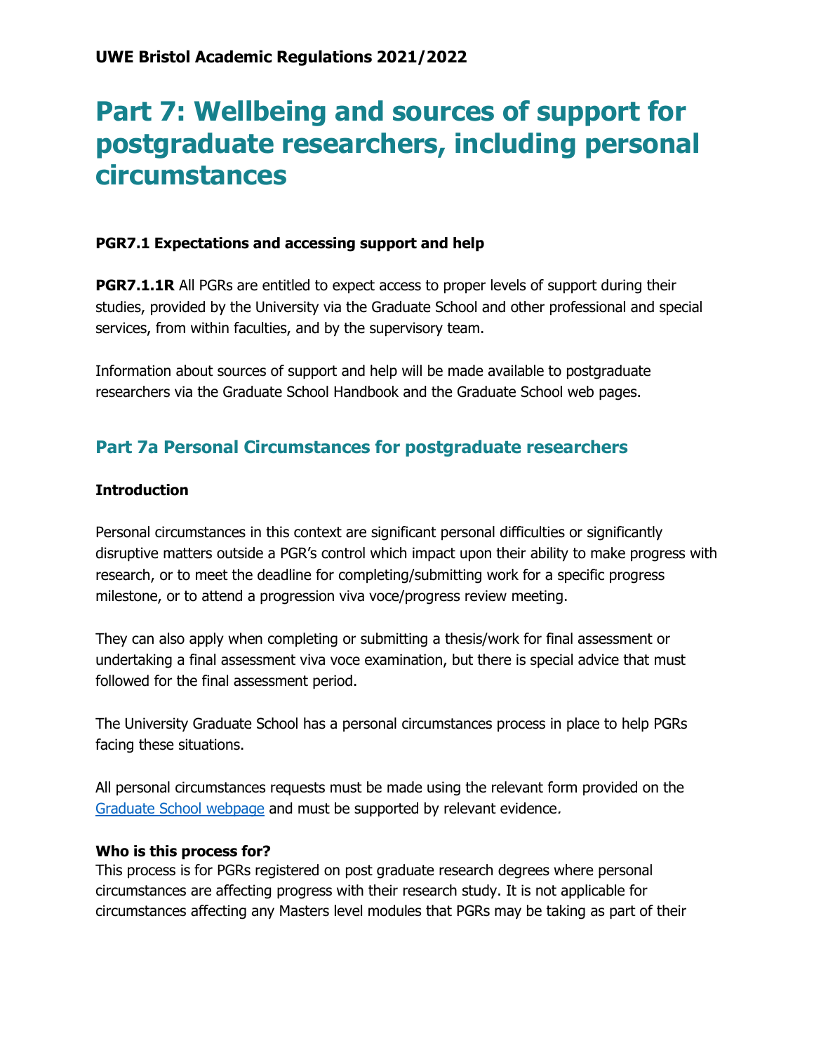**UWE Bristol Academic Regulations 2021/2022**

# Part 7: Wellbeing and sources of support for postgraduate researchers, including personal circumstances

**PGR7.1 Expectations and accessing support and help**

**PGR7.1.1R** All PGRs are entitled to expect access to proper levels of support during their studies, provided by the University via the Graduate School and other professional and special services, from within faculties, and by the supervisory team.

Information about sources of support and help will be made available to postgraduate researchers via the Graduate School Handbook and the Graduate School web pages.

## Part 7a Personal Circumstances for postgraduate researchers

**Introduction**

Personal circumstances in this context are significant personal difficulties or significantly disruptive matters outside a PGR's control which impact upon their ability to make progress with research, or to meet the deadline for completing/submitting work for a specific progress milestone, or to attend a progression viva voce/progress review meeting.

They can also apply when completing or submitting a thesis/work for final assessment or undertaking a final assessment viva voce examination, but there is special advice that must followed for the final assessment period.

The University Graduate School has a personal circumstances process in place to help PGRs facing these situations.

All personal circumstances requests must be made using the relevant form provided on the [Graduate School webpage] and must be supported by relevant evidence.

**Who is this process for?**
This process is for PGRs registered on post graduate research degrees where personal circumstances are affecting progress with their research study. It is not applicable for circumstances affecting any Masters level modules that PGRs may be taking as part of their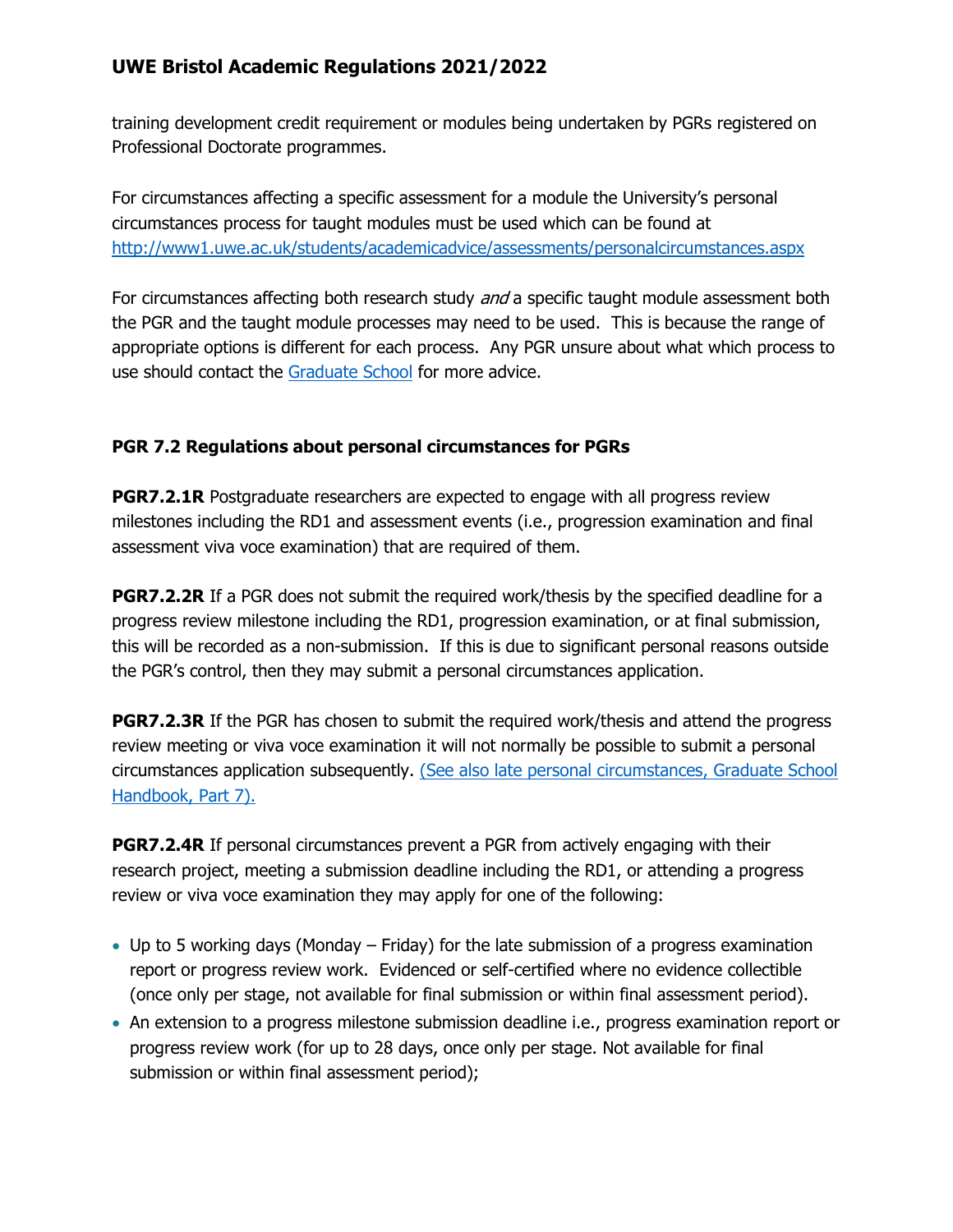training development credit requirement or modules being undertaken by PGRs registered on Professional Doctorate programmes.

For circumstances affecting a specific assessment for a module the University's personal circumstances process for taught modules must be used which can be found at [http://www1.uwe.ac.uk/students/academicadvice/assessments/personalcircumstances.aspx](http://www1.uwe.ac.uk/students/academicadvice/assessments/personalcircumstances.aspx)

For circumstances affecting both research study *and* a specific taught module assessment both the PGR and the taught module processes may need to be used. This is because the range of appropriate options is different for each process. Any PGR unsure about what which process to use should contact the [Graduate School](#) for more advice.

### PGR 7.2 Regulations about personal circumstances for PGRs

**PGR7.2.1R** Postgraduate researchers are expected to engage with all progress review milestones including the RD1 and assessment events (i.e., progression examination and final assessment viva voce examination) that are required of them.

**PGR7.2.2R** If a PGR does not submit the required work/thesis by the specified deadline for a progress review milestone including the RD1, progression examination, or at final submission, this will be recorded as a non-submission. If this is due to significant personal reasons outside the PGR's control, then they may submit a personal circumstances application.

**PGR7.2.3R** If the PGR has chosen to submit the required work/thesis and attend the progress review meeting or viva voce examination it will not normally be possible to submit a personal circumstances application subsequently. [(See also late personal circumstances, Graduate School Handbook, Part 7).](#)

**PGR7.2.4R** If personal circumstances prevent a PGR from actively engaging with their research project, meeting a submission deadline including the RD1, or attending a progress review or viva voce examination they may apply for one of the following:

- Up to 5 working days (Monday – Friday) for the late submission of a progress examination report or progress review work. Evidenced or self-certified where no evidence collectible (once only per stage, not available for final submission or within final assessment period).
- An extension to a progress milestone submission deadline i.e., progress examination report or progress review work (for up to 28 days, once only per stage. Not available for final submission or within final assessment period);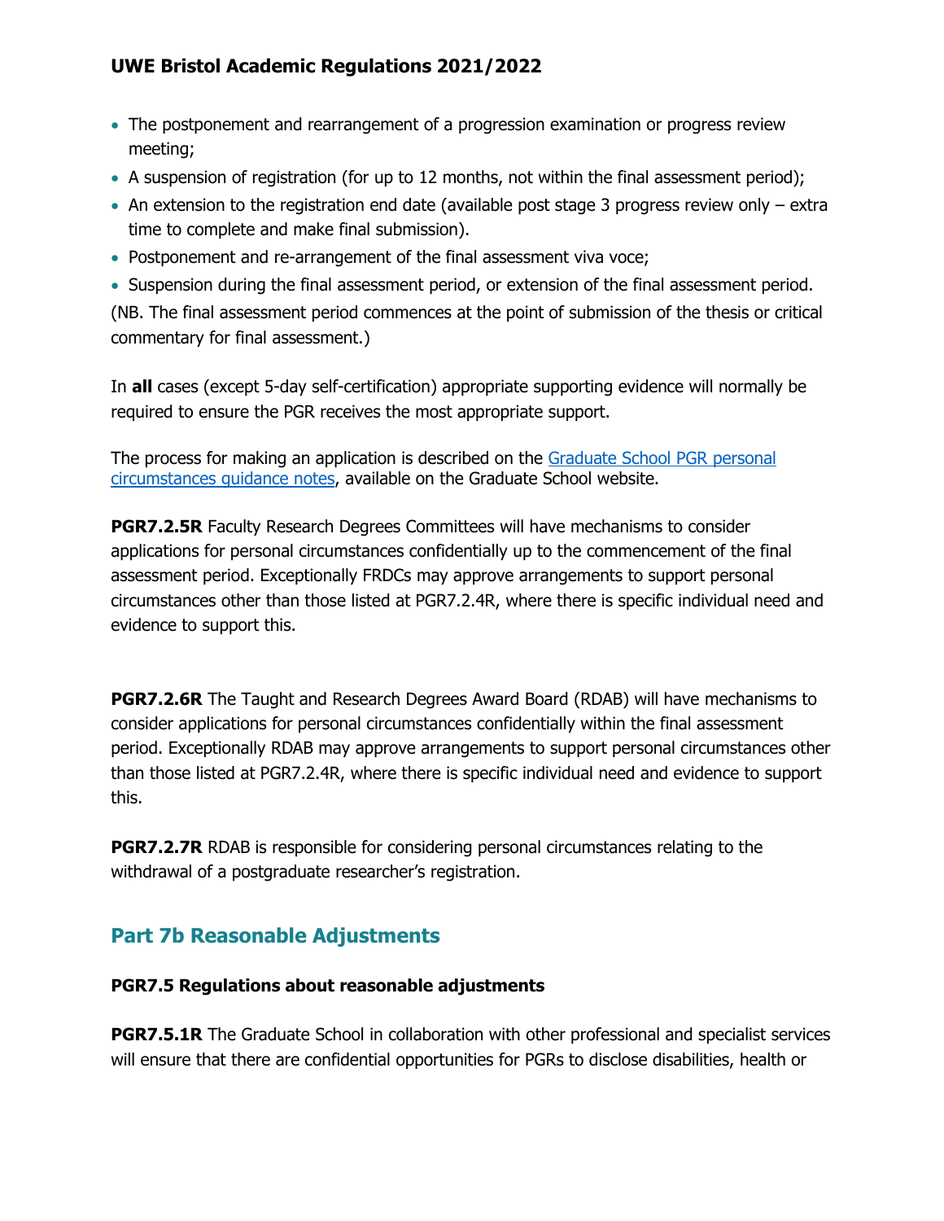- The postponement and rearrangement of a progression examination or progress review meeting;
- A suspension of registration (for up to 12 months, not within the final assessment period);
- An extension to the registration end date (available post stage 3 progress review only – extra time to complete and make final submission).
- Postponement and re-arrangement of the final assessment viva voce;
- Suspension during the final assessment period, or extension of the final assessment period.

(NB. The final assessment period commences at the point of submission of the thesis or critical commentary for final assessment.)

In **all** cases (except 5-day self-certification) appropriate supporting evidence will normally be required to ensure the PGR receives the most appropriate support.

The process for making an application is described on the [Graduate School PGR personal circumstances guidance notes](), available on the Graduate School website.

**PGR7.2.5R** Faculty Research Degrees Committees will have mechanisms to consider applications for personal circumstances confidentially up to the commencement of the final assessment period. Exceptionally FRDCs may approve arrangements to support personal circumstances other than those listed at PGR7.2.4R, where there is specific individual need and evidence to support this.

**PGR7.2.6R** The Taught and Research Degrees Award Board (RDAB) will have mechanisms to consider applications for personal circumstances confidentially within the final assessment period. Exceptionally RDAB may approve arrangements to support personal circumstances other than those listed at PGR7.2.4R, where there is specific individual need and evidence to support this.

**PGR7.2.7R** RDAB is responsible for considering personal circumstances relating to the withdrawal of a postgraduate researcher's registration.

## Part 7b Reasonable Adjustments

### PGR7.5 Regulations about reasonable adjustments

**PGR7.5.1R** The Graduate School in collaboration with other professional and specialist services will ensure that there are confidential opportunities for PGRs to disclose disabilities, health or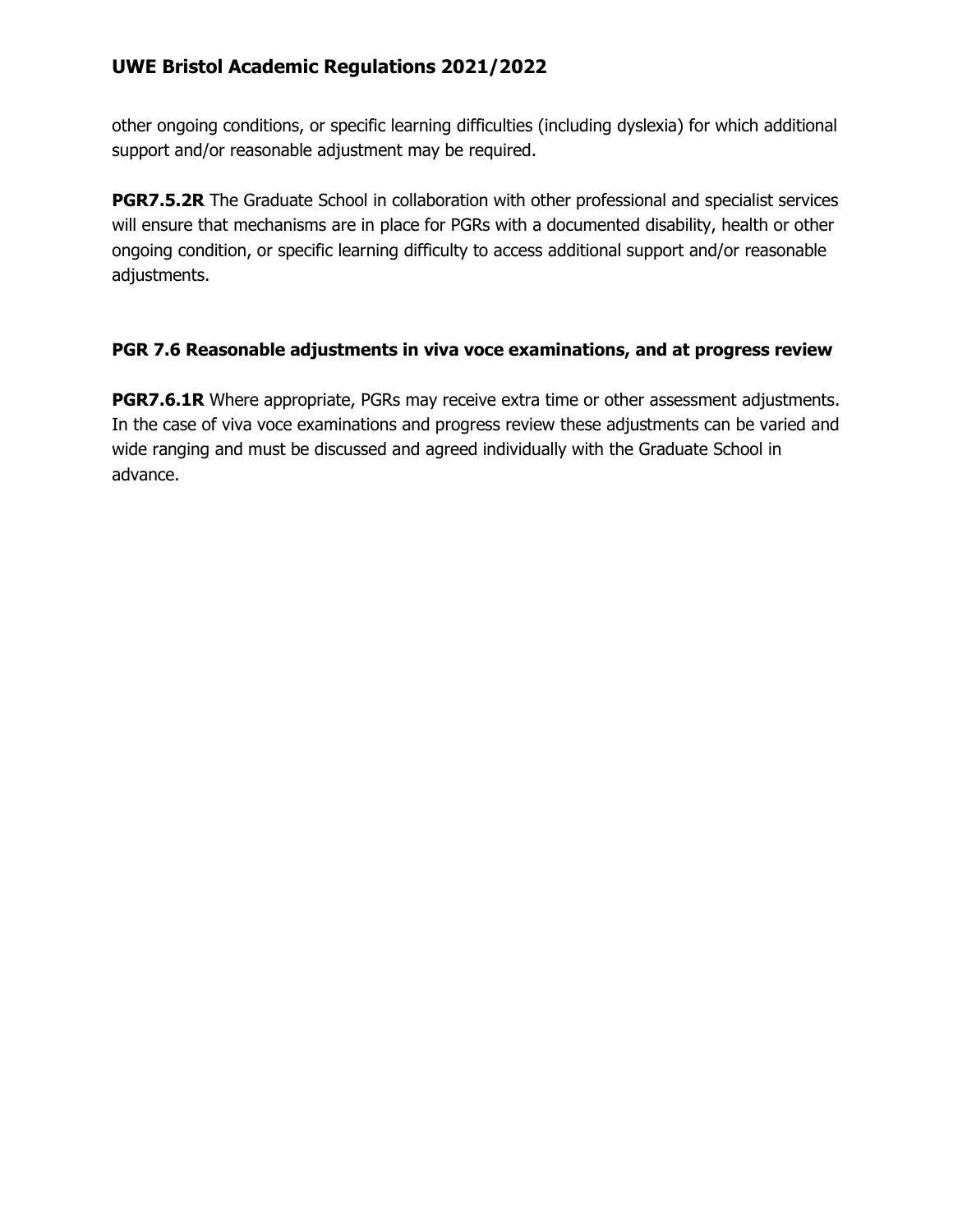other ongoing conditions, or specific learning difficulties (including dyslexia) for which additional support and/or reasonable adjustment may be required.

**PGR7.5.2R** The Graduate School in collaboration with other professional and specialist services will ensure that mechanisms are in place for PGRs with a documented disability, health or other ongoing condition, or specific learning difficulty to access additional support and/or reasonable adjustments.

### PGR 7.6 Reasonable adjustments in viva voce examinations, and at progress review

**PGR7.6.1R** Where appropriate, PGRs may receive extra time or other assessment adjustments. In the case of viva voce examinations and progress review these adjustments can be varied and wide ranging and must be discussed and agreed individually with the Graduate School in advance.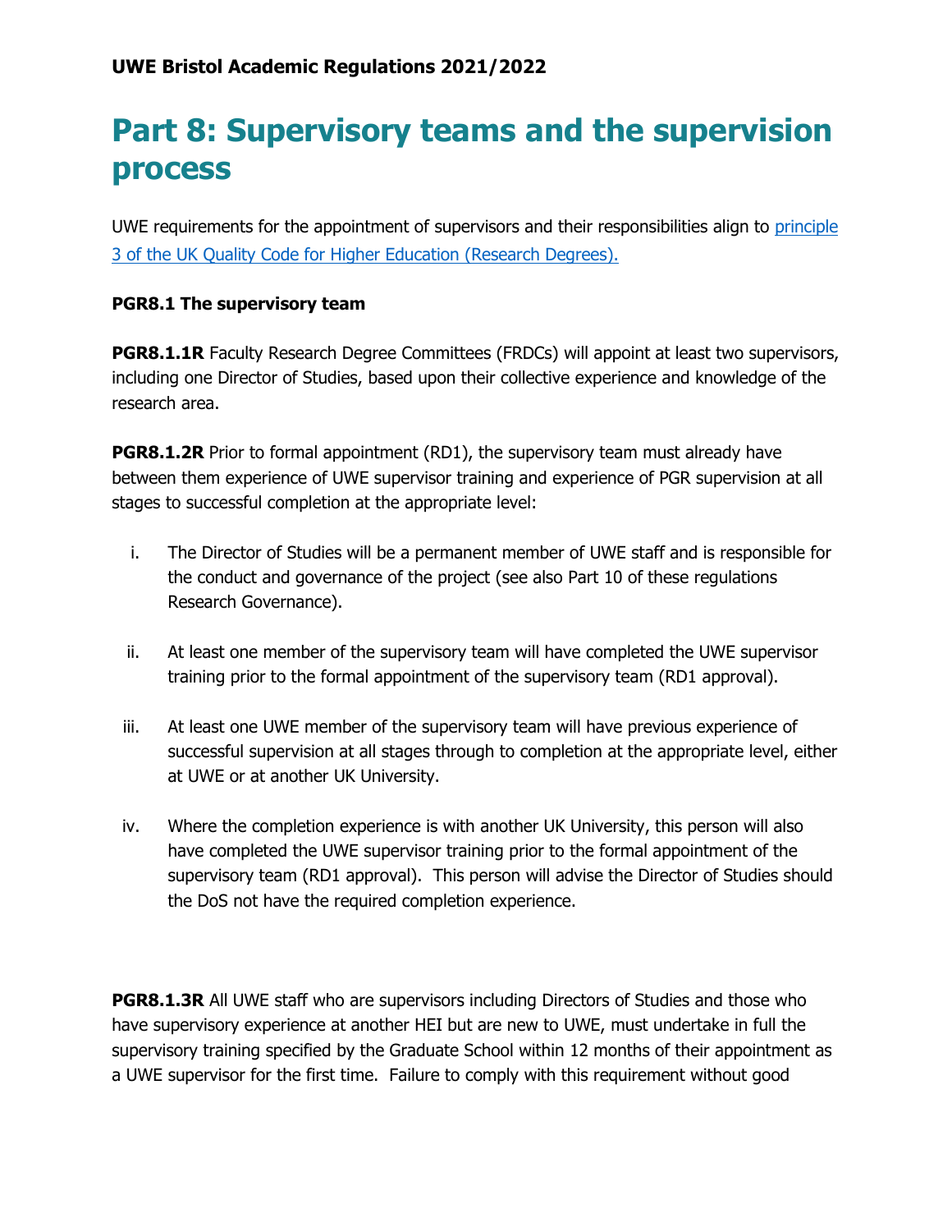## Part 8: Supervisory teams and the supervision process

UWE requirements for the appointment of supervisors and their responsibilities align to [principle 3 of the UK Quality Code for Higher Education (Research Degrees).]

**PGR8.1 The supervisory team**

**PGR8.1.1R** Faculty Research Degree Committees (FRDCs) will appoint at least two supervisors, including one Director of Studies, based upon their collective experience and knowledge of the research area.

**PGR8.1.2R** Prior to formal appointment (RD1), the supervisory team must already have between them experience of UWE supervisor training and experience of PGR supervision at all stages to successful completion at the appropriate level:

i. The Director of Studies will be a permanent member of UWE staff and is responsible for the conduct and governance of the project (see also Part 10 of these regulations Research Governance).

ii. At least one member of the supervisory team will have completed the UWE supervisor training prior to the formal appointment of the supervisory team (RD1 approval).

iii. At least one UWE member of the supervisory team will have previous experience of successful supervision at all stages through to completion at the appropriate level, either at UWE or at another UK University.

iv. Where the completion experience is with another UK University, this person will also have completed the UWE supervisor training prior to the formal appointment of the supervisory team (RD1 approval). This person will advise the Director of Studies should the DoS not have the required completion experience.

**PGR8.1.3R** All UWE staff who are supervisors including Directors of Studies and those who have supervisory experience at another HEI but are new to UWE, must undertake in full the supervisory training specified by the Graduate School within 12 months of their appointment as a UWE supervisor for the first time. Failure to comply with this requirement without good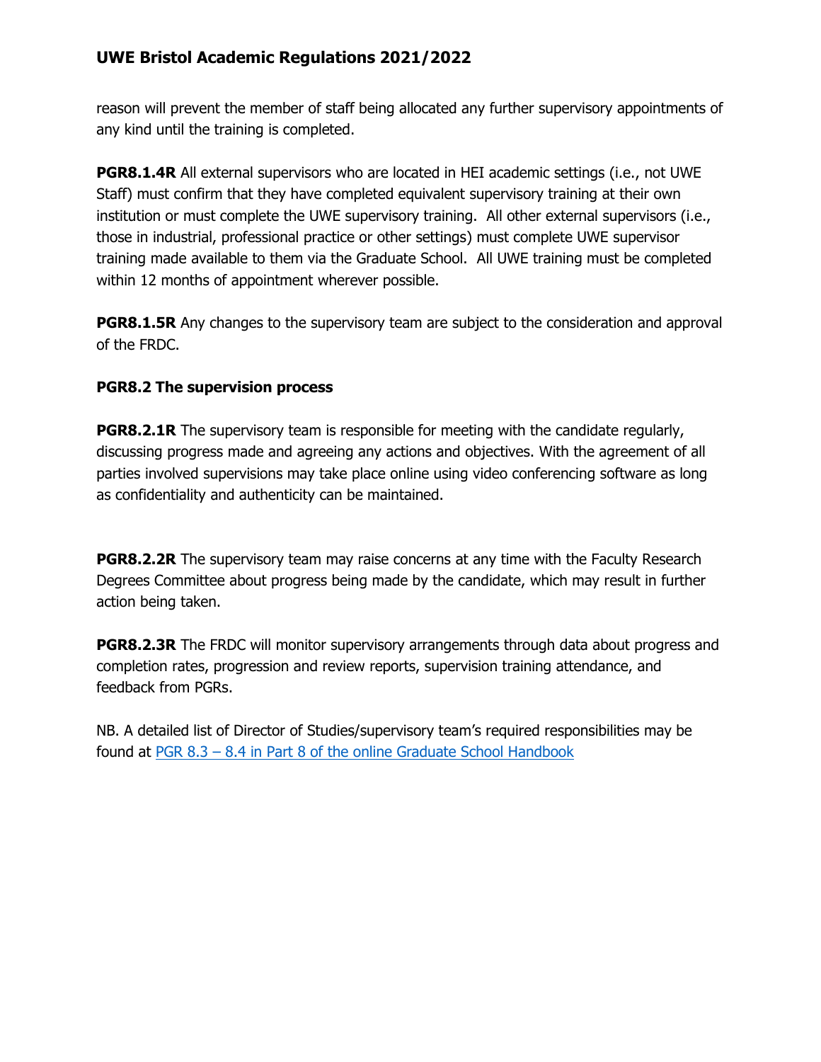reason will prevent the member of staff being allocated any further supervisory appointments of any kind until the training is completed.

**PGR8.1.4R** All external supervisors who are located in HEI academic settings (i.e., not UWE Staff) must confirm that they have completed equivalent supervisory training at their own institution or must complete the UWE supervisory training. All other external supervisors (i.e., those in industrial, professional practice or other settings) must complete UWE supervisor training made available to them via the Graduate School. All UWE training must be completed within 12 months of appointment wherever possible.

**PGR8.1.5R** Any changes to the supervisory team are subject to the consideration and approval of the FRDC.

### PGR8.2 The supervision process

**PGR8.2.1R** The supervisory team is responsible for meeting with the candidate regularly, discussing progress made and agreeing any actions and objectives. With the agreement of all parties involved supervisions may take place online using video conferencing software as long as confidentiality and authenticity can be maintained.

**PGR8.2.2R** The supervisory team may raise concerns at any time with the Faculty Research Degrees Committee about progress being made by the candidate, which may result in further action being taken.

**PGR8.2.3R** The FRDC will monitor supervisory arrangements through data about progress and completion rates, progression and review reports, supervision training attendance, and feedback from PGRs.

NB. A detailed list of Director of Studies/supervisory team's required responsibilities may be found at PGR 8.3 – 8.4 in Part 8 of the online Graduate School Handbook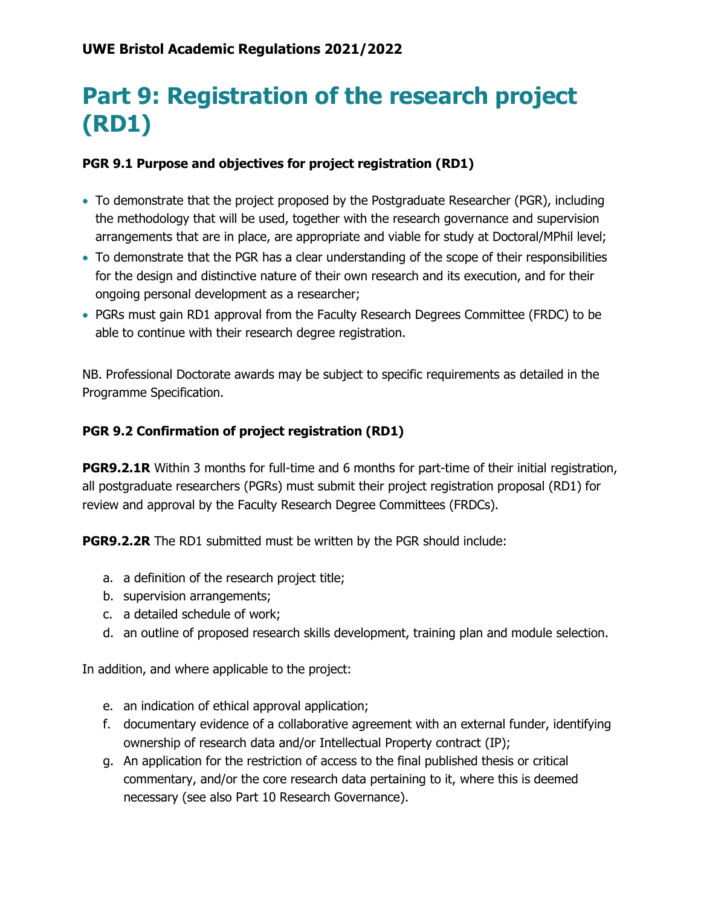**UWE Bristol Academic Regulations 2021/2022**

# Part 9: Registration of the research project (RD1)

### PGR 9.1 Purpose and objectives for project registration (RD1)

- To demonstrate that the project proposed by the Postgraduate Researcher (PGR), including the methodology that will be used, together with the research governance and supervision arrangements that are in place, are appropriate and viable for study at Doctoral/MPhil level;
- To demonstrate that the PGR has a clear understanding of the scope of their responsibilities for the design and distinctive nature of their own research and its execution, and for their ongoing personal development as a researcher;
- PGRs must gain RD1 approval from the Faculty Research Degrees Committee (FRDC) to be able to continue with their research degree registration.

NB. Professional Doctorate awards may be subject to specific requirements as detailed in the Programme Specification.

### PGR 9.2 Confirmation of project registration (RD1)

**PGR9.2.1R** Within 3 months for full-time and 6 months for part-time of their initial registration, all postgraduate researchers (PGRs) must submit their project registration proposal (RD1) for review and approval by the Faculty Research Degree Committees (FRDCs).

**PGR9.2.2R** The RD1 submitted must be written by the PGR should include:

a. a definition of the research project title;
b. supervision arrangements;
c. a detailed schedule of work;
d. an outline of proposed research skills development, training plan and module selection.

In addition, and where applicable to the project:

e. an indication of ethical approval application;
f. documentary evidence of a collaborative agreement with an external funder, identifying ownership of research data and/or Intellectual Property contract (IP);
g. An application for the restriction of access to the final published thesis or critical commentary, and/or the core research data pertaining to it, where this is deemed necessary (see also Part 10 Research Governance).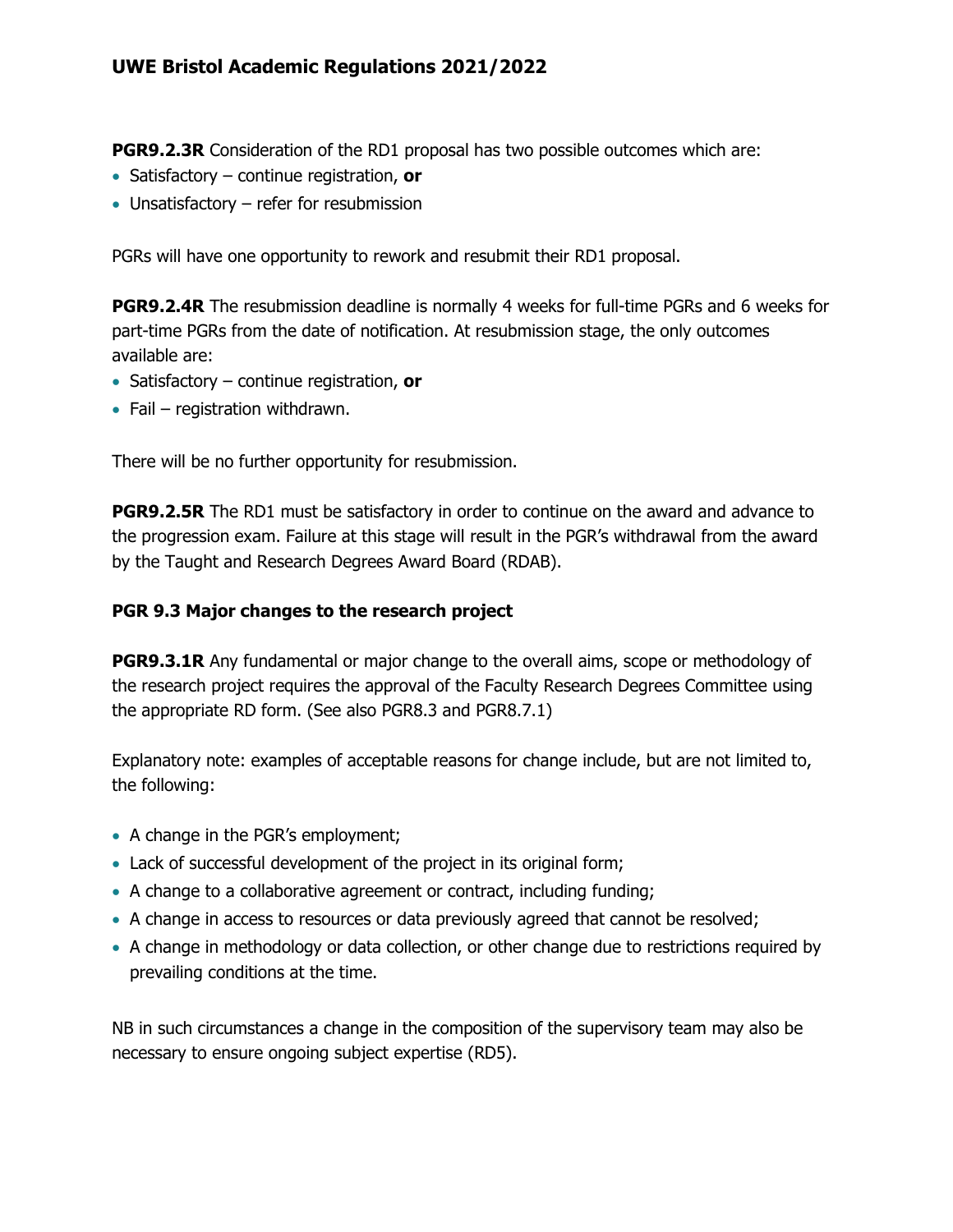**PGR9.2.3R** Consideration of the RD1 proposal has two possible outcomes which are:

- Satisfactory – continue registration, **or**
- Unsatisfactory – refer for resubmission

PGRs will have one opportunity to rework and resubmit their RD1 proposal.

**PGR9.2.4R** The resubmission deadline is normally 4 weeks for full-time PGRs and 6 weeks for part-time PGRs from the date of notification. At resubmission stage, the only outcomes available are:

- Satisfactory – continue registration, **or**
- Fail – registration withdrawn.

There will be no further opportunity for resubmission.

**PGR9.2.5R** The RD1 must be satisfactory in order to continue on the award and advance to the progression exam. Failure at this stage will result in the PGR's withdrawal from the award by the Taught and Research Degrees Award Board (RDAB).

### PGR 9.3 Major changes to the research project

**PGR9.3.1R** Any fundamental or major change to the overall aims, scope or methodology of the research project requires the approval of the Faculty Research Degrees Committee using the appropriate RD form. (See also PGR8.3 and PGR8.7.1)

Explanatory note: examples of acceptable reasons for change include, but are not limited to, the following:

- A change in the PGR's employment;
- Lack of successful development of the project in its original form;
- A change to a collaborative agreement or contract, including funding;
- A change in access to resources or data previously agreed that cannot be resolved;
- A change in methodology or data collection, or other change due to restrictions required by prevailing conditions at the time.

NB in such circumstances a change in the composition of the supervisory team may also be necessary to ensure ongoing subject expertise (RD5).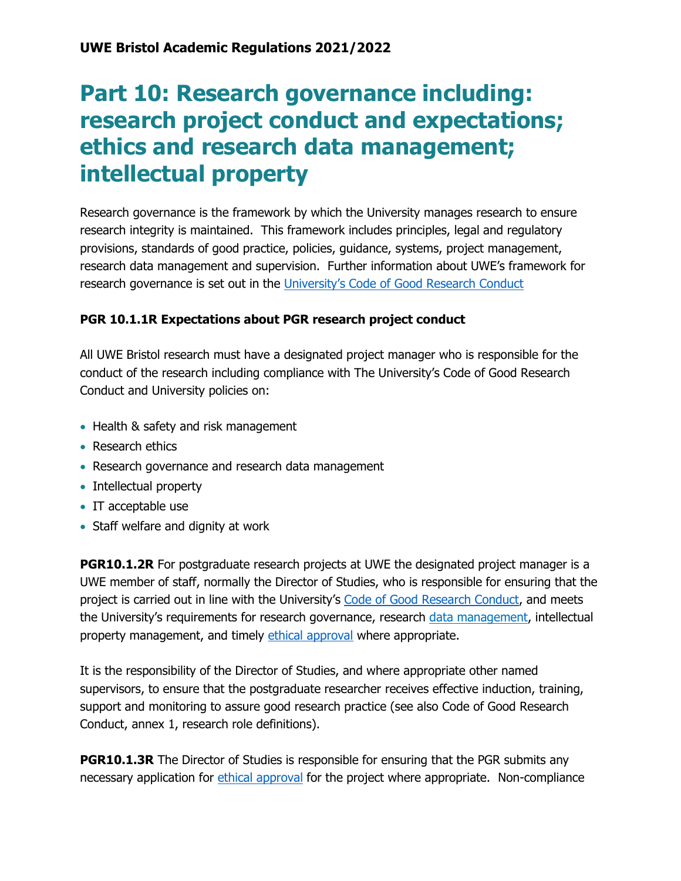UWE Bristol Academic Regulations 2021/2022

# Part 10: Research governance including: research project conduct and expectations; ethics and research data management; intellectual property

Research governance is the framework by which the University manages research to ensure research integrity is maintained. This framework includes principles, legal and regulatory provisions, standards of good practice, policies, guidance, systems, project management, research data management and supervision. Further information about UWE's framework for research governance is set out in the University's Code of Good Research Conduct

### PGR 10.1.1R Expectations about PGR research project conduct

All UWE Bristol research must have a designated project manager who is responsible for the conduct of the research including compliance with The University's Code of Good Research Conduct and University policies on:

- Health & safety and risk management
- Research ethics
- Research governance and research data management
- Intellectual property
- IT acceptable use
- Staff welfare and dignity at work

**PGR10.1.2R** For postgraduate research projects at UWE the designated project manager is a UWE member of staff, normally the Director of Studies, who is responsible for ensuring that the project is carried out in line with the University's Code of Good Research Conduct, and meets the University's requirements for research governance, research data management, intellectual property management, and timely ethical approval where appropriate.

It is the responsibility of the Director of Studies, and where appropriate other named supervisors, to ensure that the postgraduate researcher receives effective induction, training, support and monitoring to assure good research practice (see also Code of Good Research Conduct, annex 1, research role definitions).

**PGR10.1.3R** The Director of Studies is responsible for ensuring that the PGR submits any necessary application for ethical approval for the project where appropriate. Non-compliance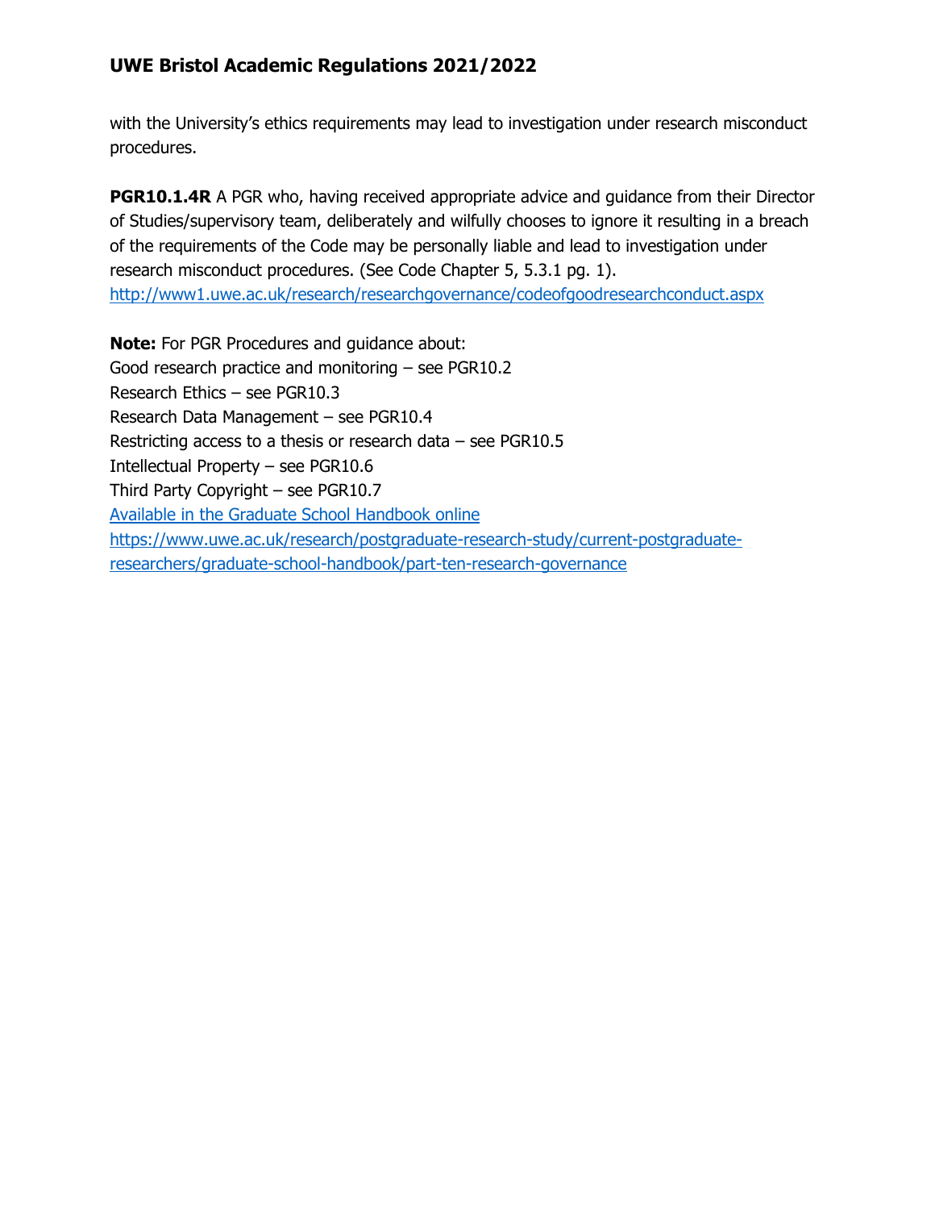with the University's ethics requirements may lead to investigation under research misconduct procedures.

**PGR10.1.4R** A PGR who, having received appropriate advice and guidance from their Director of Studies/supervisory team, deliberately and wilfully chooses to ignore it resulting in a breach of the requirements of the Code may be personally liable and lead to investigation under research misconduct procedures. (See Code Chapter 5, 5.3.1 pg. 1).
[http://www1.uwe.ac.uk/research/researchgovernance/codeofgoodresearchconduct.aspx](http://www1.uwe.ac.uk/research/researchgovernance/codeofgoodresearchconduct.aspx)

**Note:** For PGR Procedures and guidance about:
Good research practice and monitoring – see PGR10.2
Research Ethics – see PGR10.3
Research Data Management – see PGR10.4
Restricting access to a thesis or research data – see PGR10.5
Intellectual Property – see PGR10.6
Third Party Copyright – see PGR10.7
[Available in the Graduate School Handbook online](https://www.uwe.ac.uk/research/postgraduate-research-study/current-postgraduate-researchers/graduate-school-handbook/part-ten-research-governance)
[https://www.uwe.ac.uk/research/postgraduate-research-study/current-postgraduate-researchers/graduate-school-handbook/part-ten-research-governance](https://www.uwe.ac.uk/research/postgraduate-research-study/current-postgraduate-researchers/graduate-school-handbook/part-ten-research-governance)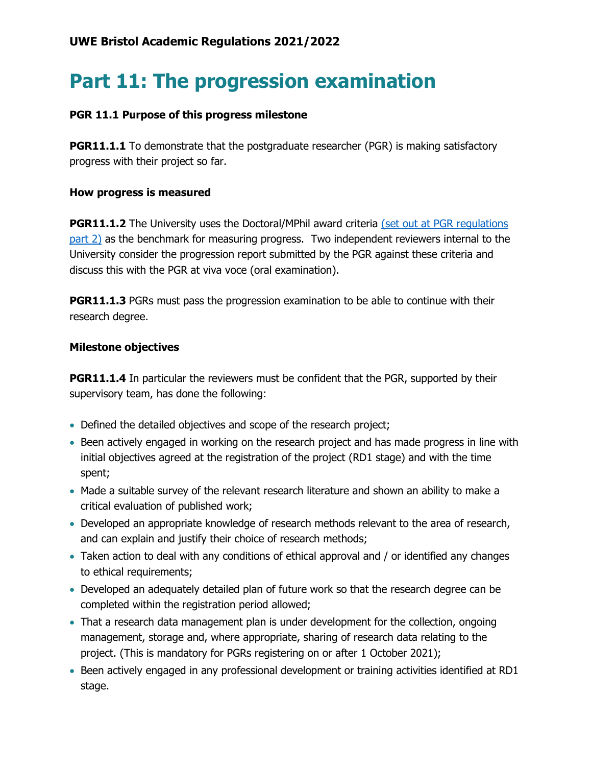**UWE Bristol Academic Regulations 2021/2022**

# Part 11: The progression examination

**PGR 11.1 Purpose of this progress milestone**

**PGR11.1.1** To demonstrate that the postgraduate researcher (PGR) is making satisfactory progress with their project so far.

**How progress is measured**

**PGR11.1.2** The University uses the Doctoral/MPhil award criteria (set out at PGR regulations part 2) as the benchmark for measuring progress. Two independent reviewers internal to the University consider the progression report submitted by the PGR against these criteria and discuss this with the PGR at viva voce (oral examination).

**PGR11.1.3** PGRs must pass the progression examination to be able to continue with their research degree.

**Milestone objectives**

**PGR11.1.4** In particular the reviewers must be confident that the PGR, supported by their supervisory team, has done the following:

- Defined the detailed objectives and scope of the research project;
- Been actively engaged in working on the research project and has made progress in line with initial objectives agreed at the registration of the project (RD1 stage) and with the time spent;
- Made a suitable survey of the relevant research literature and shown an ability to make a critical evaluation of published work;
- Developed an appropriate knowledge of research methods relevant to the area of research, and can explain and justify their choice of research methods;
- Taken action to deal with any conditions of ethical approval and / or identified any changes to ethical requirements;
- Developed an adequately detailed plan of future work so that the research degree can be completed within the registration period allowed;
- That a research data management plan is under development for the collection, ongoing management, storage and, where appropriate, sharing of research data relating to the project. (This is mandatory for PGRs registering on or after 1 October 2021);
- Been actively engaged in any professional development or training activities identified at RD1 stage.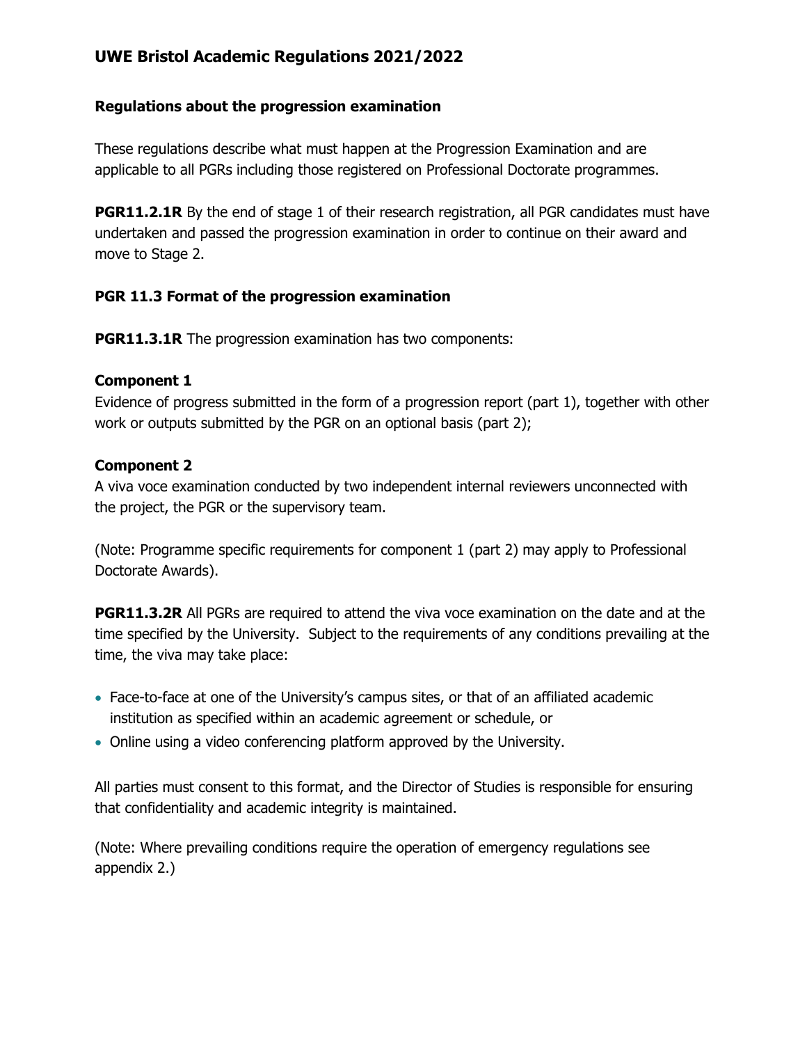### Regulations about the progression examination

These regulations describe what must happen at the Progression Examination and are applicable to all PGRs including those registered on Professional Doctorate programmes.

**PGR11.2.1R** By the end of stage 1 of their research registration, all PGR candidates must have undertaken and passed the progression examination in order to continue on their award and move to Stage 2.

### PGR 11.3 Format of the progression examination

**PGR11.3.1R** The progression examination has two components:

**Component 1**
Evidence of progress submitted in the form of a progression report (part 1), together with other work or outputs submitted by the PGR on an optional basis (part 2);

**Component 2**
A viva voce examination conducted by two independent internal reviewers unconnected with the project, the PGR or the supervisory team.

(Note: Programme specific requirements for component 1 (part 2) may apply to Professional Doctorate Awards).

**PGR11.3.2R** All PGRs are required to attend the viva voce examination on the date and at the time specified by the University. Subject to the requirements of any conditions prevailing at the time, the viva may take place:

- Face-to-face at one of the University's campus sites, or that of an affiliated academic institution as specified within an academic agreement or schedule, or
- Online using a video conferencing platform approved by the University.

All parties must consent to this format, and the Director of Studies is responsible for ensuring that confidentiality and academic integrity is maintained.

(Note: Where prevailing conditions require the operation of emergency regulations see appendix 2.)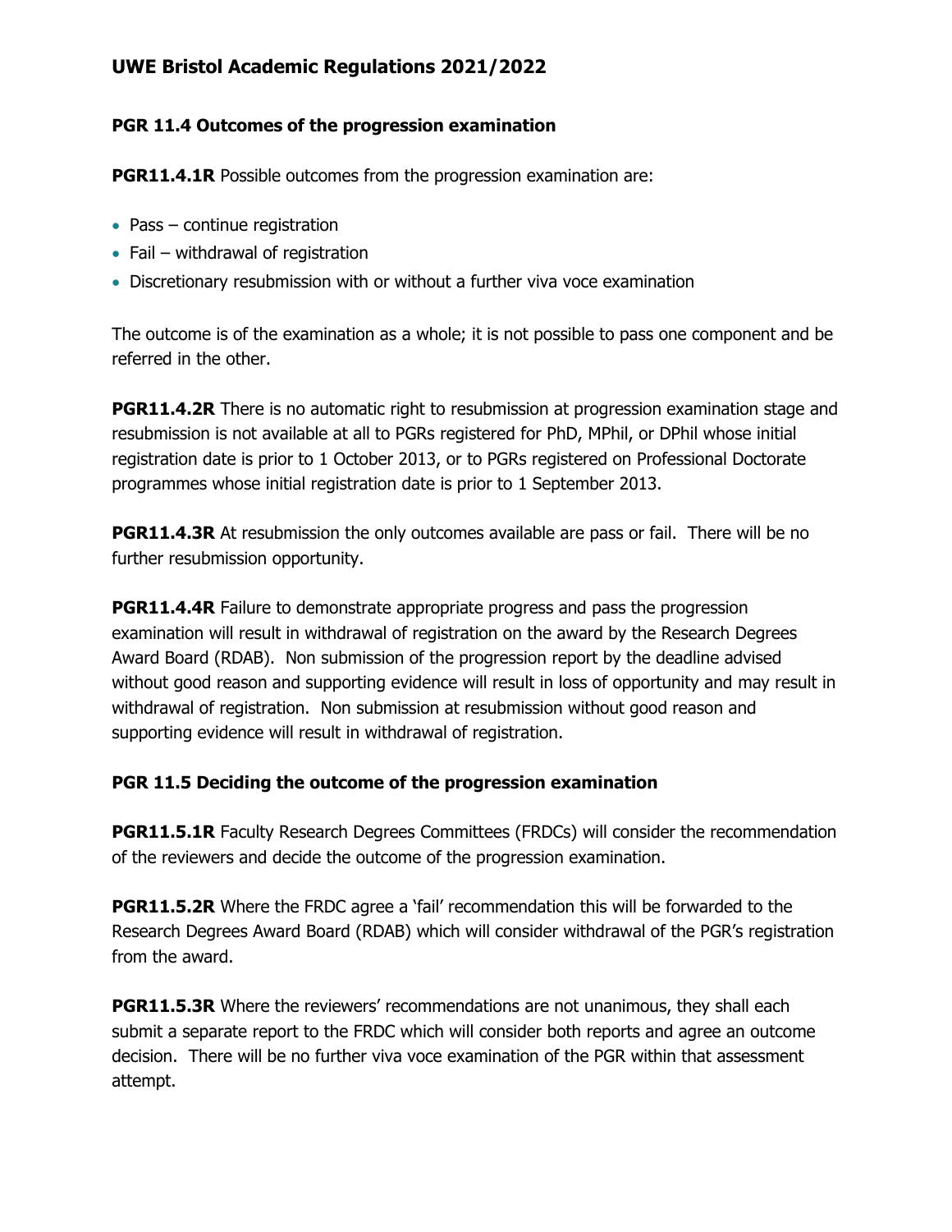### PGR 11.4 Outcomes of the progression examination

**PGR11.4.1R** Possible outcomes from the progression examination are:

- Pass – continue registration
- Fail – withdrawal of registration
- Discretionary resubmission with or without a further viva voce examination

The outcome is of the examination as a whole; it is not possible to pass one component and be referred in the other.

**PGR11.4.2R** There is no automatic right to resubmission at progression examination stage and resubmission is not available at all to PGRs registered for PhD, MPhil, or DPhil whose initial registration date is prior to 1 October 2013, or to PGRs registered on Professional Doctorate programmes whose initial registration date is prior to 1 September 2013.

**PGR11.4.3R** At resubmission the only outcomes available are pass or fail. There will be no further resubmission opportunity.

**PGR11.4.4R** Failure to demonstrate appropriate progress and pass the progression examination will result in withdrawal of registration on the award by the Research Degrees Award Board (RDAB). Non submission of the progression report by the deadline advised without good reason and supporting evidence will result in loss of opportunity and may result in withdrawal of registration. Non submission at resubmission without good reason and supporting evidence will result in withdrawal of registration.

### PGR 11.5 Deciding the outcome of the progression examination

**PGR11.5.1R** Faculty Research Degrees Committees (FRDCs) will consider the recommendation of the reviewers and decide the outcome of the progression examination.

**PGR11.5.2R** Where the FRDC agree a 'fail' recommendation this will be forwarded to the Research Degrees Award Board (RDAB) which will consider withdrawal of the PGR's registration from the award.

**PGR11.5.3R** Where the reviewers' recommendations are not unanimous, they shall each submit a separate report to the FRDC which will consider both reports and agree an outcome decision. There will be no further viva voce examination of the PGR within that assessment attempt.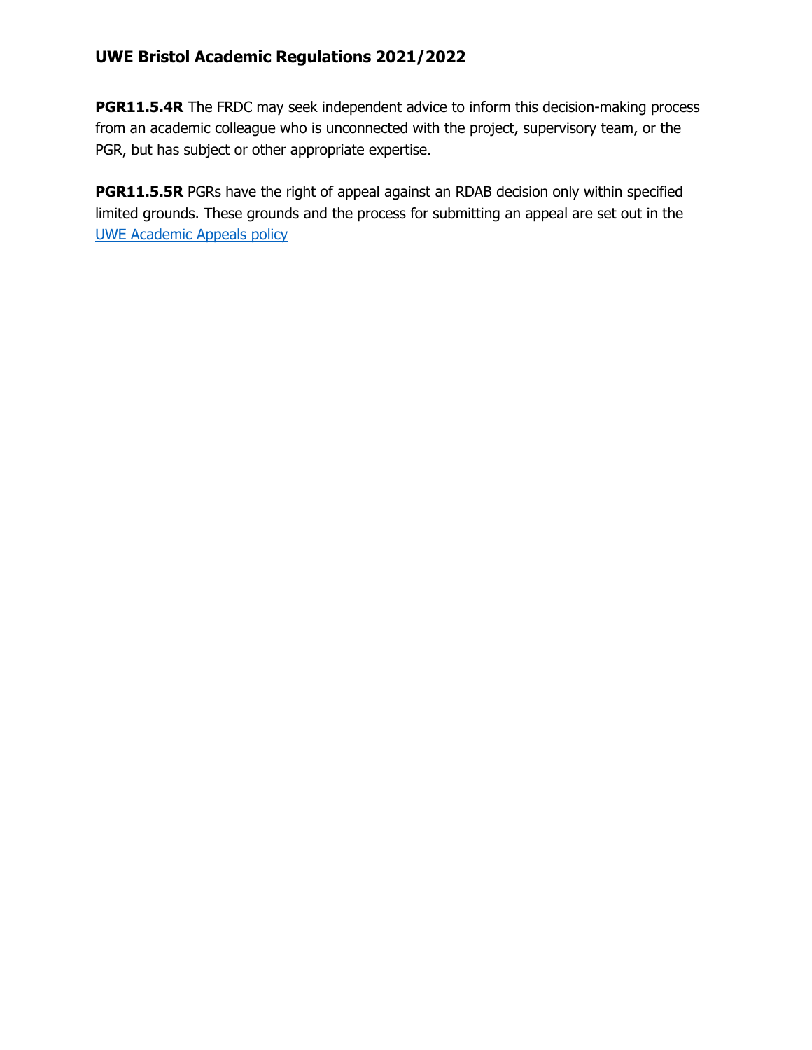**PGR11.5.4R** The FRDC may seek independent advice to inform this decision-making process from an academic colleague who is unconnected with the project, supervisory team, or the PGR, but has subject or other appropriate expertise.

**PGR11.5.5R** PGRs have the right of appeal against an RDAB decision only within specified limited grounds. These grounds and the process for submitting an appeal are set out in the UWE Academic Appeals policy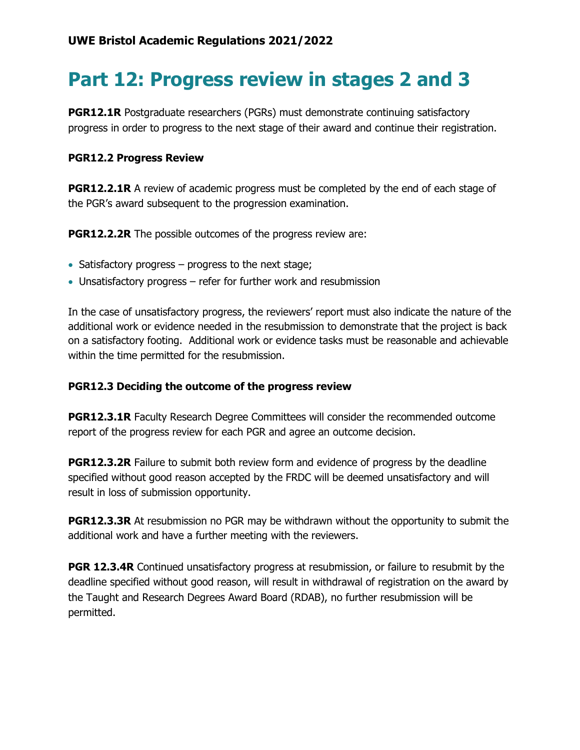# Part 12: Progress review in stages 2 and 3

**PGR12.1R** Postgraduate researchers (PGRs) must demonstrate continuing satisfactory progress in order to progress to the next stage of their award and continue their registration.

### PGR12.2 Progress Review

**PGR12.2.1R** A review of academic progress must be completed by the end of each stage of the PGR's award subsequent to the progression examination.

**PGR12.2.2R** The possible outcomes of the progress review are:

- Satisfactory progress – progress to the next stage;
- Unsatisfactory progress – refer for further work and resubmission

In the case of unsatisfactory progress, the reviewers' report must also indicate the nature of the additional work or evidence needed in the resubmission to demonstrate that the project is back on a satisfactory footing. Additional work or evidence tasks must be reasonable and achievable within the time permitted for the resubmission.

### PGR12.3 Deciding the outcome of the progress review

**PGR12.3.1R** Faculty Research Degree Committees will consider the recommended outcome report of the progress review for each PGR and agree an outcome decision.

**PGR12.3.2R** Failure to submit both review form and evidence of progress by the deadline specified without good reason accepted by the FRDC will be deemed unsatisfactory and will result in loss of submission opportunity.

**PGR12.3.3R** At resubmission no PGR may be withdrawn without the opportunity to submit the additional work and have a further meeting with the reviewers.

**PGR 12.3.4R** Continued unsatisfactory progress at resubmission, or failure to resubmit by the deadline specified without good reason, will result in withdrawal of registration on the award by the Taught and Research Degrees Award Board (RDAB), no further resubmission will be permitted.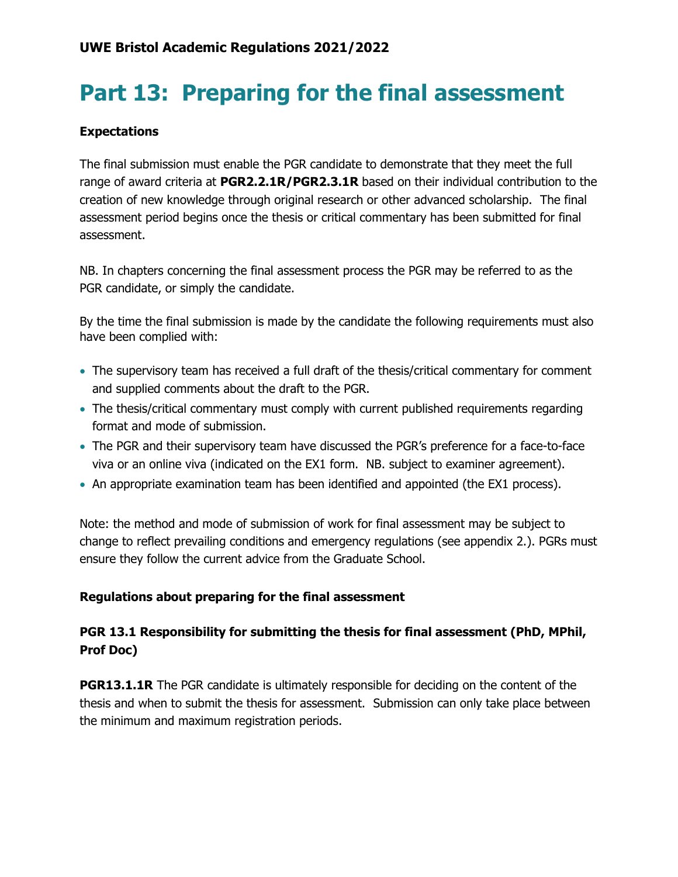# Part 13: Preparing for the final assessment

**Expectations**

The final submission must enable the PGR candidate to demonstrate that they meet the full range of award criteria at **PGR2.2.1R/PGR2.3.1R** based on their individual contribution to the creation of new knowledge through original research or other advanced scholarship. The final assessment period begins once the thesis or critical commentary has been submitted for final assessment.

NB. In chapters concerning the final assessment process the PGR may be referred to as the PGR candidate, or simply the candidate.

By the time the final submission is made by the candidate the following requirements must also have been complied with:

- The supervisory team has received a full draft of the thesis/critical commentary for comment and supplied comments about the draft to the PGR.
- The thesis/critical commentary must comply with current published requirements regarding format and mode of submission.
- The PGR and their supervisory team have discussed the PGR's preference for a face-to-face viva or an online viva (indicated on the EX1 form. NB. subject to examiner agreement).
- An appropriate examination team has been identified and appointed (the EX1 process).

Note: the method and mode of submission of work for final assessment may be subject to change to reflect prevailing conditions and emergency regulations (see appendix 2.). PGRs must ensure they follow the current advice from the Graduate School.

**Regulations about preparing for the final assessment**

### PGR 13.1 Responsibility for submitting the thesis for final assessment (PhD, MPhil, Prof Doc)

**PGR13.1.1R** The PGR candidate is ultimately responsible for deciding on the content of the thesis and when to submit the thesis for assessment. Submission can only take place between the minimum and maximum registration periods.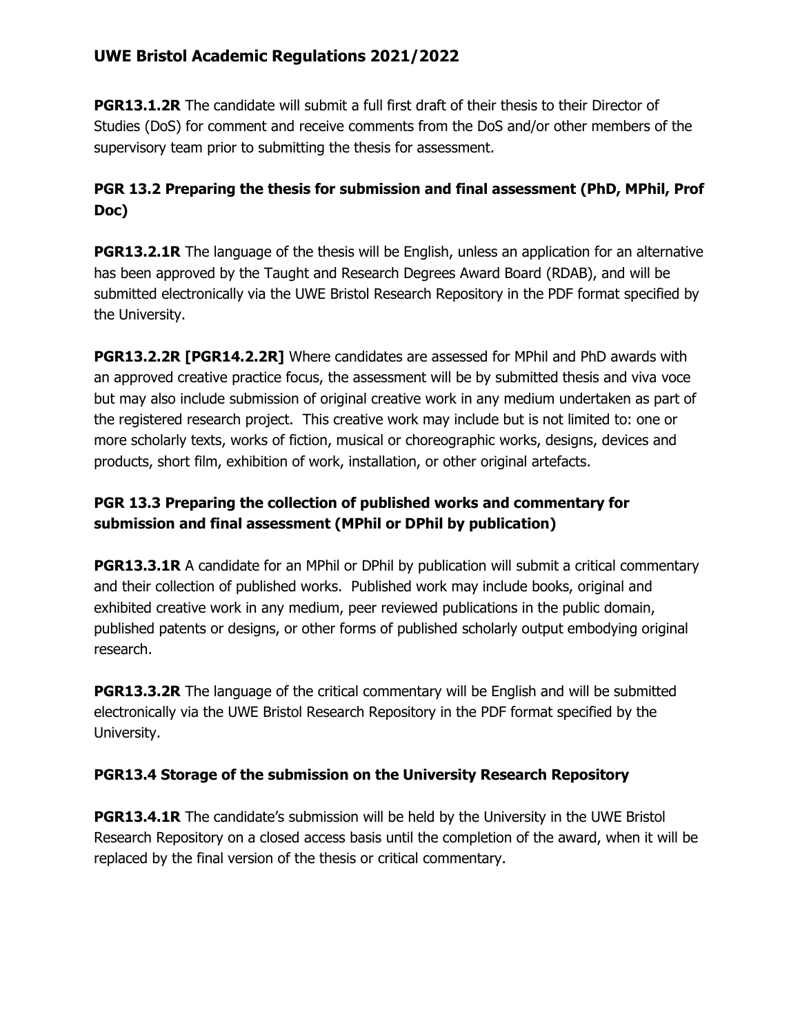**PGR13.1.2R** The candidate will submit a full first draft of their thesis to their Director of Studies (DoS) for comment and receive comments from the DoS and/or other members of the supervisory team prior to submitting the thesis for assessment.

### PGR 13.2 Preparing the thesis for submission and final assessment (PhD, MPhil, Prof Doc)

**PGR13.2.1R** The language of the thesis will be English, unless an application for an alternative has been approved by the Taught and Research Degrees Award Board (RDAB), and will be submitted electronically via the UWE Bristol Research Repository in the PDF format specified by the University.

**PGR13.2.2R [PGR14.2.2R]** Where candidates are assessed for MPhil and PhD awards with an approved creative practice focus, the assessment will be by submitted thesis and viva voce but may also include submission of original creative work in any medium undertaken as part of the registered research project. This creative work may include but is not limited to: one or more scholarly texts, works of fiction, musical or choreographic works, designs, devices and products, short film, exhibition of work, installation, or other original artefacts.

### PGR 13.3 Preparing the collection of published works and commentary for submission and final assessment (MPhil or DPhil by publication)

**PGR13.3.1R** A candidate for an MPhil or DPhil by publication will submit a critical commentary and their collection of published works. Published work may include books, original and exhibited creative work in any medium, peer reviewed publications in the public domain, published patents or designs, or other forms of published scholarly output embodying original research.

**PGR13.3.2R** The language of the critical commentary will be English and will be submitted electronically via the UWE Bristol Research Repository in the PDF format specified by the University.

### PGR13.4 Storage of the submission on the University Research Repository

**PGR13.4.1R** The candidate's submission will be held by the University in the UWE Bristol Research Repository on a closed access basis until the completion of the award, when it will be replaced by the final version of the thesis or critical commentary.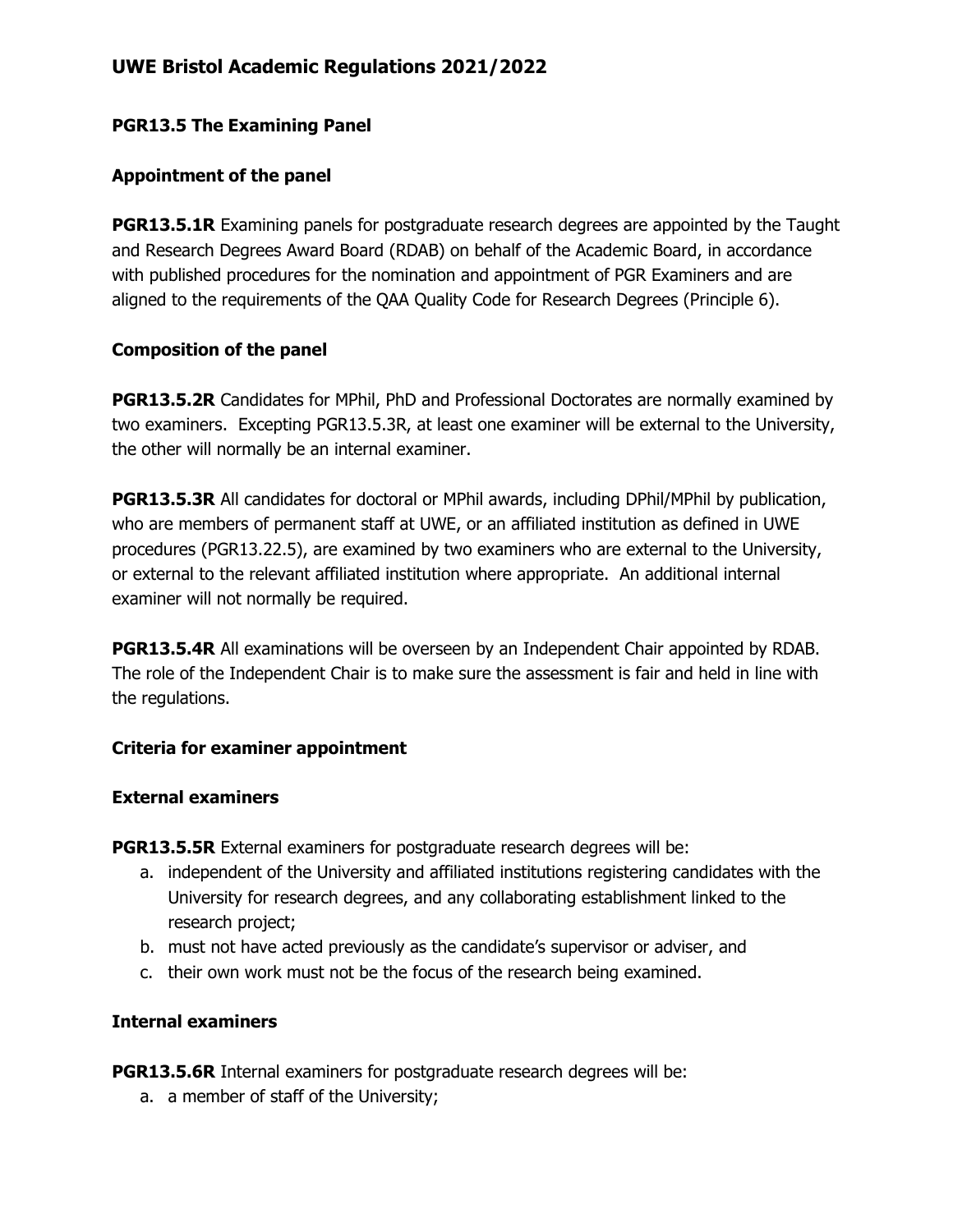### PGR13.5 The Examining Panel

#### Appointment of the panel

**PGR13.5.1R** Examining panels for postgraduate research degrees are appointed by the Taught and Research Degrees Award Board (RDAB) on behalf of the Academic Board, in accordance with published procedures for the nomination and appointment of PGR Examiners and are aligned to the requirements of the QAA Quality Code for Research Degrees (Principle 6).

#### Composition of the panel

**PGR13.5.2R** Candidates for MPhil, PhD and Professional Doctorates are normally examined by two examiners. Excepting PGR13.5.3R, at least one examiner will be external to the University, the other will normally be an internal examiner.

**PGR13.5.3R** All candidates for doctoral or MPhil awards, including DPhil/MPhil by publication, who are members of permanent staff at UWE, or an affiliated institution as defined in UWE procedures (PGR13.22.5), are examined by two examiners who are external to the University, or external to the relevant affiliated institution where appropriate. An additional internal examiner will not normally be required.

**PGR13.5.4R** All examinations will be overseen by an Independent Chair appointed by RDAB. The role of the Independent Chair is to make sure the assessment is fair and held in line with the regulations.

#### Criteria for examiner appointment

#### External examiners

**PGR13.5.5R** External examiners for postgraduate research degrees will be:

a. independent of the University and affiliated institutions registering candidates with the University for research degrees, and any collaborating establishment linked to the research project;
b. must not have acted previously as the candidate's supervisor or adviser, and
c. their own work must not be the focus of the research being examined.

#### Internal examiners

**PGR13.5.6R** Internal examiners for postgraduate research degrees will be:

a. a member of staff of the University;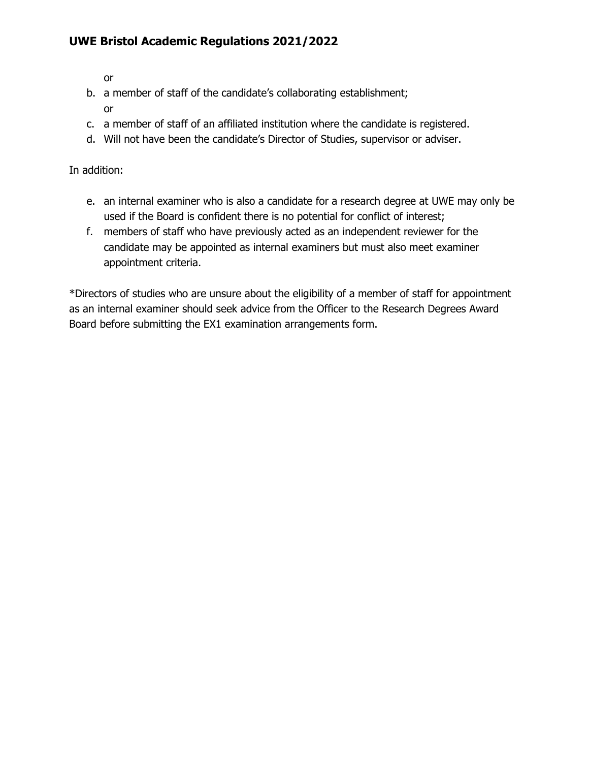or

b. a member of staff of the candidate's collaborating establishment;

   or

c. a member of staff of an affiliated institution where the candidate is registered.

d. Will not have been the candidate's Director of Studies, supervisor or adviser.

In addition:

e. an internal examiner who is also a candidate for a research degree at UWE may only be used if the Board is confident there is no potential for conflict of interest;

f. members of staff who have previously acted as an independent reviewer for the candidate may be appointed as internal examiners but must also meet examiner appointment criteria.

*Directors of studies who are unsure about the eligibility of a member of staff for appointment as an internal examiner should seek advice from the Officer to the Research Degrees Award Board before submitting the EX1 examination arrangements form.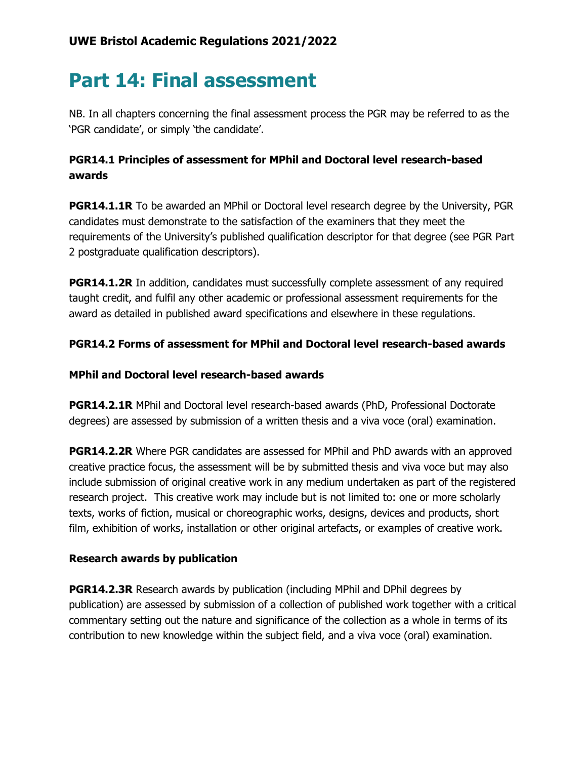**UWE Bristol Academic Regulations 2021/2022**

# Part 14: Final assessment

NB. In all chapters concerning the final assessment process the PGR may be referred to as the 'PGR candidate', or simply 'the candidate'.

### PGR14.1 Principles of assessment for MPhil and Doctoral level research-based awards

**PGR14.1.1R** To be awarded an MPhil or Doctoral level research degree by the University, PGR candidates must demonstrate to the satisfaction of the examiners that they meet the requirements of the University's published qualification descriptor for that degree (see PGR Part 2 postgraduate qualification descriptors).

**PGR14.1.2R** In addition, candidates must successfully complete assessment of any required taught credit, and fulfil any other academic or professional assessment requirements for the award as detailed in published award specifications and elsewhere in these regulations.

### PGR14.2 Forms of assessment for MPhil and Doctoral level research-based awards

#### MPhil and Doctoral level research-based awards

**PGR14.2.1R** MPhil and Doctoral level research-based awards (PhD, Professional Doctorate degrees) are assessed by submission of a written thesis and a viva voce (oral) examination.

**PGR14.2.2R** Where PGR candidates are assessed for MPhil and PhD awards with an approved creative practice focus, the assessment will be by submitted thesis and viva voce but may also include submission of original creative work in any medium undertaken as part of the registered research project. This creative work may include but is not limited to: one or more scholarly texts, works of fiction, musical or choreographic works, designs, devices and products, short film, exhibition of works, installation or other original artefacts, or examples of creative work.

#### Research awards by publication

**PGR14.2.3R** Research awards by publication (including MPhil and DPhil degrees by publication) are assessed by submission of a collection of published work together with a critical commentary setting out the nature and significance of the collection as a whole in terms of its contribution to new knowledge within the subject field, and a viva voce (oral) examination.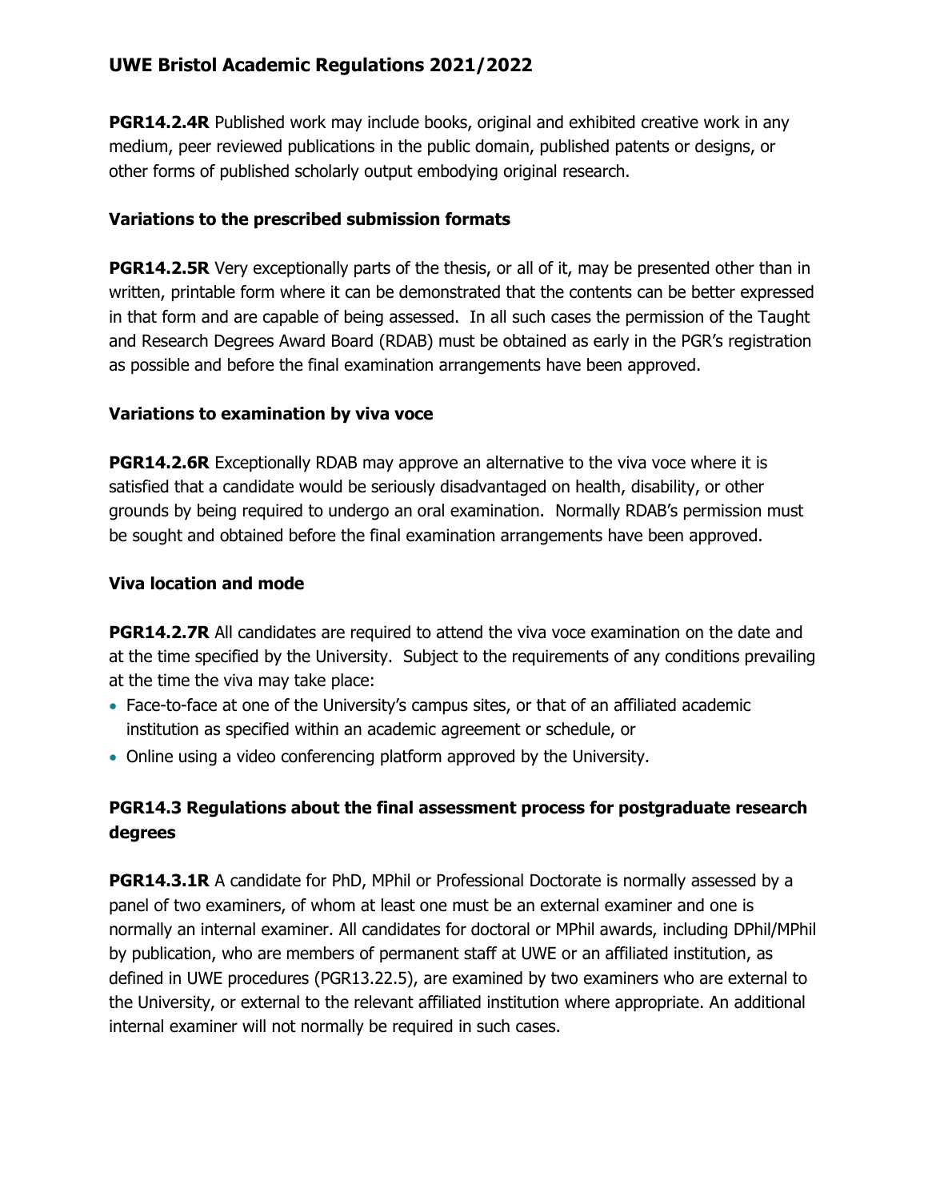**PGR14.2.4R** Published work may include books, original and exhibited creative work in any medium, peer reviewed publications in the public domain, published patents or designs, or other forms of published scholarly output embodying original research.

**Variations to the prescribed submission formats**

**PGR14.2.5R** Very exceptionally parts of the thesis, or all of it, may be presented other than in written, printable form where it can be demonstrated that the contents can be better expressed in that form and are capable of being assessed. In all such cases the permission of the Taught and Research Degrees Award Board (RDAB) must be obtained as early in the PGR's registration as possible and before the final examination arrangements have been approved.

**Variations to examination by viva voce**

**PGR14.2.6R** Exceptionally RDAB may approve an alternative to the viva voce where it is satisfied that a candidate would be seriously disadvantaged on health, disability, or other grounds by being required to undergo an oral examination. Normally RDAB's permission must be sought and obtained before the final examination arrangements have been approved.

**Viva location and mode**

**PGR14.2.7R** All candidates are required to attend the viva voce examination on the date and at the time specified by the University. Subject to the requirements of any conditions prevailing at the time the viva may take place:

- Face-to-face at one of the University's campus sites, or that of an affiliated academic institution as specified within an academic agreement or schedule, or
- Online using a video conferencing platform approved by the University.

## PGR14.3 Regulations about the final assessment process for postgraduate research degrees

**PGR14.3.1R** A candidate for PhD, MPhil or Professional Doctorate is normally assessed by a panel of two examiners, of whom at least one must be an external examiner and one is normally an internal examiner. All candidates for doctoral or MPhil awards, including DPhil/MPhil by publication, who are members of permanent staff at UWE or an affiliated institution, as defined in UWE procedures (PGR13.22.5), are examined by two examiners who are external to the University, or external to the relevant affiliated institution where appropriate. An additional internal examiner will not normally be required in such cases.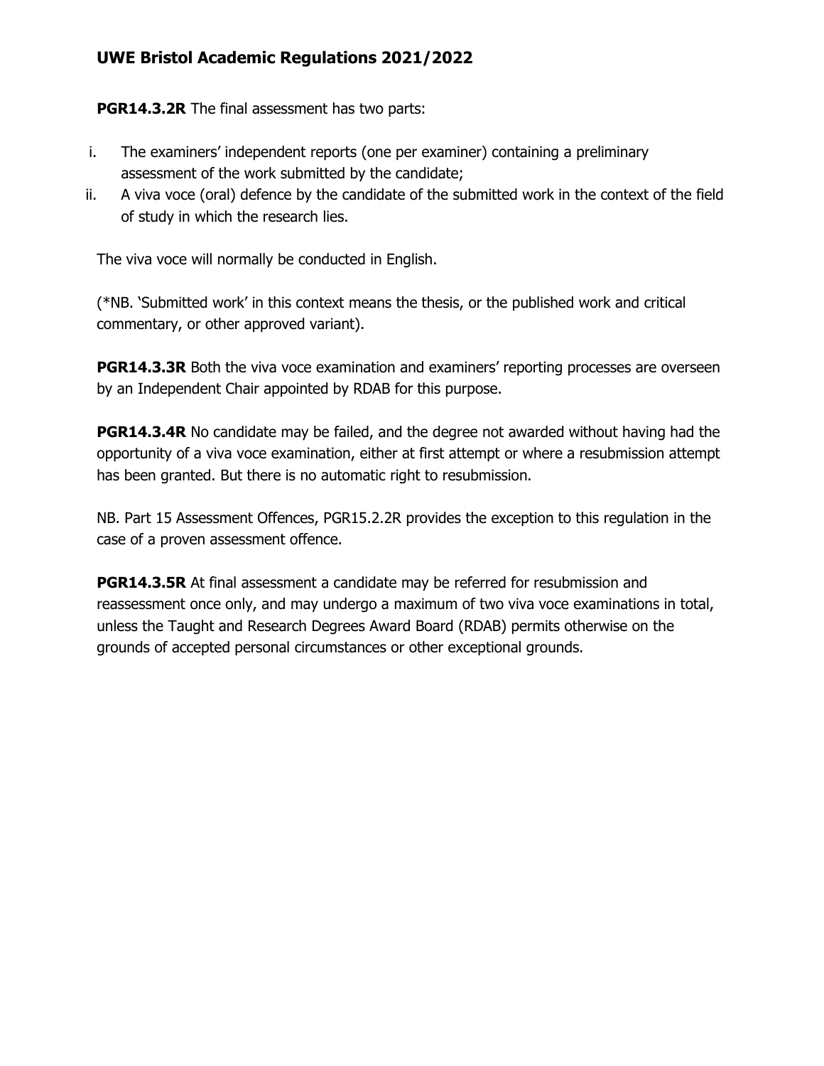**PGR14.3.2R** The final assessment has two parts:

i. The examiners' independent reports (one per examiner) containing a preliminary assessment of the work submitted by the candidate;
ii. A viva voce (oral) defence by the candidate of the submitted work in the context of the field of study in which the research lies.

The viva voce will normally be conducted in English.

(*NB. 'Submitted work' in this context means the thesis, or the published work and critical commentary, or other approved variant).

**PGR14.3.3R** Both the viva voce examination and examiners' reporting processes are overseen by an Independent Chair appointed by RDAB for this purpose.

**PGR14.3.4R** No candidate may be failed, and the degree not awarded without having had the opportunity of a viva voce examination, either at first attempt or where a resubmission attempt has been granted. But there is no automatic right to resubmission.

NB. Part 15 Assessment Offences, PGR15.2.2R provides the exception to this regulation in the case of a proven assessment offence.

**PGR14.3.5R** At final assessment a candidate may be referred for resubmission and reassessment once only, and may undergo a maximum of two viva voce examinations in total, unless the Taught and Research Degrees Award Board (RDAB) permits otherwise on the grounds of accepted personal circumstances or other exceptional grounds.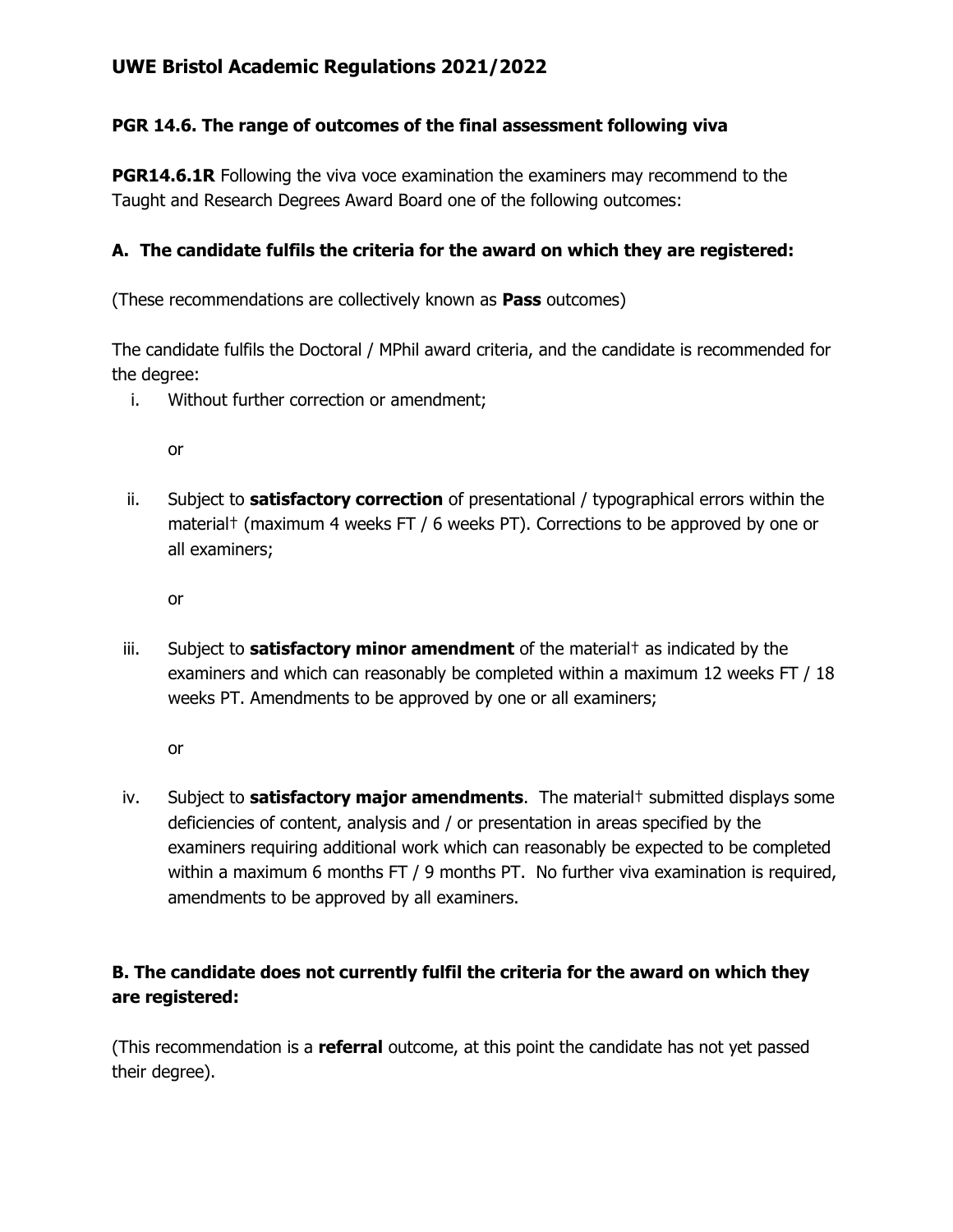### PGR 14.6. The range of outcomes of the final assessment following viva

**PGR14.6.1R** Following the viva voce examination the examiners may recommend to the Taught and Research Degrees Award Board one of the following outcomes:

#### A. The candidate fulfils the criteria for the award on which they are registered:

(These recommendations are collectively known as **Pass** outcomes)

The candidate fulfils the Doctoral / MPhil award criteria, and the candidate is recommended for the degree:

i. Without further correction or amendment;

   or

ii. Subject to **satisfactory correction** of presentational / typographical errors within the material† (maximum 4 weeks FT / 6 weeks PT). Corrections to be approved by one or all examiners;

   or

iii. Subject to **satisfactory minor amendment** of the material† as indicated by the examiners and which can reasonably be completed within a maximum 12 weeks FT / 18 weeks PT. Amendments to be approved by one or all examiners;

   or

iv. Subject to **satisfactory major amendments**. The material† submitted displays some deficiencies of content, analysis and / or presentation in areas specified by the examiners requiring additional work which can reasonably be expected to be completed within a maximum 6 months FT / 9 months PT. No further viva examination is required, amendments to be approved by all examiners.

#### B. The candidate does not currently fulfil the criteria for the award on which they are registered:

(This recommendation is a **referral** outcome, at this point the candidate has not yet passed their degree).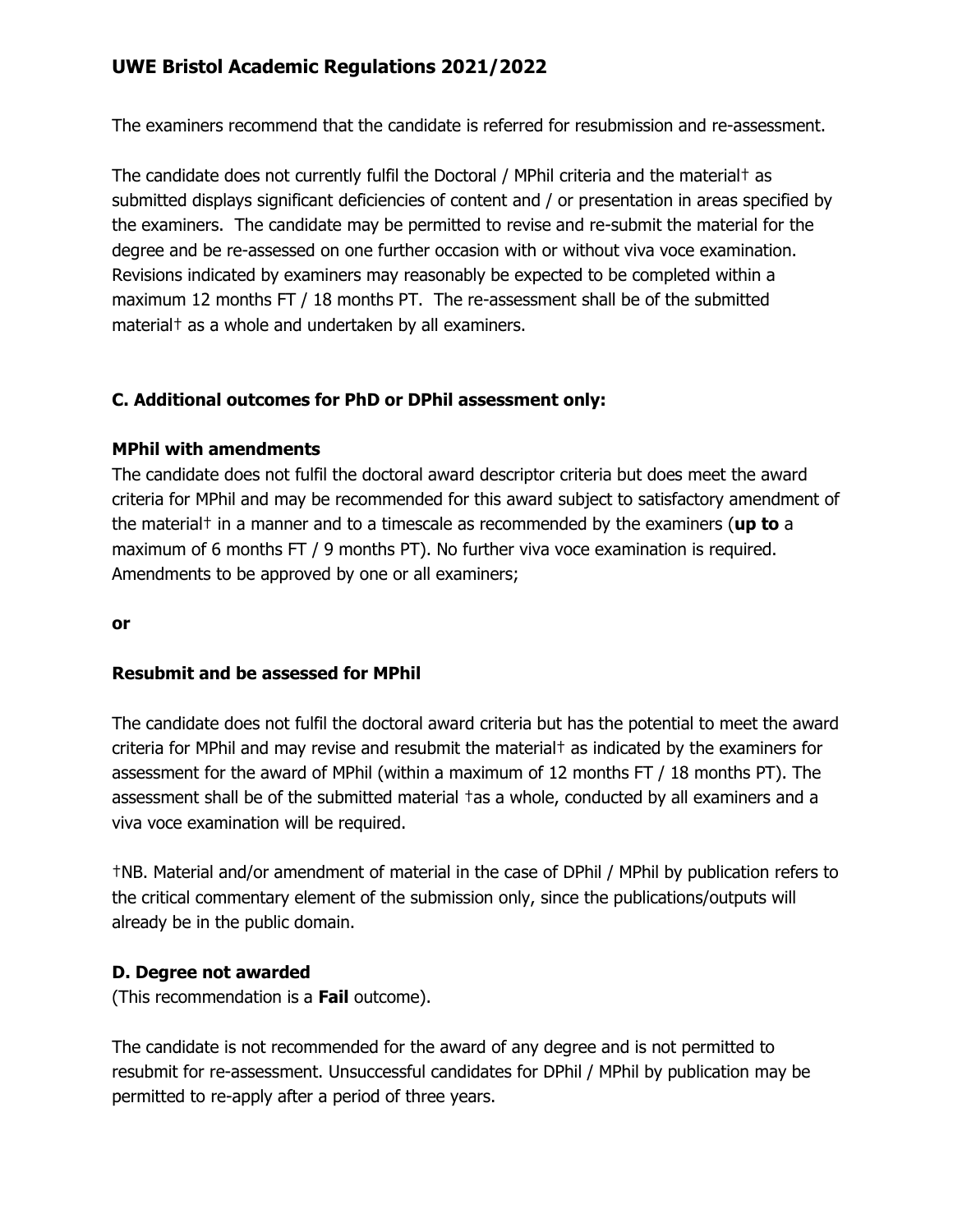The examiners recommend that the candidate is referred for resubmission and re-assessment.

The candidate does not currently fulfil the Doctoral / MPhil criteria and the material† as submitted displays significant deficiencies of content and / or presentation in areas specified by the examiners. The candidate may be permitted to revise and re-submit the material for the degree and be re-assessed on one further occasion with or without viva voce examination. Revisions indicated by examiners may reasonably be expected to be completed within a maximum 12 months FT / 18 months PT. The re-assessment shall be of the submitted material† as a whole and undertaken by all examiners.

**C. Additional outcomes for PhD or DPhil assessment only:**

**MPhil with amendments**

The candidate does not fulfil the doctoral award descriptor criteria but does meet the award criteria for MPhil and may be recommended for this award subject to satisfactory amendment of the material† in a manner and to a timescale as recommended by the examiners (**up to** a maximum of 6 months FT / 9 months PT). No further viva voce examination is required. Amendments to be approved by one or all examiners;

**or**

**Resubmit and be assessed for MPhil**

The candidate does not fulfil the doctoral award criteria but has the potential to meet the award criteria for MPhil and may revise and resubmit the material† as indicated by the examiners for assessment for the award of MPhil (within a maximum of 12 months FT / 18 months PT). The assessment shall be of the submitted material †as a whole, conducted by all examiners and a viva voce examination will be required.

†NB. Material and/or amendment of material in the case of DPhil / MPhil by publication refers to the critical commentary element of the submission only, since the publications/outputs will already be in the public domain.

**D. Degree not awarded**

(This recommendation is a **Fail** outcome).

The candidate is not recommended for the award of any degree and is not permitted to resubmit for re-assessment. Unsuccessful candidates for DPhil / MPhil by publication may be permitted to re-apply after a period of three years.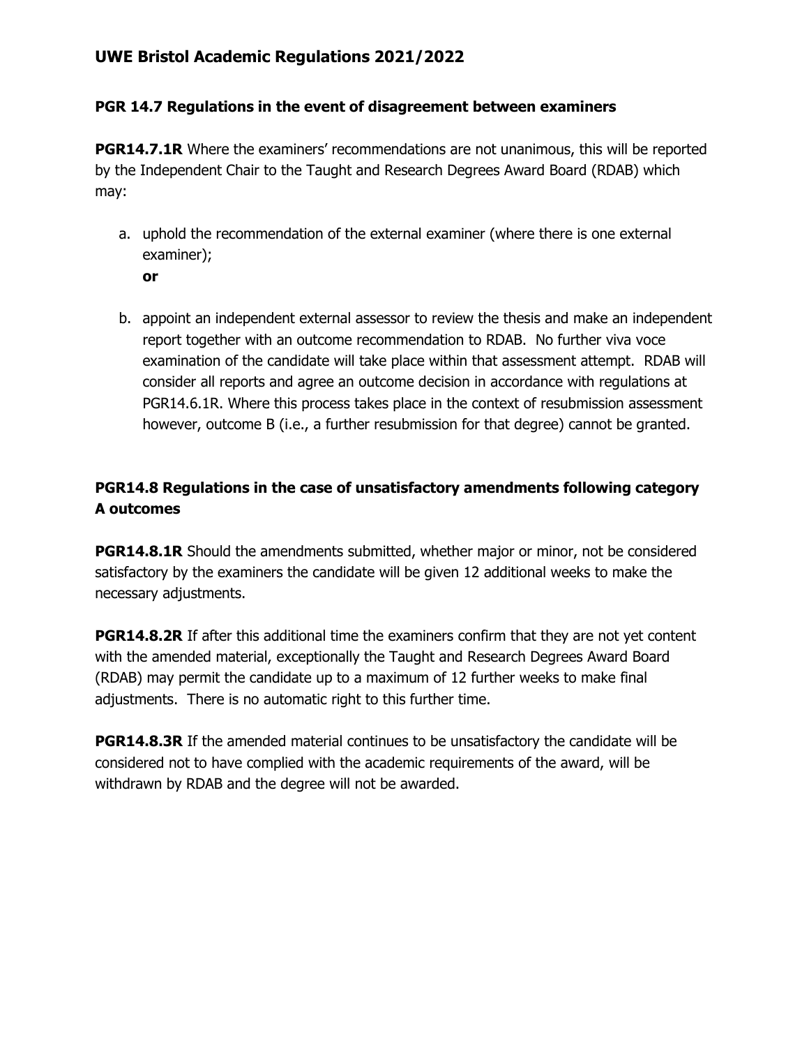## PGR 14.7 Regulations in the event of disagreement between examiners

**PGR14.7.1R** Where the examiners' recommendations are not unanimous, this will be reported by the Independent Chair to the Taught and Research Degrees Award Board (RDAB) which may:

a. uphold the recommendation of the external examiner (where there is one external examiner);
   **or**

b. appoint an independent external assessor to review the thesis and make an independent report together with an outcome recommendation to RDAB. No further viva voce examination of the candidate will take place within that assessment attempt. RDAB will consider all reports and agree an outcome decision in accordance with regulations at PGR14.6.1R. Where this process takes place in the context of resubmission assessment however, outcome B (i.e., a further resubmission for that degree) cannot be granted.

## PGR14.8 Regulations in the case of unsatisfactory amendments following category A outcomes

**PGR14.8.1R** Should the amendments submitted, whether major or minor, not be considered satisfactory by the examiners the candidate will be given 12 additional weeks to make the necessary adjustments.

**PGR14.8.2R** If after this additional time the examiners confirm that they are not yet content with the amended material, exceptionally the Taught and Research Degrees Award Board (RDAB) may permit the candidate up to a maximum of 12 further weeks to make final adjustments. There is no automatic right to this further time.

**PGR14.8.3R** If the amended material continues to be unsatisfactory the candidate will be considered not to have complied with the academic requirements of the award, will be withdrawn by RDAB and the degree will not be awarded.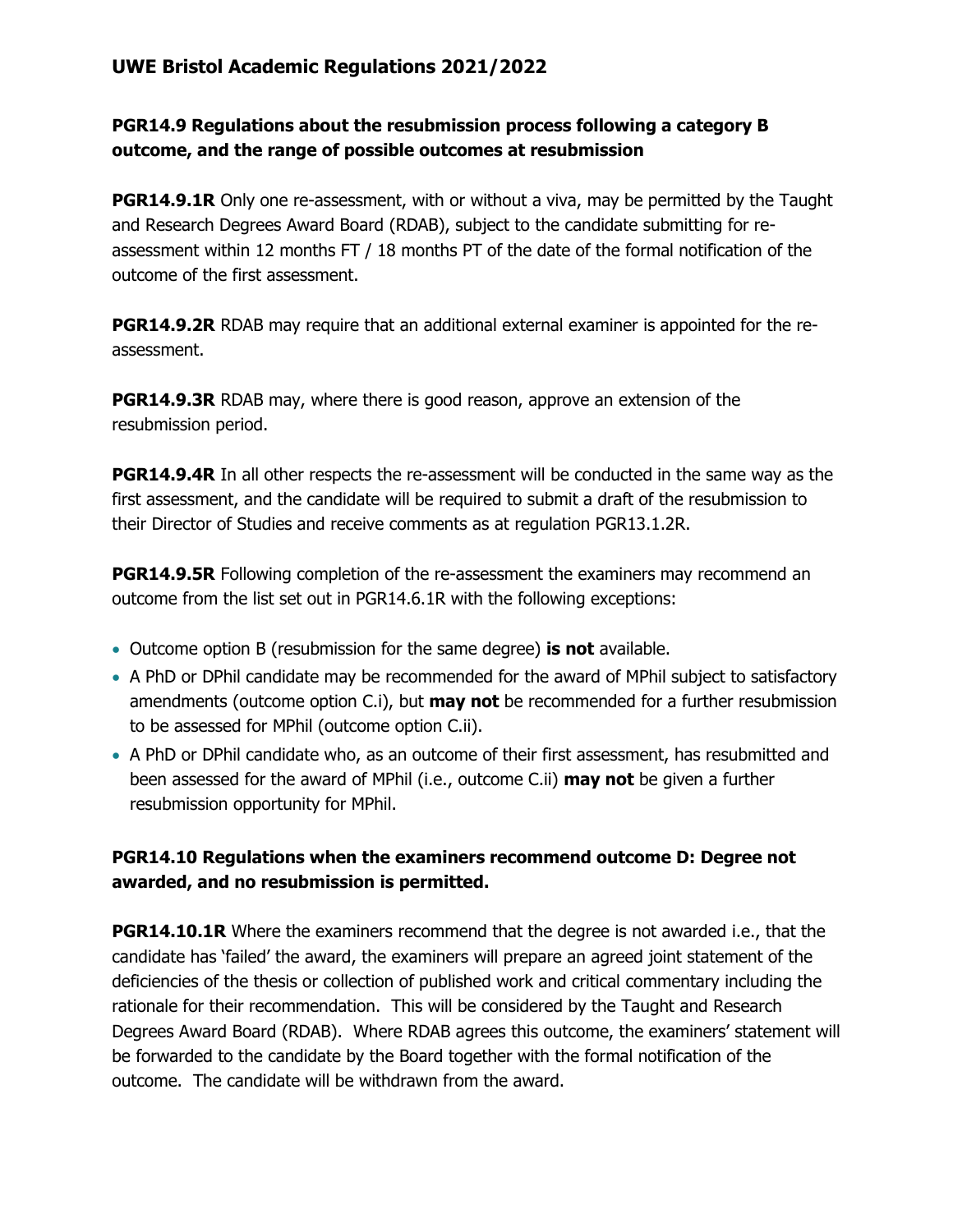### PGR14.9 Regulations about the resubmission process following a category B outcome, and the range of possible outcomes at resubmission

**PGR14.9.1R** Only one re-assessment, with or without a viva, may be permitted by the Taught and Research Degrees Award Board (RDAB), subject to the candidate submitting for re-assessment within 12 months FT / 18 months PT of the date of the formal notification of the outcome of the first assessment.

**PGR14.9.2R** RDAB may require that an additional external examiner is appointed for the re-assessment.

**PGR14.9.3R** RDAB may, where there is good reason, approve an extension of the resubmission period.

**PGR14.9.4R** In all other respects the re-assessment will be conducted in the same way as the first assessment, and the candidate will be required to submit a draft of the resubmission to their Director of Studies and receive comments as at regulation PGR13.1.2R.

**PGR14.9.5R** Following completion of the re-assessment the examiners may recommend an outcome from the list set out in PGR14.6.1R with the following exceptions:

- Outcome option B (resubmission for the same degree) **is not** available.
- A PhD or DPhil candidate may be recommended for the award of MPhil subject to satisfactory amendments (outcome option C.i), but **may not** be recommended for a further resubmission to be assessed for MPhil (outcome option C.ii).
- A PhD or DPhil candidate who, as an outcome of their first assessment, has resubmitted and been assessed for the award of MPhil (i.e., outcome C.ii) **may not** be given a further resubmission opportunity for MPhil.

### PGR14.10 Regulations when the examiners recommend outcome D: Degree not awarded, and no resubmission is permitted.

**PGR14.10.1R** Where the examiners recommend that the degree is not awarded i.e., that the candidate has 'failed' the award, the examiners will prepare an agreed joint statement of the deficiencies of the thesis or collection of published work and critical commentary including the rationale for their recommendation. This will be considered by the Taught and Research Degrees Award Board (RDAB). Where RDAB agrees this outcome, the examiners' statement will be forwarded to the candidate by the Board together with the formal notification of the outcome. The candidate will be withdrawn from the award.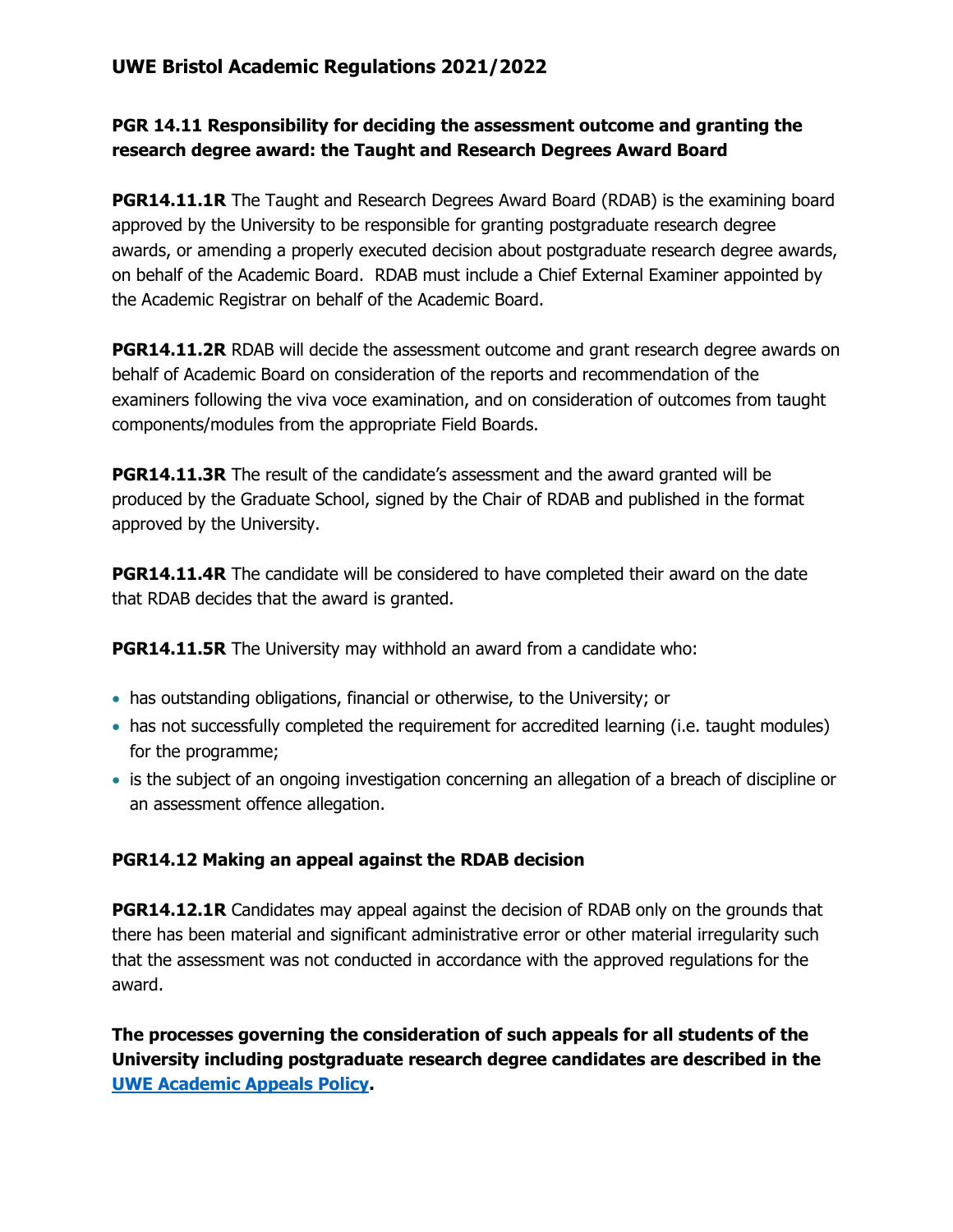### PGR 14.11 Responsibility for deciding the assessment outcome and granting the research degree award: the Taught and Research Degrees Award Board

**PGR14.11.1R** The Taught and Research Degrees Award Board (RDAB) is the examining board approved by the University to be responsible for granting postgraduate research degree awards, or amending a properly executed decision about postgraduate research degree awards, on behalf of the Academic Board. RDAB must include a Chief External Examiner appointed by the Academic Registrar on behalf of the Academic Board.

**PGR14.11.2R** RDAB will decide the assessment outcome and grant research degree awards on behalf of Academic Board on consideration of the reports and recommendation of the examiners following the viva voce examination, and on consideration of outcomes from taught components/modules from the appropriate Field Boards.

**PGR14.11.3R** The result of the candidate's assessment and the award granted will be produced by the Graduate School, signed by the Chair of RDAB and published in the format approved by the University.

**PGR14.11.4R** The candidate will be considered to have completed their award on the date that RDAB decides that the award is granted.

**PGR14.11.5R** The University may withhold an award from a candidate who:

- has outstanding obligations, financial or otherwise, to the University; or
- has not successfully completed the requirement for accredited learning (i.e. taught modules) for the programme;
- is the subject of an ongoing investigation concerning an allegation of a breach of discipline or an assessment offence allegation.

### PGR14.12 Making an appeal against the RDAB decision

**PGR14.12.1R** Candidates may appeal against the decision of RDAB only on the grounds that there has been material and significant administrative error or other material irregularity such that the assessment was not conducted in accordance with the approved regulations for the award.

**The processes governing the consideration of such appeals for all students of the University including postgraduate research degree candidates are described in the UWE Academic Appeals Policy.**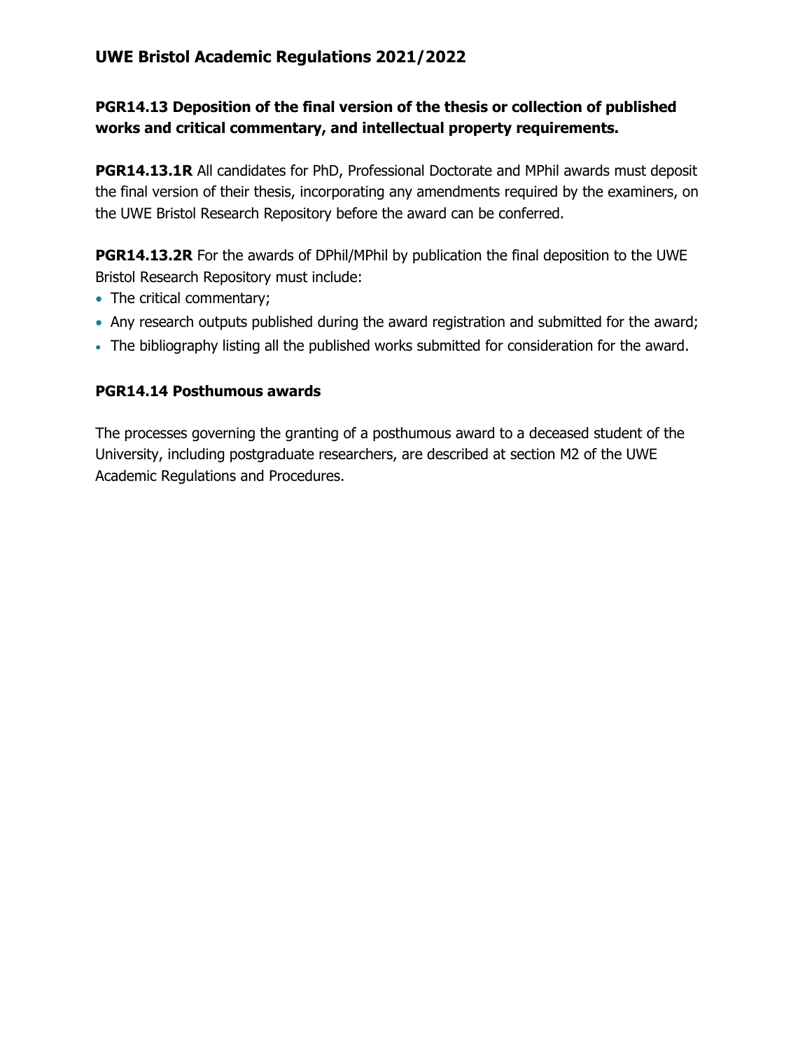### PGR14.13 Deposition of the final version of the thesis or collection of published works and critical commentary, and intellectual property requirements.

**PGR14.13.1R** All candidates for PhD, Professional Doctorate and MPhil awards must deposit the final version of their thesis, incorporating any amendments required by the examiners, on the UWE Bristol Research Repository before the award can be conferred.

**PGR14.13.2R** For the awards of DPhil/MPhil by publication the final deposition to the UWE Bristol Research Repository must include:

- The critical commentary;
- Any research outputs published during the award registration and submitted for the award;
- The bibliography listing all the published works submitted for consideration for the award.

### PGR14.14 Posthumous awards

The processes governing the granting of a posthumous award to a deceased student of the University, including postgraduate researchers, are described at section M2 of the UWE Academic Regulations and Procedures.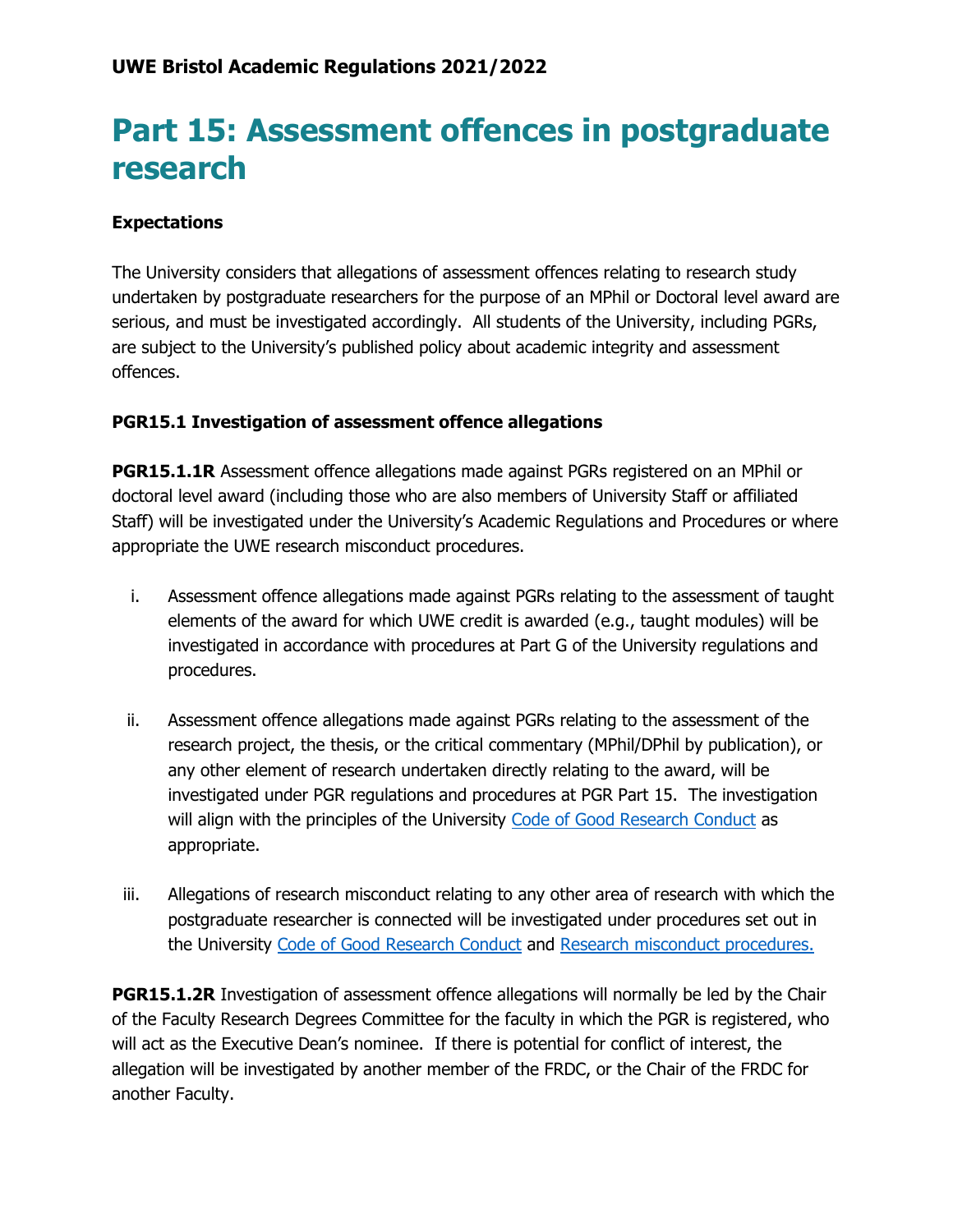**UWE Bristol Academic Regulations 2021/2022**

# Part 15: Assessment offences in postgraduate research

**Expectations**

The University considers that allegations of assessment offences relating to research study undertaken by postgraduate researchers for the purpose of an MPhil or Doctoral level award are serious, and must be investigated accordingly. All students of the University, including PGRs, are subject to the University's published policy about academic integrity and assessment offences.

**PGR15.1 Investigation of assessment offence allegations**

**PGR15.1.1R** Assessment offence allegations made against PGRs registered on an MPhil or doctoral level award (including those who are also members of University Staff or affiliated Staff) will be investigated under the University's Academic Regulations and Procedures or where appropriate the UWE research misconduct procedures.

i. Assessment offence allegations made against PGRs relating to the assessment of taught elements of the award for which UWE credit is awarded (e.g., taught modules) will be investigated in accordance with procedures at Part G of the University regulations and procedures.

ii. Assessment offence allegations made against PGRs relating to the assessment of the research project, the thesis, or the critical commentary (MPhil/DPhil by publication), or any other element of research undertaken directly relating to the award, will be investigated under PGR regulations and procedures at PGR Part 15. The investigation will align with the principles of the University Code of Good Research Conduct as appropriate.

iii. Allegations of research misconduct relating to any other area of research with which the postgraduate researcher is connected will be investigated under procedures set out in the University Code of Good Research Conduct and Research misconduct procedures.

**PGR15.1.2R** Investigation of assessment offence allegations will normally be led by the Chair of the Faculty Research Degrees Committee for the faculty in which the PGR is registered, who will act as the Executive Dean's nominee. If there is potential for conflict of interest, the allegation will be investigated by another member of the FRDC, or the Chair of the FRDC for another Faculty.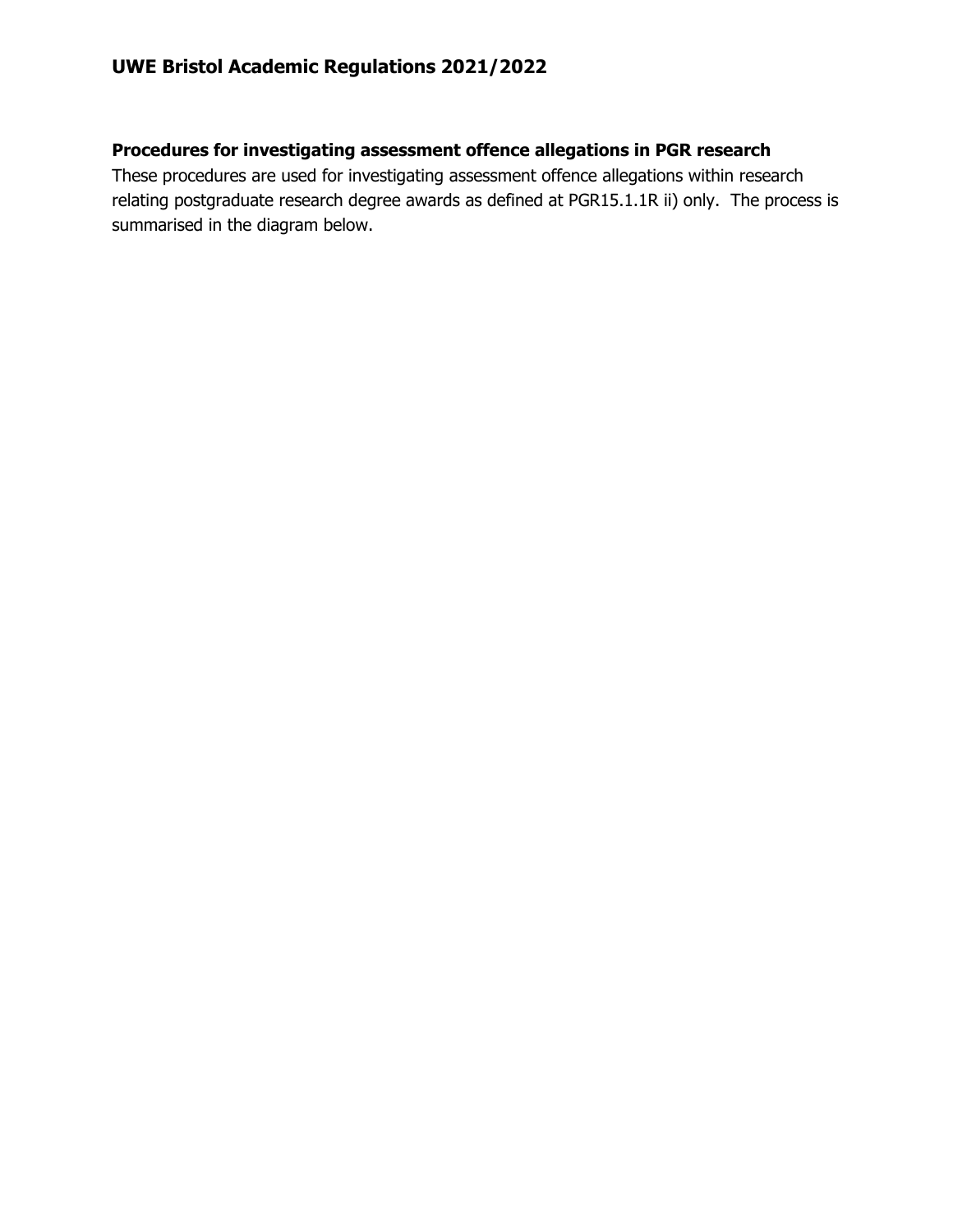### Procedures for investigating assessment offence allegations in PGR research

These procedures are used for investigating assessment offence allegations within research relating postgraduate research degree awards as defined at PGR15.1.1R ii) only. The process is summarised in the diagram below.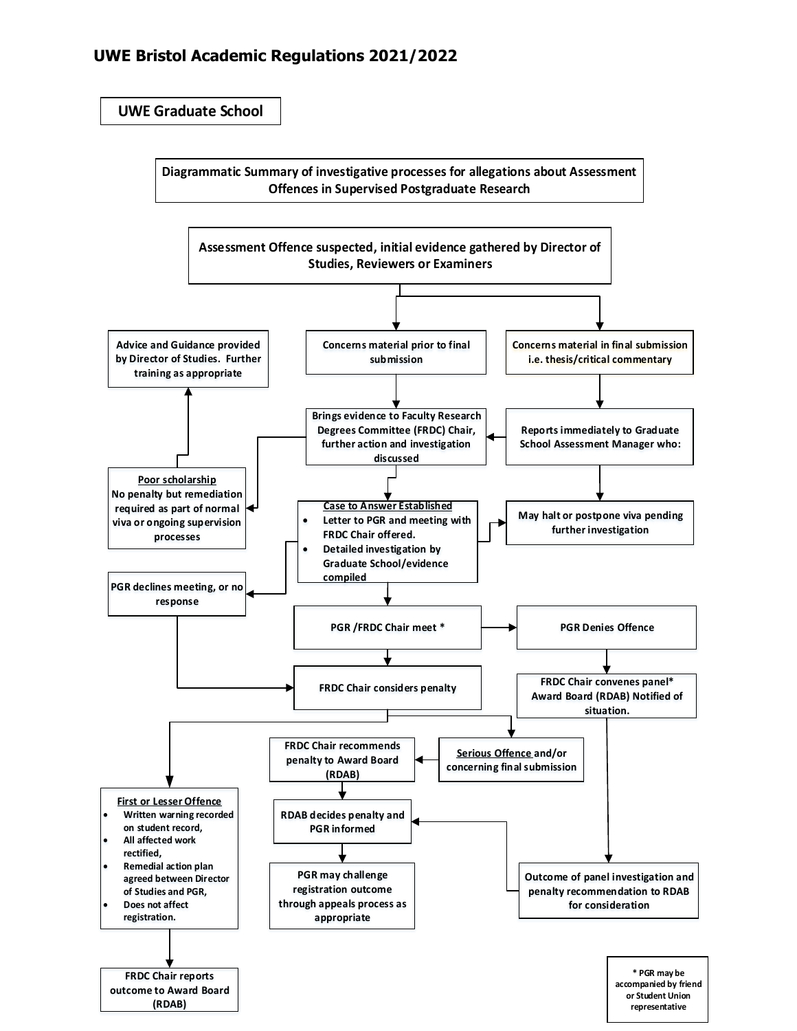## UWE Graduate School

### Diagrammatic Summary of investigative processes for allegations about Assessment Offences in Supervised Postgraduate Research

**Assessment Offence suspected, initial evidence gathered by Director of Studies, Reviewers or Examiners**

**Concerns material prior to final submission**

**Brings evidence to Faculty Research Degrees Committee (FRDC) Chair, further action and investigation discussed**

**Concerns material in final submission i.e. thesis/critical commentary**

**Reports immediately to Graduate School Assessment Manager who:**

**May halt or postpone viva pending further investigation**

**Poor scholarship**
No penalty but remediation required as part of normal viva or ongoing supervision processes

**Advice and Guidance provided by Director of Studies. Further training as appropriate**

**Case to Answer Established**
- Letter to PGR and meeting with FRDC Chair offered.
- Detailed investigation by Graduate School/evidence compiled

**PGR declines meeting, or no response**

**PGR /FRDC Chair meet ***

**PGR Denies Offence**

**FRDC Chair convenes panel* Award Board (RDAB) Notified of situation.**

**FRDC Chair considers penalty**

**First or Lesser Offence**
- Written warning recorded on student record,
- All affected work rectified,
- Remedial action plan agreed between Director of Studies and PGR,
- Does not affect registration.

**FRDC Chair reports outcome to Award Board (RDAB)**

**Serious Offence and/or concerning final submission**

**FRDC Chair recommends penalty to Award Board (RDAB)**

**RDAB decides penalty and PGR informed**

**PGR may challenge registration outcome through appeals process as appropriate**

**Outcome of panel investigation and penalty recommendation to RDAB for consideration**

* PGR may be accompanied by friend or Student Union representative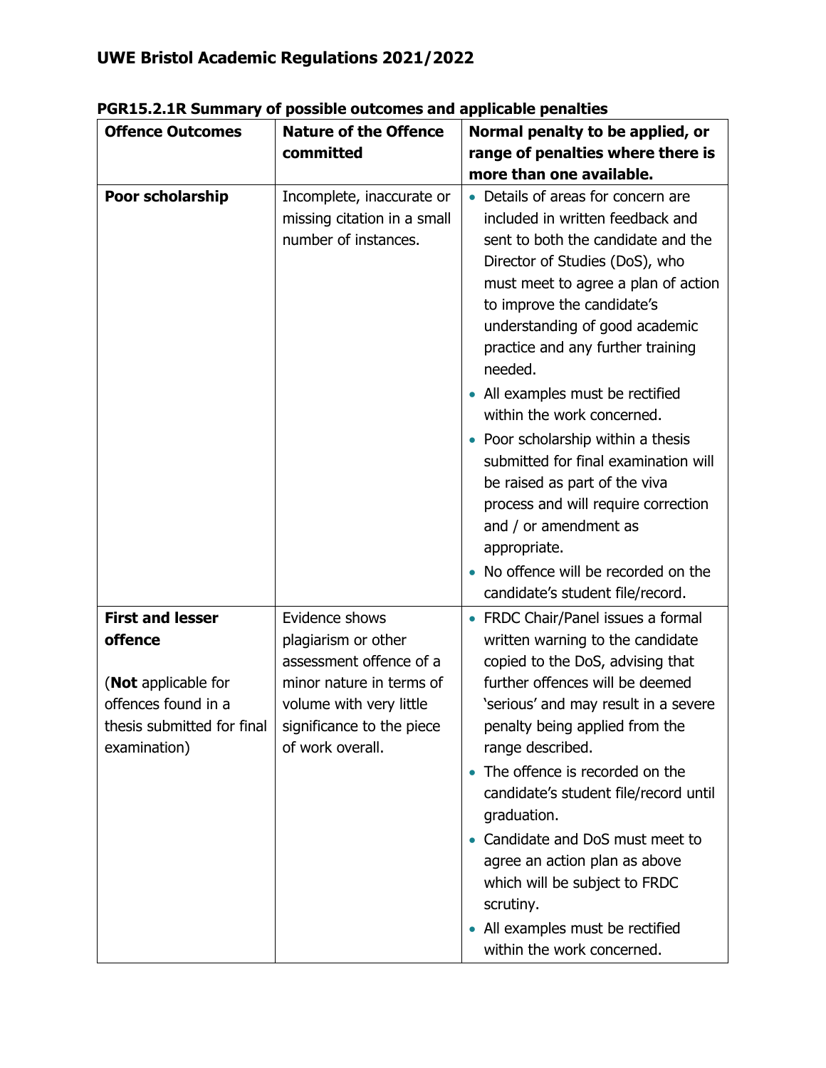**PGR15.2.1R Summary of possible outcomes and applicable penalties**

| Offence Outcomes | Nature of the Offence committed | Normal penalty to be applied, or range of penalties where there is more than one available. |
|---|---|---|
| **Poor scholarship** | Incomplete, inaccurate or missing citation in a small number of instances. | • Details of areas for concern are included in written feedback and sent to both the candidate and the Director of Studies (DoS), who must meet to agree a plan of action to improve the candidate's understanding of good academic practice and any further training needed.<br>• All examples must be rectified within the work concerned.<br>• Poor scholarship within a thesis submitted for final examination will be raised as part of the viva process and will require correction and / or amendment as appropriate.<br>• No offence will be recorded on the candidate's student file/record. |
| **First and lesser offence**<br><br>(**Not** applicable for offences found in a thesis submitted for final examination) | Evidence shows plagiarism or other assessment offence of a minor nature in terms of volume with very little significance to the piece of work overall. | • FRDC Chair/Panel issues a formal written warning to the candidate copied to the DoS, advising that further offences will be deemed 'serious' and may result in a severe penalty being applied from the range described.<br>• The offence is recorded on the candidate's student file/record until graduation.<br>• Candidate and DoS must meet to agree an action plan as above which will be subject to FRDC scrutiny.<br>• All examples must be rectified within the work concerned. |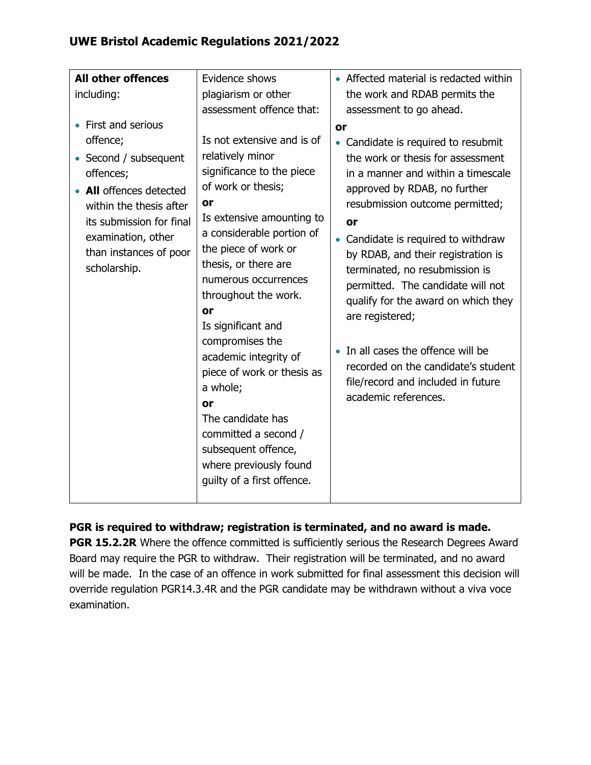| **All other offences** including: <br><br> • First and serious offence; <br> • Second / subsequent offences; <br> • **All** offences detected within the thesis after its submission for final examination, other than instances of poor scholarship. | Evidence shows plagiarism or other assessment offence that: <br><br> Is not extensive and is of relatively minor significance to the piece of work or thesis; <br> **or** <br> Is extensive amounting to a considerable portion of the piece of work or thesis, or there are numerous occurrences throughout the work. <br> **or** <br> Is significant and compromises the academic integrity of piece of work or thesis as a whole; <br> **or** <br> The candidate has committed a second / subsequent offence, where previously found guilty of a first offence. | • Affected material is redacted within the work and RDAB permits the assessment to go ahead. <br> **or** <br> • Candidate is required to resubmit the work or thesis for assessment in a manner and within a timescale approved by RDAB, no further resubmission outcome permitted; <br> **or** <br> • Candidate is required to withdraw by RDAB, and their registration is terminated, no resubmission is permitted. The candidate will not qualify for the award on which they are registered; <br><br> • In all cases the offence will be recorded on the candidate's student file/record and included in future academic references. |
|---|---|---|

**PGR is required to withdraw; registration is terminated, and no award is made.**

**PGR 15.2.2R** Where the offence committed is sufficiently serious the Research Degrees Award Board may require the PGR to withdraw. Their registration will be terminated, and no award will be made. In the case of an offence in work submitted for final assessment this decision will override regulation PGR14.3.4R and the PGR candidate may be withdrawn without a viva voce examination.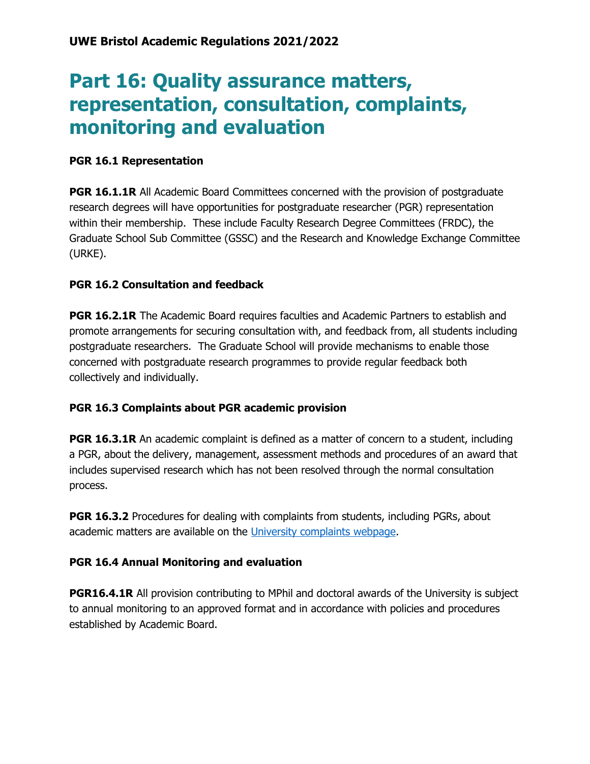UWE Bristol Academic Regulations 2021/2022

# Part 16: Quality assurance matters, representation, consultation, complaints, monitoring and evaluation

**PGR 16.1 Representation**

**PGR 16.1.1R** All Academic Board Committees concerned with the provision of postgraduate research degrees will have opportunities for postgraduate researcher (PGR) representation within their membership. These include Faculty Research Degree Committees (FRDC), the Graduate School Sub Committee (GSSC) and the Research and Knowledge Exchange Committee (URKE).

**PGR 16.2 Consultation and feedback**

**PGR 16.2.1R** The Academic Board requires faculties and Academic Partners to establish and promote arrangements for securing consultation with, and feedback from, all students including postgraduate researchers. The Graduate School will provide mechanisms to enable those concerned with postgraduate research programmes to provide regular feedback both collectively and individually.

**PGR 16.3 Complaints about PGR academic provision**

**PGR 16.3.1R** An academic complaint is defined as a matter of concern to a student, including a PGR, about the delivery, management, assessment methods and procedures of an award that includes supervised research which has not been resolved through the normal consultation process.

**PGR 16.3.2** Procedures for dealing with complaints from students, including PGRs, about academic matters are available on the University complaints webpage.

**PGR 16.4 Annual Monitoring and evaluation**

**PGR16.4.1R** All provision contributing to MPhil and doctoral awards of the University is subject to annual monitoring to an approved format and in accordance with policies and procedures established by Academic Board.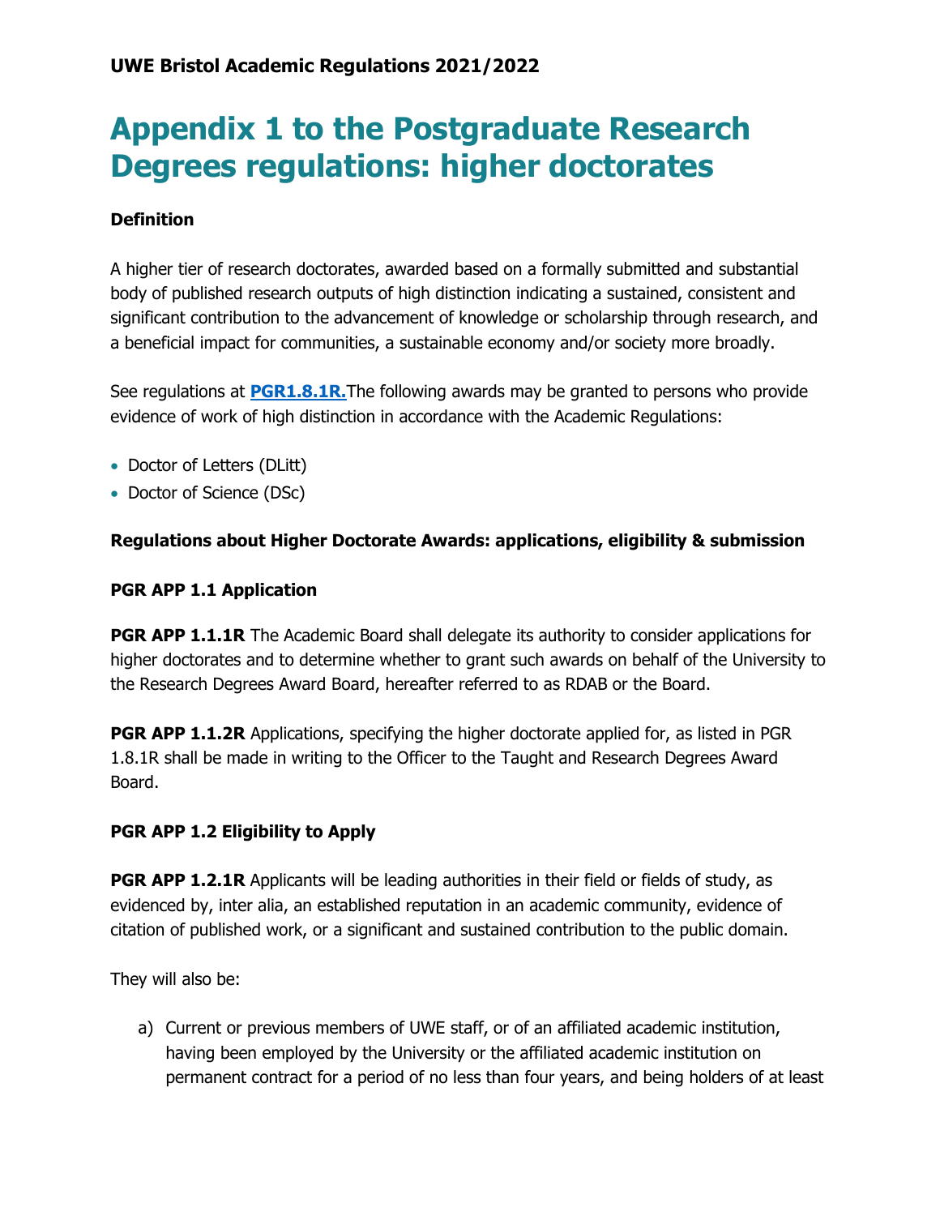**UWE Bristol Academic Regulations 2021/2022**

# Appendix 1 to the Postgraduate Research Degrees regulations: higher doctorates

**Definition**

A higher tier of research doctorates, awarded based on a formally submitted and substantial body of published research outputs of high distinction indicating a sustained, consistent and significant contribution to the advancement of knowledge or scholarship through research, and a beneficial impact for communities, a sustainable economy and/or society more broadly.

See regulations at **PGR1.8.1R.** The following awards may be granted to persons who provide evidence of work of high distinction in accordance with the Academic Regulations:

- Doctor of Letters (DLitt)
- Doctor of Science (DSc)

**Regulations about Higher Doctorate Awards: applications, eligibility & submission**

**PGR APP 1.1 Application**

**PGR APP 1.1.1R** The Academic Board shall delegate its authority to consider applications for higher doctorates and to determine whether to grant such awards on behalf of the University to the Research Degrees Award Board, hereafter referred to as RDAB or the Board.

**PGR APP 1.1.2R** Applications, specifying the higher doctorate applied for, as listed in PGR 1.8.1R shall be made in writing to the Officer to the Taught and Research Degrees Award Board.

**PGR APP 1.2 Eligibility to Apply**

**PGR APP 1.2.1R** Applicants will be leading authorities in their field or fields of study, as evidenced by, inter alia, an established reputation in an academic community, evidence of citation of published work, or a significant and sustained contribution to the public domain.

They will also be:

a) Current or previous members of UWE staff, or of an affiliated academic institution, having been employed by the University or the affiliated academic institution on permanent contract for a period of no less than four years, and being holders of at least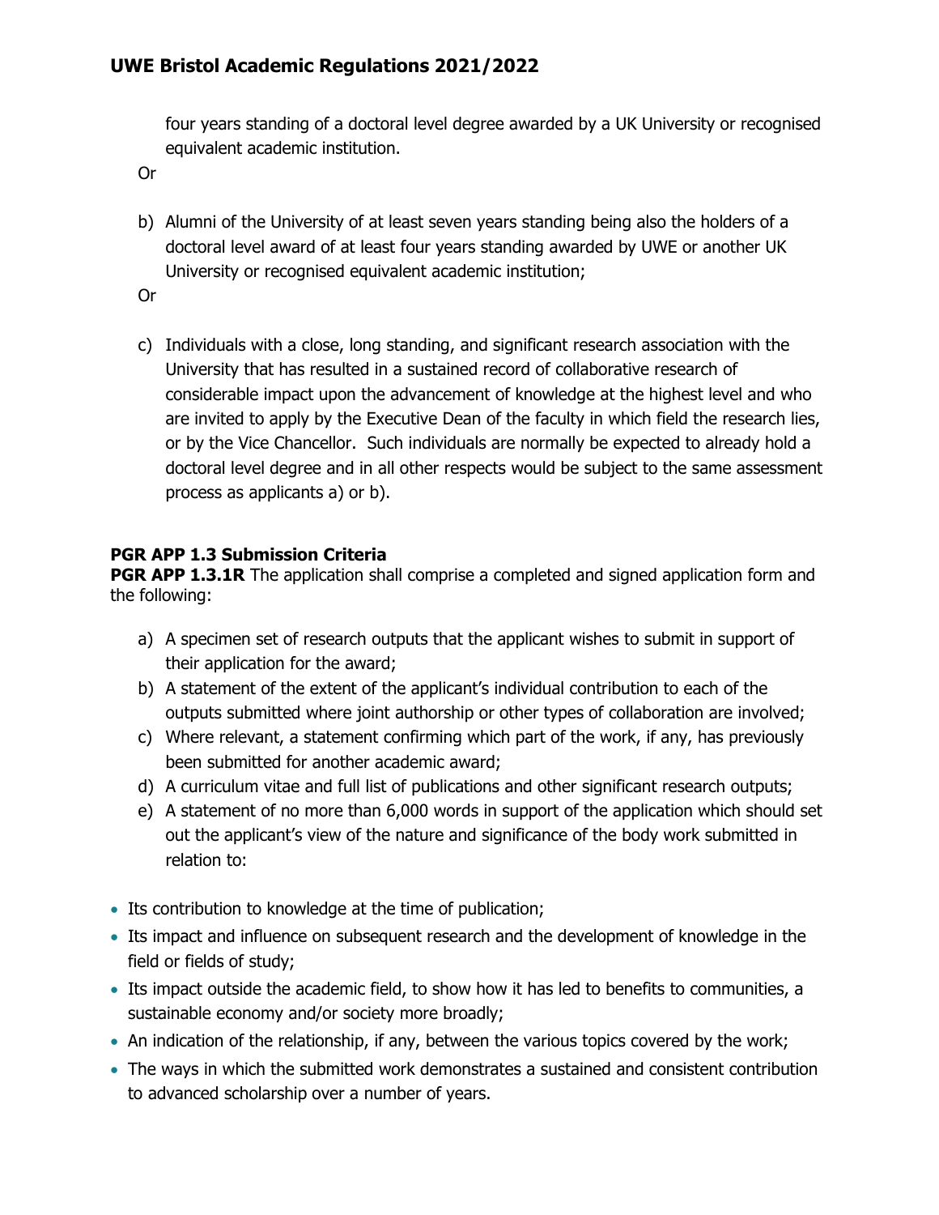four years standing of a doctoral level degree awarded by a UK University or recognised equivalent academic institution.

Or

b) Alumni of the University of at least seven years standing being also the holders of a doctoral level award of at least four years standing awarded by UWE or another UK University or recognised equivalent academic institution;

Or

c) Individuals with a close, long standing, and significant research association with the University that has resulted in a sustained record of collaborative research of considerable impact upon the advancement of knowledge at the highest level and who are invited to apply by the Executive Dean of the faculty in which field the research lies, or by the Vice Chancellor. Such individuals are normally be expected to already hold a doctoral level degree and in all other respects would be subject to the same assessment process as applicants a) or b).

**PGR APP 1.3 Submission Criteria**

**PGR APP 1.3.1R** The application shall comprise a completed and signed application form and the following:

a) A specimen set of research outputs that the applicant wishes to submit in support of their application for the award;
b) A statement of the extent of the applicant's individual contribution to each of the outputs submitted where joint authorship or other types of collaboration are involved;
c) Where relevant, a statement confirming which part of the work, if any, has previously been submitted for another academic award;
d) A curriculum vitae and full list of publications and other significant research outputs;
e) A statement of no more than 6,000 words in support of the application which should set out the applicant's view of the nature and significance of the body work submitted in relation to:

- Its contribution to knowledge at the time of publication;
- Its impact and influence on subsequent research and the development of knowledge in the field or fields of study;
- Its impact outside the academic field, to show how it has led to benefits to communities, a sustainable economy and/or society more broadly;
- An indication of the relationship, if any, between the various topics covered by the work;
- The ways in which the submitted work demonstrates a sustained and consistent contribution to advanced scholarship over a number of years.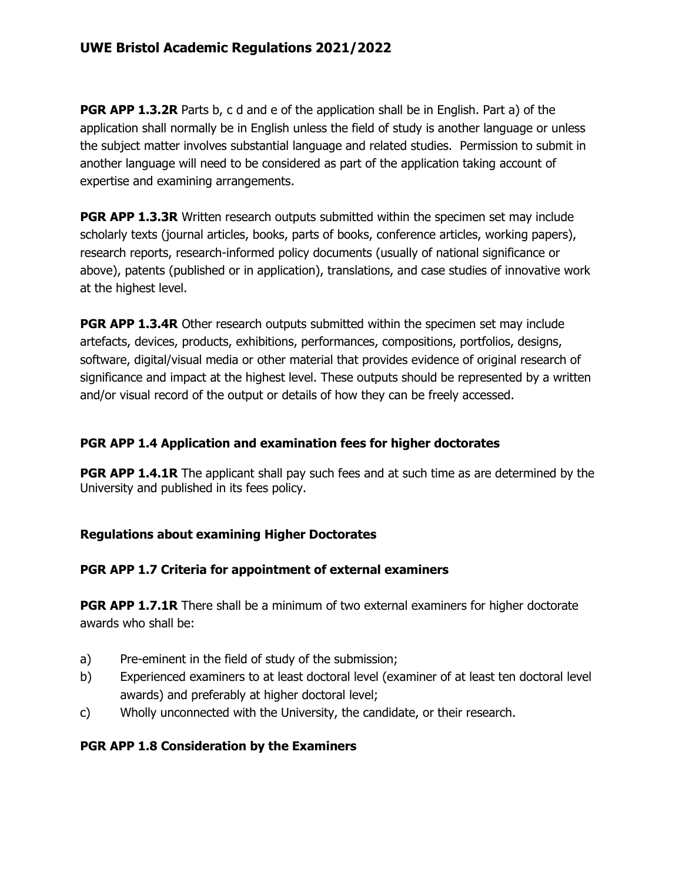**PGR APP 1.3.2R** Parts b, c d and e of the application shall be in English. Part a) of the application shall normally be in English unless the field of study is another language or unless the subject matter involves substantial language and related studies. Permission to submit in another language will need to be considered as part of the application taking account of expertise and examining arrangements.

**PGR APP 1.3.3R** Written research outputs submitted within the specimen set may include scholarly texts (journal articles, books, parts of books, conference articles, working papers), research reports, research-informed policy documents (usually of national significance or above), patents (published or in application), translations, and case studies of innovative work at the highest level.

**PGR APP 1.3.4R** Other research outputs submitted within the specimen set may include artefacts, devices, products, exhibitions, performances, compositions, portfolios, designs, software, digital/visual media or other material that provides evidence of original research of significance and impact at the highest level. These outputs should be represented by a written and/or visual record of the output or details of how they can be freely accessed.

### PGR APP 1.4 Application and examination fees for higher doctorates

**PGR APP 1.4.1R** The applicant shall pay such fees and at such time as are determined by the University and published in its fees policy.

## Regulations about examining Higher Doctorates

### PGR APP 1.7 Criteria for appointment of external examiners

**PGR APP 1.7.1R** There shall be a minimum of two external examiners for higher doctorate awards who shall be:

a) Pre-eminent in the field of study of the submission;
b) Experienced examiners to at least doctoral level (examiner of at least ten doctoral level awards) and preferably at higher doctoral level;
c) Wholly unconnected with the University, the candidate, or their research.

### PGR APP 1.8 Consideration by the Examiners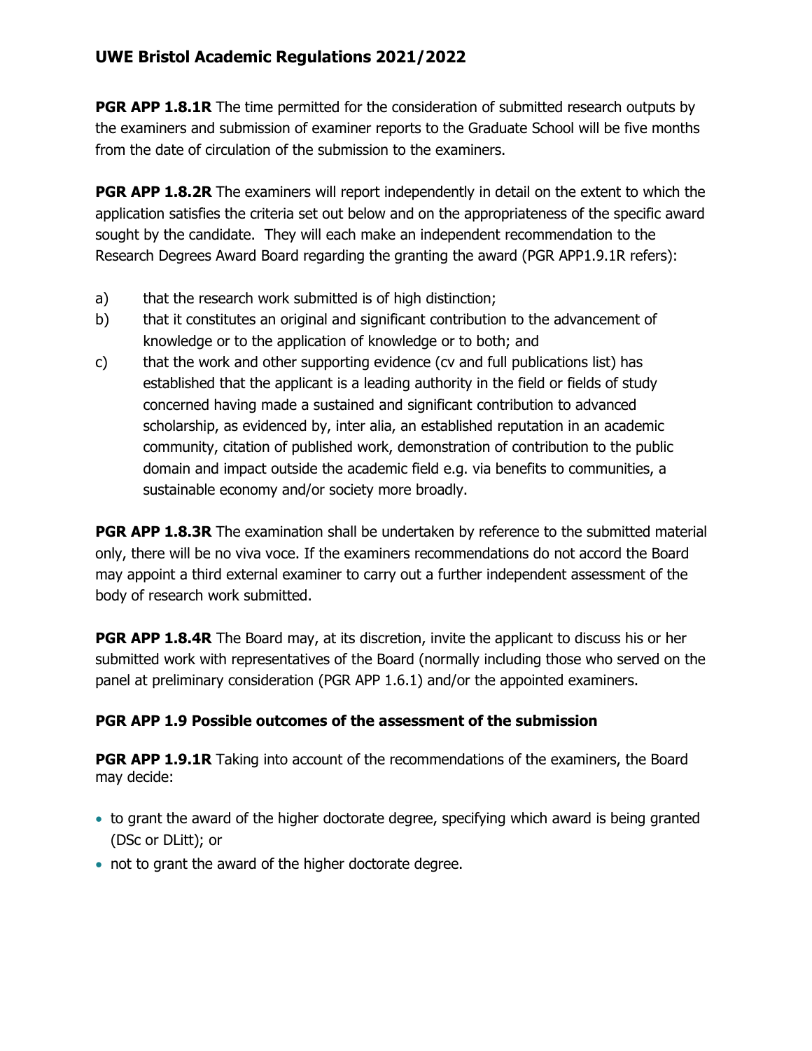**PGR APP 1.8.1R** The time permitted for the consideration of submitted research outputs by the examiners and submission of examiner reports to the Graduate School will be five months from the date of circulation of the submission to the examiners.

**PGR APP 1.8.2R** The examiners will report independently in detail on the extent to which the application satisfies the criteria set out below and on the appropriateness of the specific award sought by the candidate. They will each make an independent recommendation to the Research Degrees Award Board regarding the granting the award (PGR APP1.9.1R refers):

a) that the research work submitted is of high distinction;

b) that it constitutes an original and significant contribution to the advancement of knowledge or to the application of knowledge or to both; and

c) that the work and other supporting evidence (cv and full publications list) has established that the applicant is a leading authority in the field or fields of study concerned having made a sustained and significant contribution to advanced scholarship, as evidenced by, inter alia, an established reputation in an academic community, citation of published work, demonstration of contribution to the public domain and impact outside the academic field e.g. via benefits to communities, a sustainable economy and/or society more broadly.

**PGR APP 1.8.3R** The examination shall be undertaken by reference to the submitted material only, there will be no viva voce. If the examiners recommendations do not accord the Board may appoint a third external examiner to carry out a further independent assessment of the body of research work submitted.

**PGR APP 1.8.4R** The Board may, at its discretion, invite the applicant to discuss his or her submitted work with representatives of the Board (normally including those who served on the panel at preliminary consideration (PGR APP 1.6.1) and/or the appointed examiners.

### PGR APP 1.9 Possible outcomes of the assessment of the submission

**PGR APP 1.9.1R** Taking into account of the recommendations of the examiners, the Board may decide:

- to grant the award of the higher doctorate degree, specifying which award is being granted (DSc or DLitt); or
- not to grant the award of the higher doctorate degree.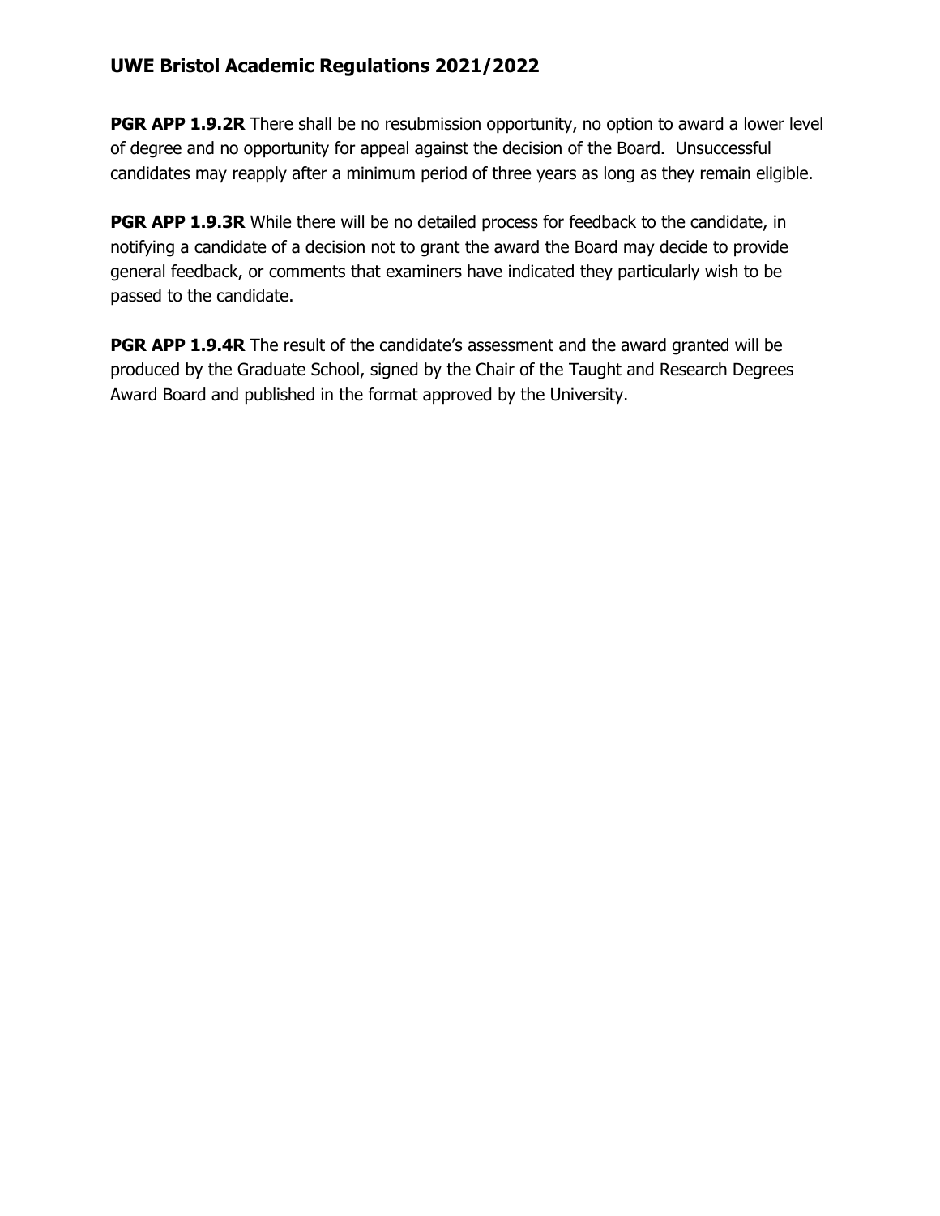**PGR APP 1.9.2R** There shall be no resubmission opportunity, no option to award a lower level of degree and no opportunity for appeal against the decision of the Board. Unsuccessful candidates may reapply after a minimum period of three years as long as they remain eligible.

**PGR APP 1.9.3R** While there will be no detailed process for feedback to the candidate, in notifying a candidate of a decision not to grant the award the Board may decide to provide general feedback, or comments that examiners have indicated they particularly wish to be passed to the candidate.

**PGR APP 1.9.4R** The result of the candidate's assessment and the award granted will be produced by the Graduate School, signed by the Chair of the Taught and Research Degrees Award Board and published in the format approved by the University.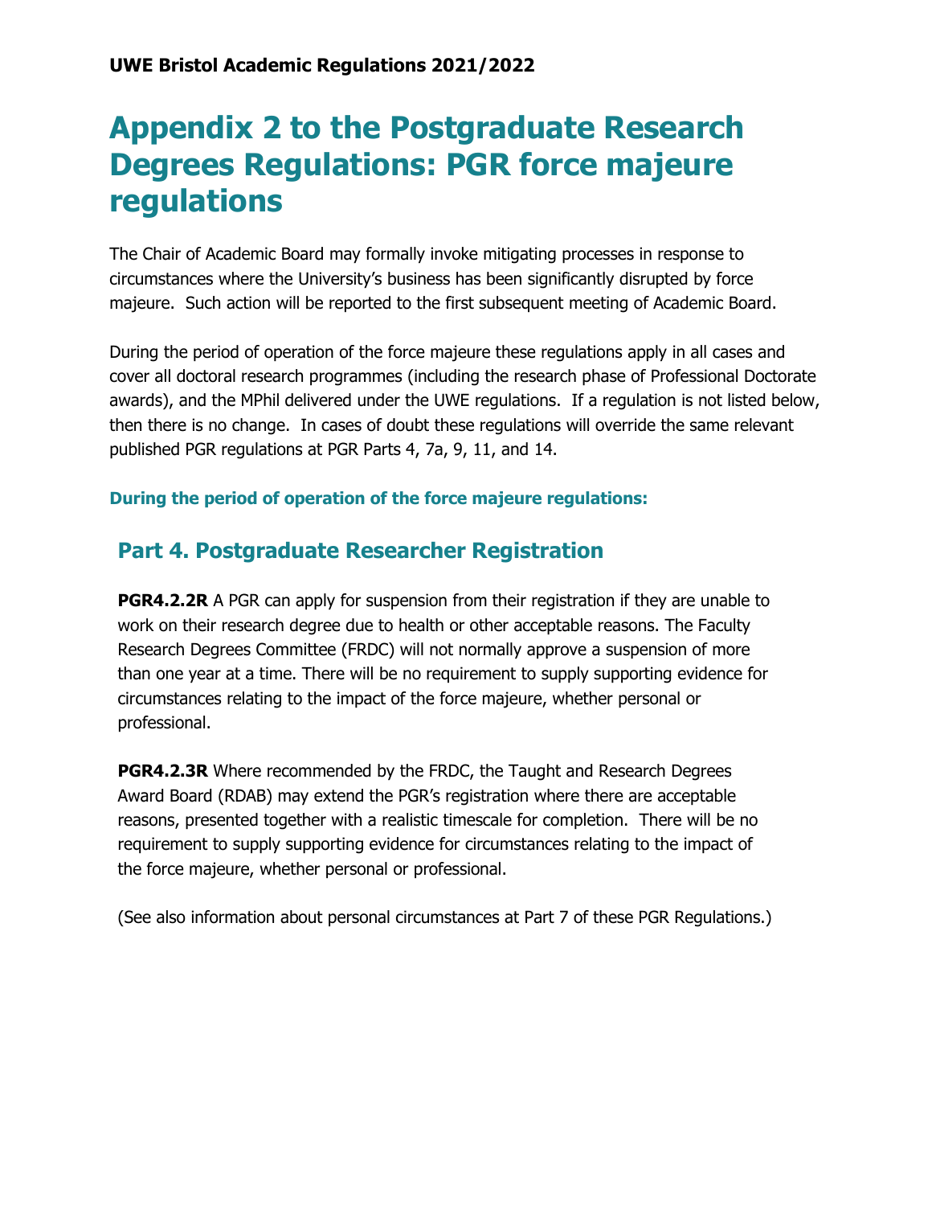**UWE Bristol Academic Regulations 2021/2022**

# Appendix 2 to the Postgraduate Research Degrees Regulations: PGR force majeure regulations

The Chair of Academic Board may formally invoke mitigating processes in response to circumstances where the University's business has been significantly disrupted by force majeure. Such action will be reported to the first subsequent meeting of Academic Board.

During the period of operation of the force majeure these regulations apply in all cases and cover all doctoral research programmes (including the research phase of Professional Doctorate awards), and the MPhil delivered under the UWE regulations. If a regulation is not listed below, then there is no change. In cases of doubt these regulations will override the same relevant published PGR regulations at PGR Parts 4, 7a, 9, 11, and 14.

### During the period of operation of the force majeure regulations:

## Part 4. Postgraduate Researcher Registration

**PGR4.2.2R** A PGR can apply for suspension from their registration if they are unable to work on their research degree due to health or other acceptable reasons. The Faculty Research Degrees Committee (FRDC) will not normally approve a suspension of more than one year at a time. There will be no requirement to supply supporting evidence for circumstances relating to the impact of the force majeure, whether personal or professional.

**PGR4.2.3R** Where recommended by the FRDC, the Taught and Research Degrees Award Board (RDAB) may extend the PGR's registration where there are acceptable reasons, presented together with a realistic timescale for completion. There will be no requirement to supply supporting evidence for circumstances relating to the impact of the force majeure, whether personal or professional.

(See also information about personal circumstances at Part 7 of these PGR Regulations.)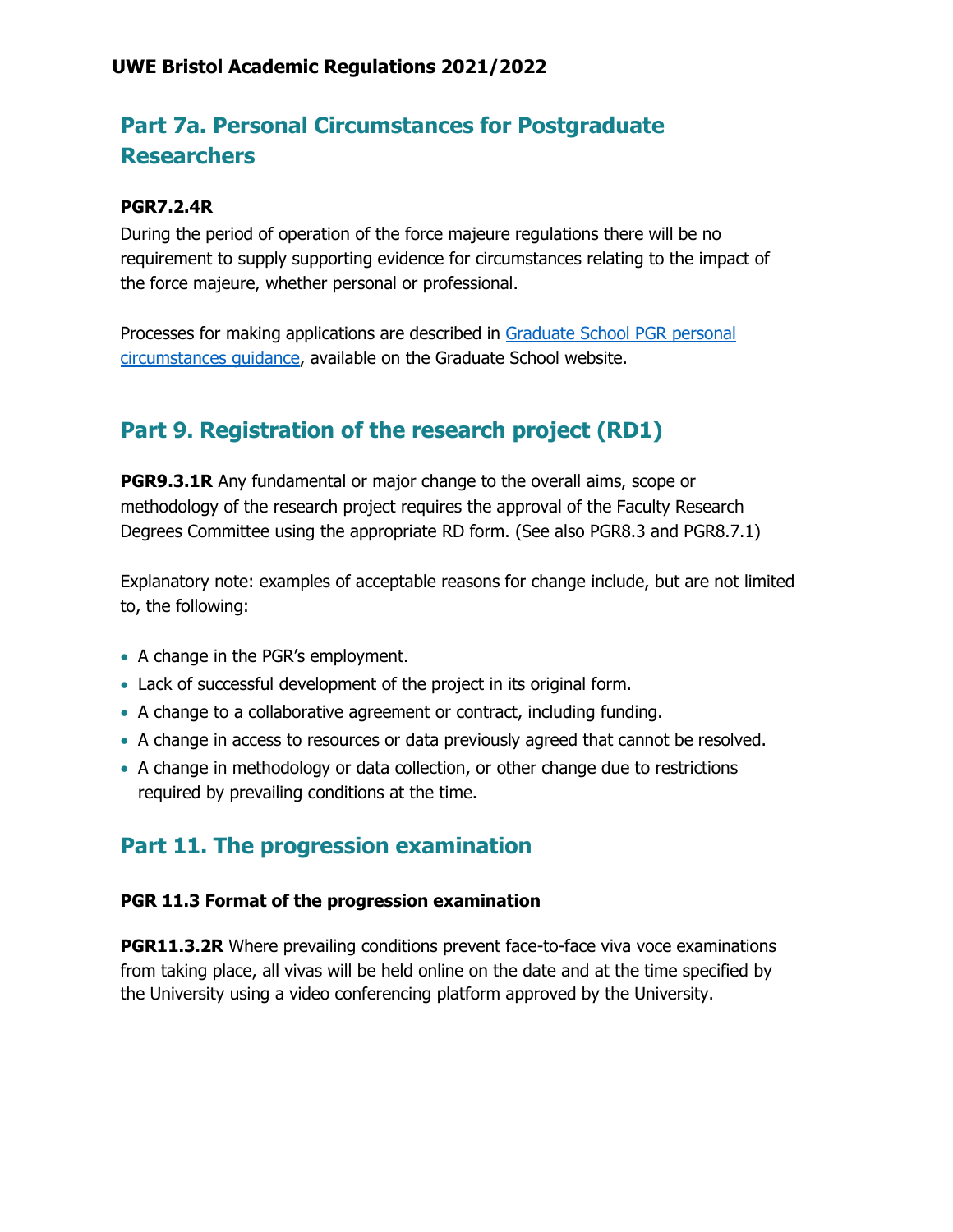## Part 7a. Personal Circumstances for Postgraduate Researchers

**PGR7.2.4R**

During the period of operation of the force majeure regulations there will be no requirement to supply supporting evidence for circumstances relating to the impact of the force majeure, whether personal or professional.

Processes for making applications are described in Graduate School PGR personal circumstances guidance, available on the Graduate School website.

## Part 9. Registration of the research project (RD1)

**PGR9.3.1R** Any fundamental or major change to the overall aims, scope or methodology of the research project requires the approval of the Faculty Research Degrees Committee using the appropriate RD form. (See also PGR8.3 and PGR8.7.1)

Explanatory note: examples of acceptable reasons for change include, but are not limited to, the following:

- A change in the PGR's employment.
- Lack of successful development of the project in its original form.
- A change to a collaborative agreement or contract, including funding.
- A change in access to resources or data previously agreed that cannot be resolved.
- A change in methodology or data collection, or other change due to restrictions required by prevailing conditions at the time.

## Part 11. The progression examination

### PGR 11.3 Format of the progression examination

**PGR11.3.2R** Where prevailing conditions prevent face-to-face viva voce examinations from taking place, all vivas will be held online on the date and at the time specified by the University using a video conferencing platform approved by the University.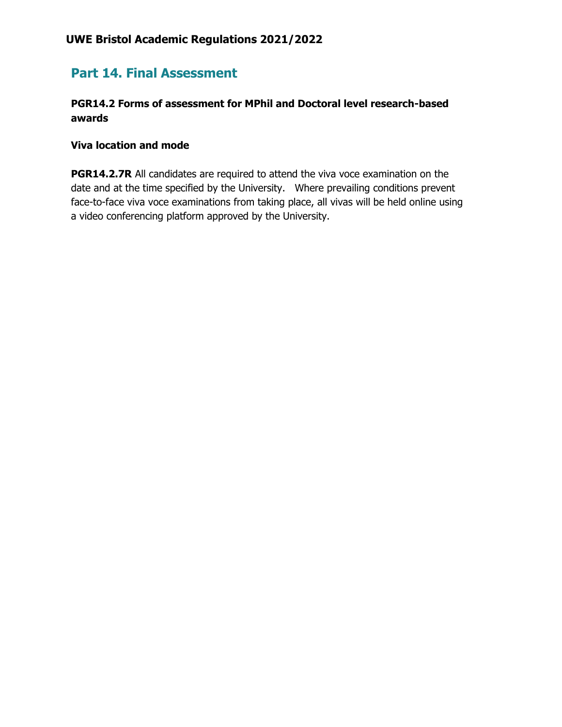## Part 14. Final Assessment

### PGR14.2 Forms of assessment for MPhil and Doctoral level research-based awards

#### Viva location and mode

**PGR14.2.7R** All candidates are required to attend the viva voce examination on the date and at the time specified by the University. Where prevailing conditions prevent face-to-face viva voce examinations from taking place, all vivas will be held online using a video conferencing platform approved by the University.